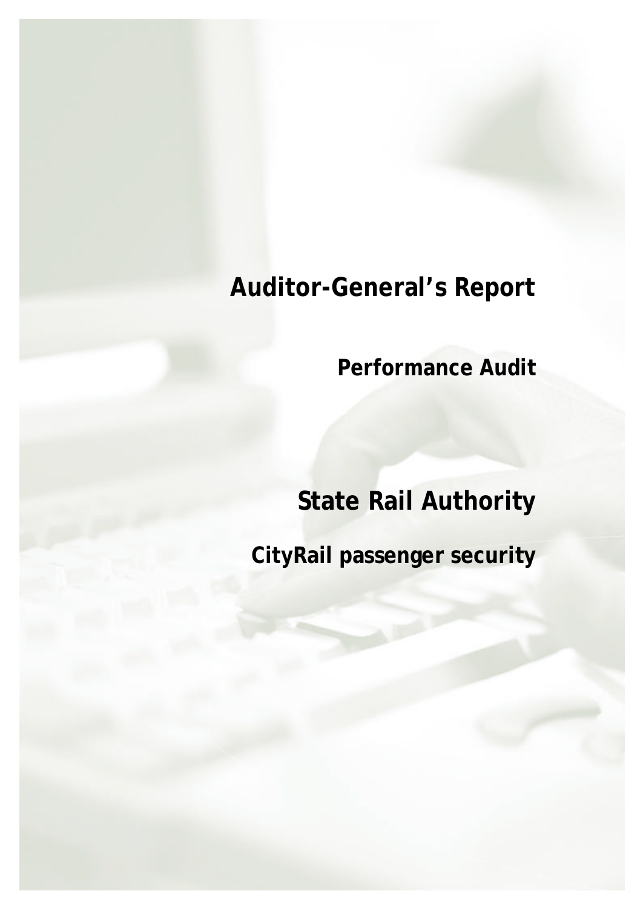# Auditor-General's Report

## Performance Audit

# State Rail Authority

## CityRail passenger security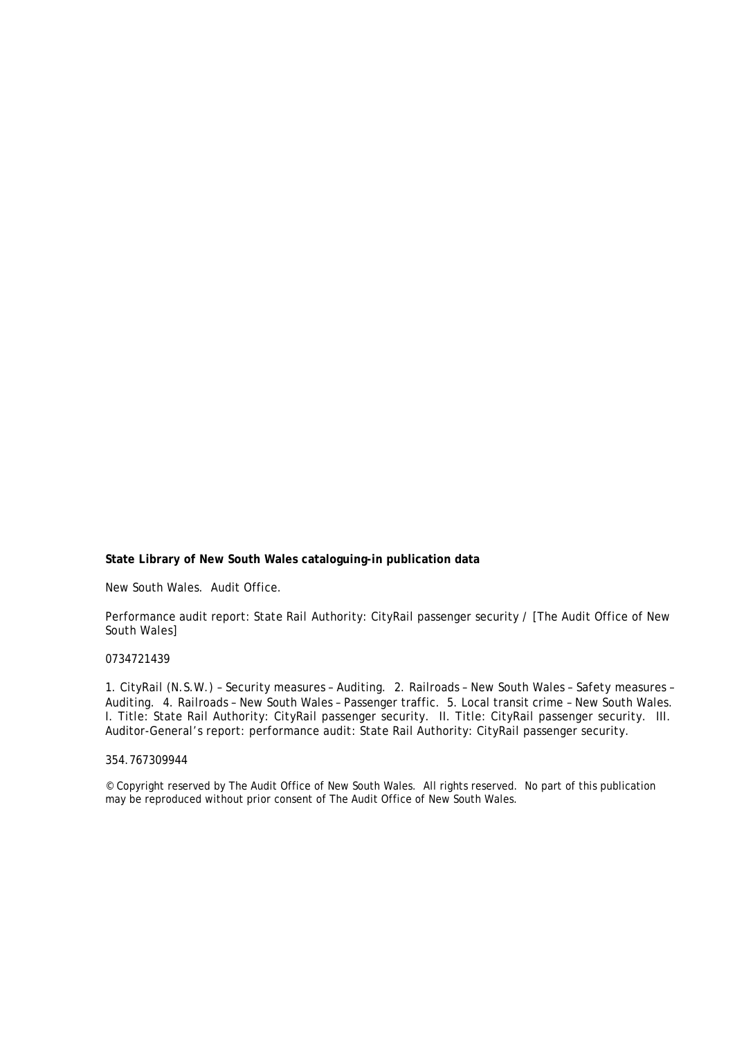**State Library of New South Wales cataloguing-in publication data**

New South Wales. Audit Office.

Performance audit report: State Rail Authority: CityRail passenger security / [The Audit Office of New South Wales]

0734721439

1. CityRail (N.S.W.) – Security measures – Auditing. 2. Railroads – New South Wales – Safety measures – Auditing. 4. Railroads – New South Wales – Passenger traffic. 5. Local transit crime – New South Wales. I. Title: State Rail Authority: CityRail passenger security. II. Title: CityRail passenger security. III. Auditor-General's report: performance audit: State Rail Authority: CityRail passenger security.

354.767309944

© Copyright reserved by The Audit Office of New South Wales. All rights reserved. No part of this publication may be reproduced without prior consent of The Audit Office of New South Wales.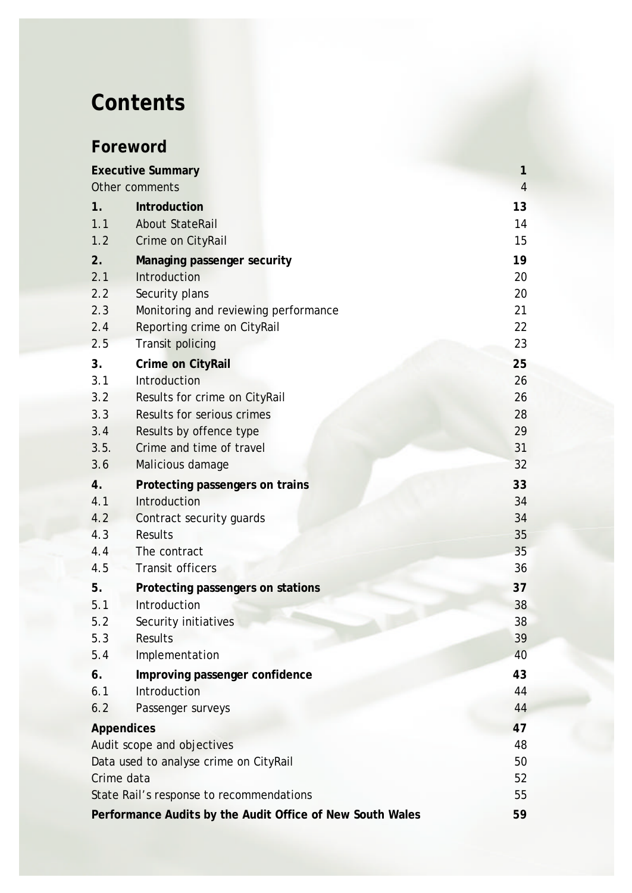# Contents

## Foreword

| | | |
|---|---|---|
| **Executive Summary** | | **1** |
| Other comments | | 4 |
| **1.** | **Introduction** | **13** |
| 1.1 | About StateRail | 14 |
| 1.2 | Crime on CityRail | 15 |
| **2.** | **Managing passenger security** | **19** |
| 2.1 | Introduction | 20 |
| 2.2 | Security plans | 20 |
| 2.3 | Monitoring and reviewing performance | 21 |
| 2.4 | Reporting crime on CityRail | 22 |
| 2.5 | Transit policing | 23 |
| **3.** | **Crime on CityRail** | **25** |
| 3.1 | Introduction | 26 |
| 3.2 | Results for crime on CityRail | 26 |
| 3.3 | Results for serious crimes | 28 |
| 3.4 | Results by offence type | 29 |
| 3.5. | Crime and time of travel | 31 |
| 3.6 | Malicious damage | 32 |
| **4.** | **Protecting passengers on trains** | **33** |
| 4.1 | Introduction | 34 |
| 4.2 | Contract security guards | 34 |
| 4.3 | Results | 35 |
| 4.4 | The contract | 35 |
| 4.5 | Transit officers | 36 |
| **5.** | **Protecting passengers on stations** | **37** |
| 5.1 | Introduction | 38 |
| 5.2 | Security initiatives | 38 |
| 5.3 | Results | 39 |
| 5.4 | Implementation | 40 |
| **6.** | **Improving passenger confidence** | **43** |
| 6.1 | Introduction | 44 |
| 6.2 | Passenger surveys | 44 |
| **Appendices** | | **47** |
| Audit scope and objectives | | 48 |
| Data used to analyse crime on CityRail | | 50 |
| Crime data | | 52 |
| State Rail's response to recommendations | | 55 |
| **Performance Audits by the Audit Office of New South Wales** | | **59** |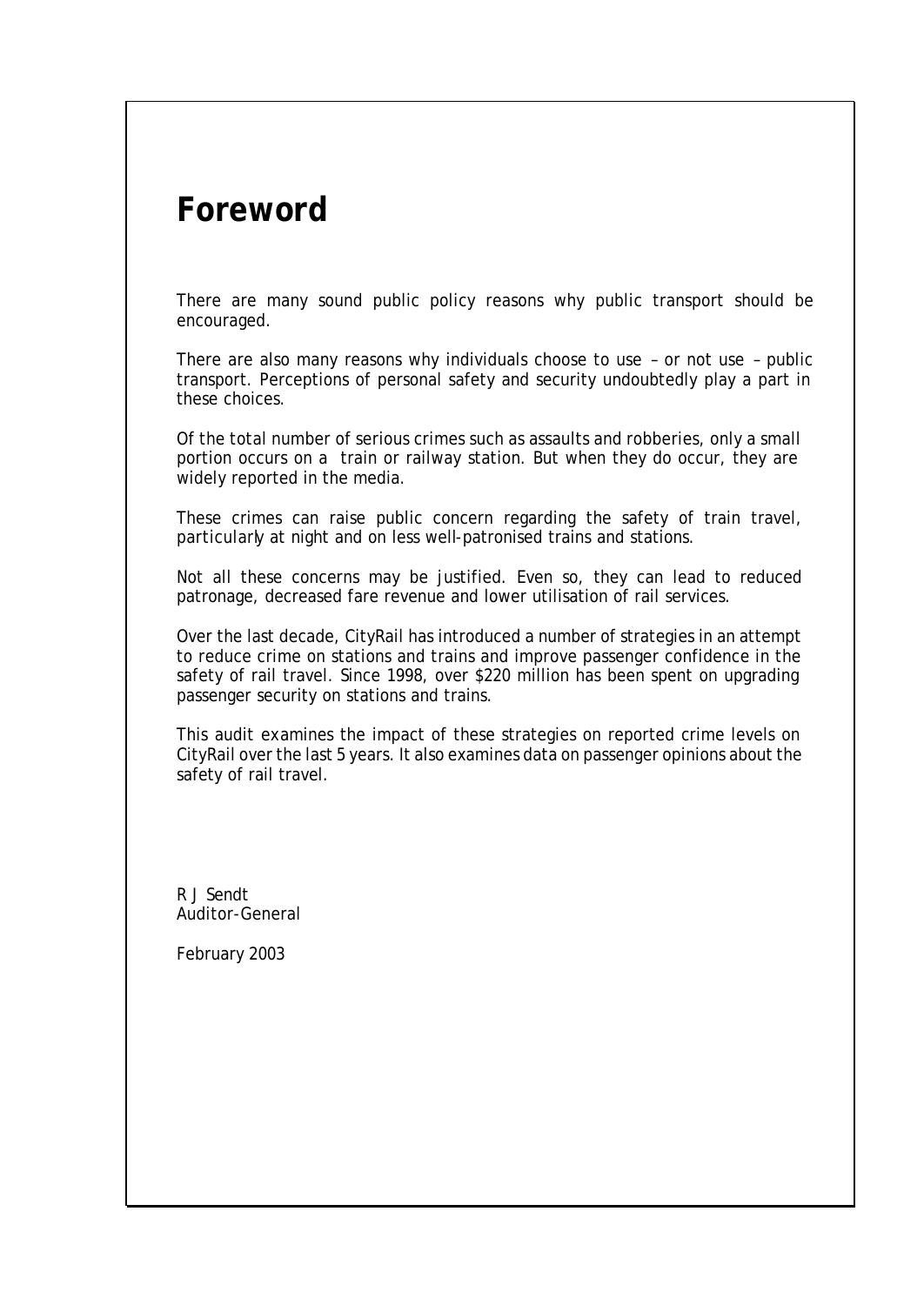# Foreword

There are many sound public policy reasons why public transport should be encouraged.

There are also many reasons why individuals choose to use – or not use – public transport. Perceptions of personal safety and security undoubtedly play a part in these choices.

Of the total number of serious crimes such as assaults and robberies, only a small portion occurs on a train or railway station. But when they do occur, they are widely reported in the media.

These crimes can raise public concern regarding the safety of train travel, particularly at night and on less well-patronised trains and stations.

Not all these concerns may be justified. Even so, they can lead to reduced patronage, decreased fare revenue and lower utilisation of rail services.

Over the last decade, CityRail has introduced a number of strategies in an attempt to reduce crime on stations and trains and improve passenger confidence in the safety of rail travel. Since 1998, over $220 million has been spent on upgrading passenger security on stations and trains.

This audit examines the impact of these strategies on reported crime levels on CityRail over the last 5 years. It also examines data on passenger opinions about the safety of rail travel.

R J Sendt
Auditor-General

February 2003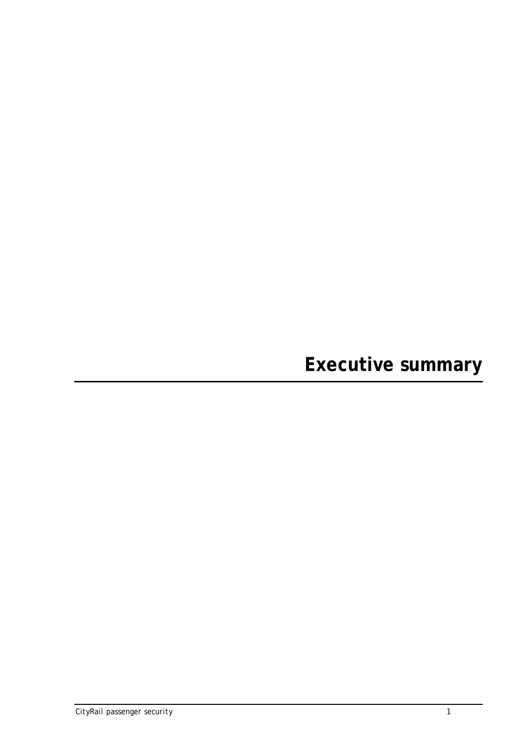# Executive summary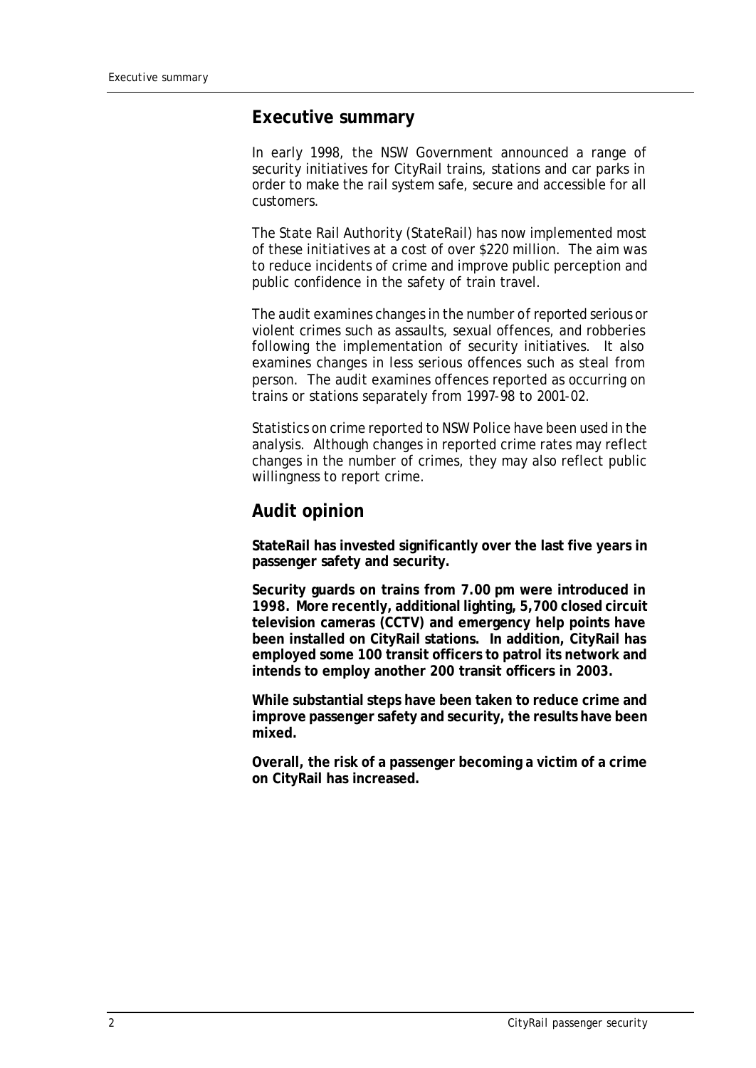## Executive summary

In early 1998, the NSW Government announced a range of security initiatives for CityRail trains, stations and car parks in order to make the rail system safe, secure and accessible for all customers.

The State Rail Authority (StateRail) has now implemented most of these initiatives at a cost of over $220 million. The aim was to reduce incidents of crime and improve public perception and public confidence in the safety of train travel.

The audit examines changes in the number of reported serious or violent crimes such as assaults, sexual offences, and robberies following the implementation of security initiatives. It also examines changes in less serious offences such as steal from person. The audit examines offences reported as occurring on trains or stations separately from 1997-98 to 2001-02.

Statistics on crime reported to NSW Police have been used in the analysis. Although changes in reported crime rates may reflect changes in the number of crimes, they may also reflect public willingness to report crime.

## Audit opinion

**StateRail has invested significantly over the last five years in passenger safety and security.**

**Security guards on trains from 7.00 pm were introduced in 1998. More recently, additional lighting, 5,700 closed circuit television cameras (CCTV) and emergency help points have been installed on CityRail stations. In addition, CityRail has employed some 100 transit officers to patrol its network and intends to employ another 200 transit officers in 2003.**

**While substantial steps have been taken to reduce crime and improve passenger safety and security, the results have been mixed.**

**Overall, the risk of a passenger becoming a victim of a crime on CityRail has increased.**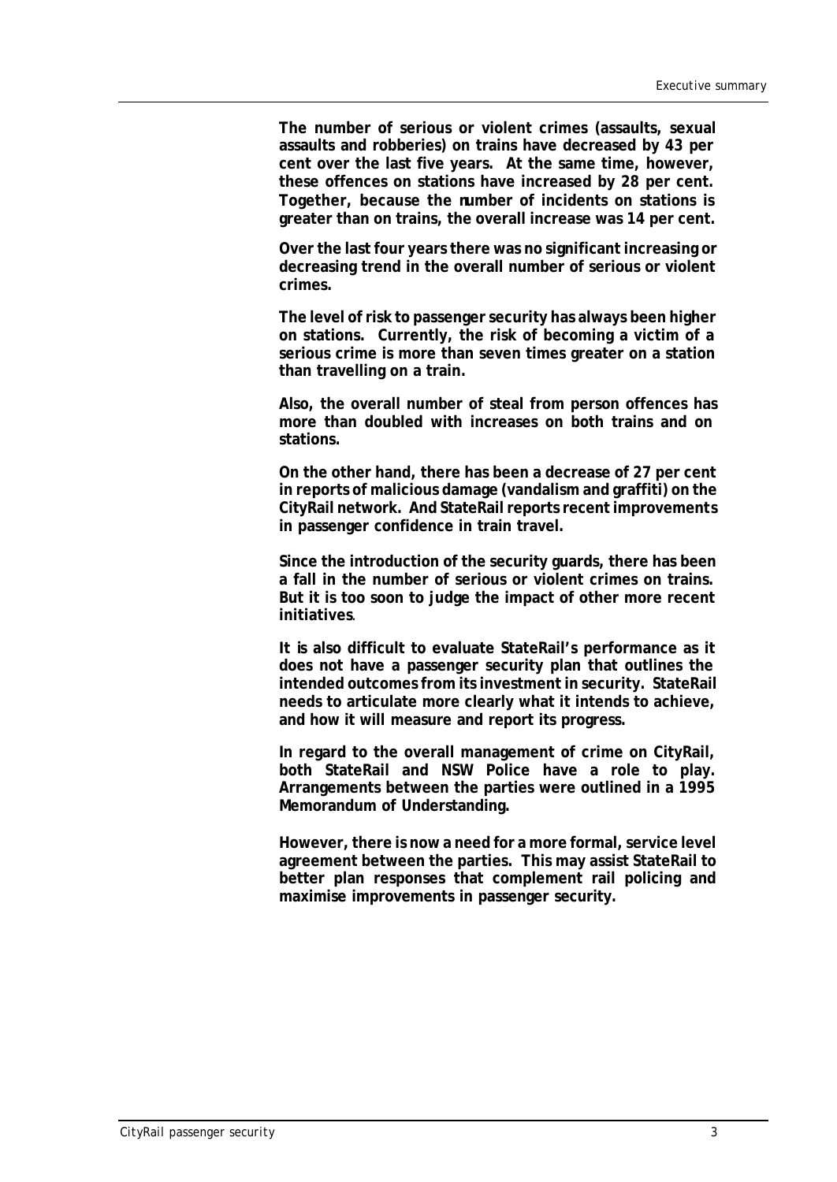**The number of serious or violent crimes (assaults, sexual assaults and robberies) on trains have decreased by 43 per cent over the last five years. At the same time, however, these offences on stations have increased by 28 per cent. Together, because the number of incidents on stations is greater than on trains, the overall increase was 14 per cent.**

**Over the last four years there was no significant increasing or decreasing trend in the overall number of serious or violent crimes.**

**The level of risk to passenger security has always been higher on stations. Currently, the risk of becoming a victim of a serious crime is more than seven times greater on a station than travelling on a train.**

**Also, the overall number of steal from person offences has more than doubled with increases on both trains and on stations.**

**On the other hand, there has been a decrease of 27 per cent in reports of malicious damage (vandalism and graffiti) on the CityRail network. And StateRail reports recent improvements in passenger confidence in train travel.**

**Since the introduction of the security guards, there has been a fall in the number of serious or violent crimes on trains. But it is too soon to judge the impact of other more recent initiatives**.

**It is also difficult to evaluate StateRail's performance as it does not have a passenger security plan that outlines the intended outcomes from its investment in security. StateRail needs to articulate more clearly what it intends to achieve, and how it will measure and report its progress.**

**In regard to the overall management of crime on CityRail, both StateRail and NSW Police have a role to play. Arrangements between the parties were outlined in a 1995 Memorandum of Understanding.**

**However, there is now a need for a more formal, service level agreement between the parties. This may assist StateRail to better plan responses that complement rail policing and maximise improvements in passenger security.**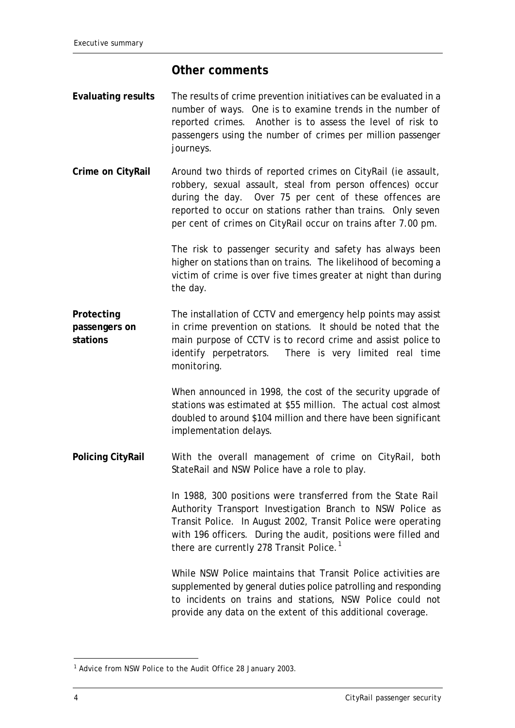## Other comments

**Evaluating results**

The results of crime prevention initiatives can be evaluated in a number of ways. One is to examine trends in the number of reported crimes. Another is to assess the level of risk to passengers using the number of crimes per million passenger journeys.

**Crime on CityRail**

Around two thirds of reported crimes on CityRail (ie assault, robbery, sexual assault, steal from person offences) occur during the day. Over 75 per cent of these offences are reported to occur on stations rather than trains. Only seven per cent of crimes on CityRail occur on trains after 7.00 pm.

The risk to passenger security and safety has always been higher on stations than on trains. The likelihood of becoming a victim of crime is over five times greater at night than during the day.

**Protecting passengers on stations**

The installation of CCTV and emergency help points may assist in crime prevention on stations. It should be noted that the main purpose of CCTV is to record crime and assist police to identify perpetrators. There is very limited real time monitoring.

When announced in 1998, the cost of the security upgrade of stations was estimated at $55 million. The actual cost almost doubled to around $104 million and there have been significant implementation delays.

**Policing CityRail**

With the overall management of crime on CityRail, both StateRail and NSW Police have a role to play.

In 1988, 300 positions were transferred from the State Rail Authority Transport Investigation Branch to NSW Police as Transit Police. In August 2002, Transit Police were operating with 196 officers. During the audit, positions were filled and there are currently 278 Transit Police.[1]

While NSW Police maintains that Transit Police activities are supplemented by general duties police patrolling and responding to incidents on trains and stations, NSW Police could not provide any data on the extent of this additional coverage.

[1] Advice from NSW Police to the Audit Office 28 January 2003.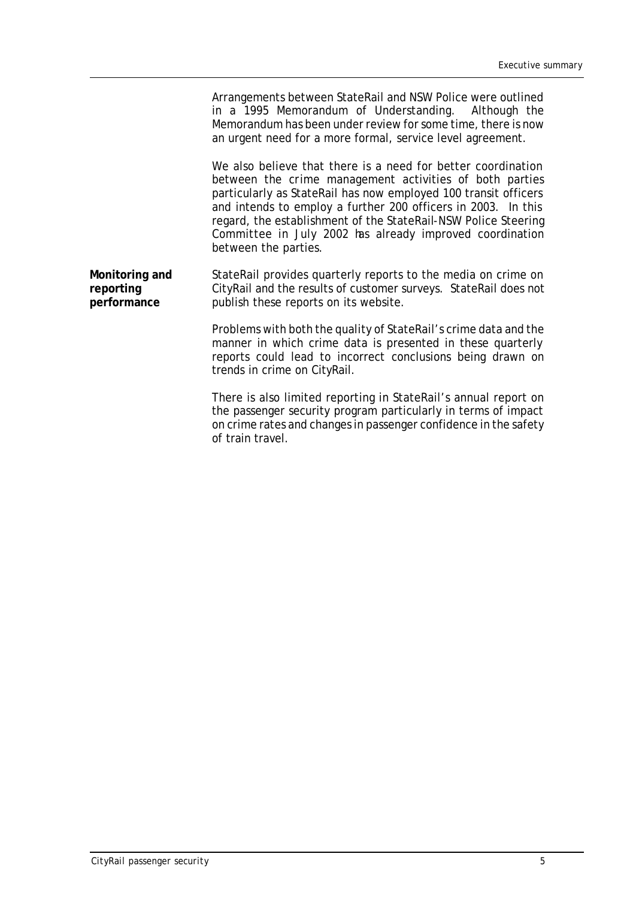Arrangements between StateRail and NSW Police were outlined in a 1995 Memorandum of Understanding. Although the Memorandum has been under review for some time, there is now an urgent need for a more formal, service level agreement.

We also believe that there is a need for better coordination between the crime management activities of both parties particularly as StateRail has now employed 100 transit officers and intends to employ a further 200 officers in 2003. In this regard, the establishment of the StateRail-NSW Police Steering Committee in July 2002 has already improved coordination between the parties.

**Monitoring and reporting performance**

StateRail provides quarterly reports to the media on crime on CityRail and the results of customer surveys. StateRail does not publish these reports on its website.

Problems with both the quality of StateRail's crime data and the manner in which crime data is presented in these quarterly reports could lead to incorrect conclusions being drawn on trends in crime on CityRail.

There is also limited reporting in StateRail's annual report on the passenger security program particularly in terms of impact on crime rates and changes in passenger confidence in the safety of train travel.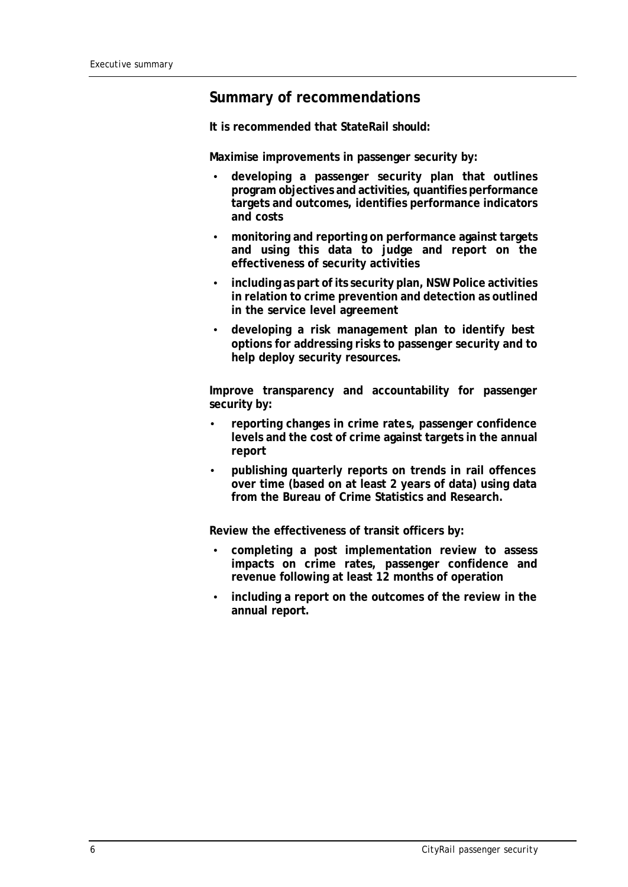## Summary of recommendations

**It is recommended that StateRail should:**

**Maximise improvements in passenger security by:**

- **developing a passenger security plan that outlines program objectives and activities, quantifies performance targets and outcomes, identifies performance indicators and costs**
- **monitoring and reporting on performance against targets and using this data to judge and report on the effectiveness of security activities**
- **including as part of its security plan, NSW Police activities in relation to crime prevention and detection as outlined in the service level agreement**
- **developing a risk management plan to identify best options for addressing risks to passenger security and to help deploy security resources.**

**Improve transparency and accountability for passenger security by:**

- **reporting changes in crime rates, passenger confidence levels and the cost of crime against targets in the annual report**
- **publishing quarterly reports on trends in rail offences over time (based on at least 2 years of data) using data from the Bureau of Crime Statistics and Research.**

**Review the effectiveness of transit officers by:**

- **completing a post implementation review to assess impacts on crime rates, passenger confidence and revenue following at least 12 months of operation**
- **including a report on the outcomes of the review in the annual report.**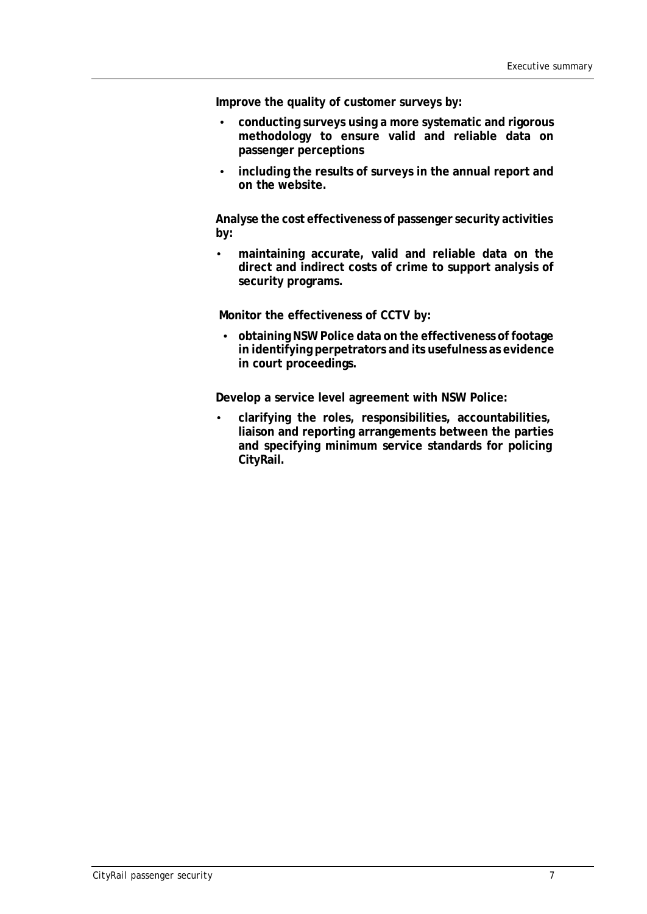**Improve the quality of customer surveys by:**

- **conducting surveys using a more systematic and rigorous methodology to ensure valid and reliable data on passenger perceptions**
- **including the results of surveys in the annual report and on the website.**

**Analyse the cost effectiveness of passenger security activities by:**

- **maintaining accurate, valid and reliable data on the direct and indirect costs of crime to support analysis of security programs.**

**Monitor the effectiveness of CCTV by:**

- **obtaining NSW Police data on the effectiveness of footage in identifying perpetrators and its usefulness as evidence in court proceedings.**

**Develop a service level agreement with NSW Police:**

- **clarifying the roles, responsibilities, accountabilities, liaison and reporting arrangements between the parties and specifying minimum service standards for policing CityRail.**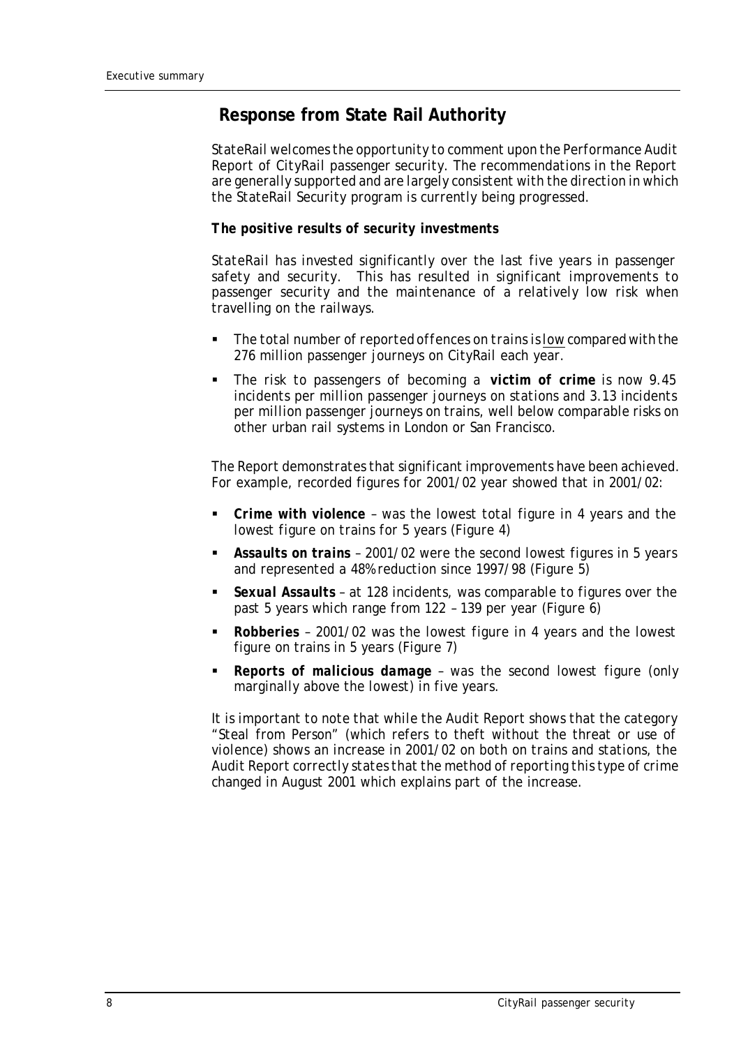## Response from State Rail Authority

StateRail welcomes the opportunity to comment upon the Performance Audit Report of CityRail passenger security. The recommendations in the Report are generally supported and are largely consistent with the direction in which the StateRail Security program is currently being progressed.

**The positive results of security investments**

StateRail has invested significantly over the last five years in passenger safety and security. This has resulted in significant improvements to passenger security and the maintenance of a relatively low risk when travelling on the railways.

- The total number of reported offences on trains is <u>low</u> compared with the 276 million passenger journeys on CityRail each year.
- The risk to passengers of becoming a **victim of crime** is now 9.45 incidents per million passenger journeys on stations and 3.13 incidents per million passenger journeys on trains, well below comparable risks on other urban rail systems in London or San Francisco.

The Report demonstrates that significant improvements have been achieved. For example, recorded figures for 2001/02 year showed that in 2001/02:

- ***Crime with violence*** – was the lowest total figure in 4 years and the lowest figure on trains for 5 years (Figure 4)
- ***Assaults on trains*** – 2001/02 were the second lowest figures in 5 years and represented a 48% reduction since 1997/98 (Figure 5)
- ***Sexual Assaults*** – at 128 incidents, was comparable to figures over the past 5 years which range from 122 – 139 per year (Figure 6)
- **Robberies** – 2001/02 was the lowest figure in 4 years and the lowest figure on trains in 5 years (Figure 7)
- ***Reports of malicious damage*** – was the second lowest figure (only marginally above the lowest) in five years.

It is important to note that while the Audit Report shows that the category "Steal from Person" (which refers to theft without the threat or use of violence) shows an increase in 2001/02 on both on trains and stations, the Audit Report correctly states that the method of reporting this type of crime changed in August 2001 which explains part of the increase.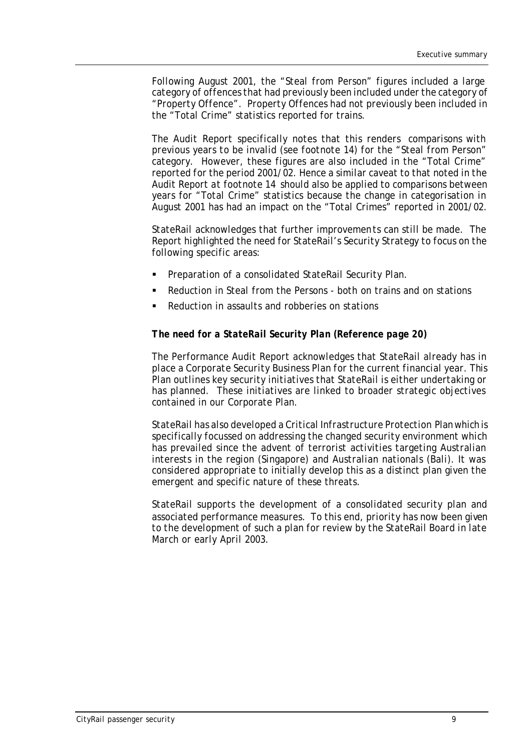Following August 2001, the "Steal from Person" figures included a large category of offences that had previously been included under the category of "Property Offence". Property Offences had not previously been included in the "Total Crime" statistics reported for trains.

The Audit Report specifically notes that this renders comparisons with previous years to be invalid (see footnote 14) for the "Steal from Person" category. However, these figures are also included in the "Total Crime" reported for the period 2001/02. Hence a similar caveat to that noted in the Audit Report at footnote 14 should also be applied to comparisons between years for "Total Crime" statistics because the change in categorisation in August 2001 has had an impact on the "Total Crimes" reported in 2001/02.

StateRail acknowledges that further improvements can still be made. The Report highlighted the need for StateRail's Security Strategy to focus on the following specific areas:

- Preparation of a consolidated StateRail Security Plan.
- Reduction in Steal from the Persons - both on trains and on stations
- Reduction in assaults and robberies on stations

**The need for a StateRail Security Plan (Reference page 20)**

The Performance Audit Report acknowledges that StateRail already has in place a Corporate Security Business Plan for the current financial year. This Plan outlines key security initiatives that StateRail is either undertaking or has planned. These initiatives are linked to broader strategic objectives contained in our Corporate Plan.

StateRail has also developed a Critical Infrastructure Protection Plan which is specifically focussed on addressing the changed security environment which has prevailed since the advent of terrorist activities targeting Australian interests in the region (Singapore) and Australian nationals (Bali). It was considered appropriate to initially develop this as a distinct plan given the emergent and specific nature of these threats.

StateRail supports the development of a consolidated security plan and associated performance measures. To this end, priority has now been given to the development of such a plan for review by the StateRail Board in late March or early April 2003.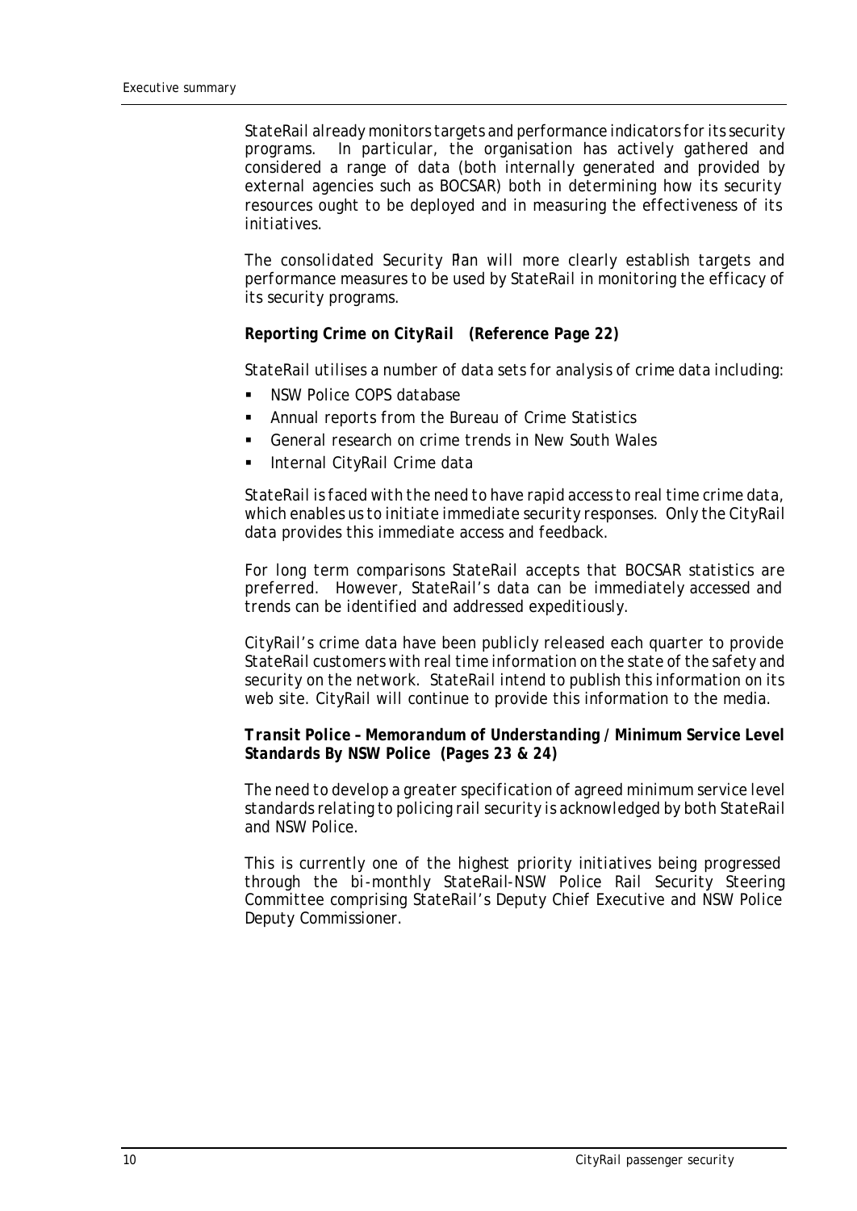StateRail already monitors targets and performance indicators for its security programs. In particular, the organisation has actively gathered and considered a range of data (both internally generated and provided by external agencies such as BOCSAR) both in determining how its security resources ought to be deployed and in measuring the effectiveness of its initiatives.

The consolidated Security Plan will more clearly establish targets and performance measures to be used by StateRail in monitoring the efficacy of its security programs.

**Reporting Crime on CityRail (Reference Page 22)**

StateRail utilises a number of data sets for analysis of crime data including:

- NSW Police COPS database
- Annual reports from the Bureau of Crime Statistics
- General research on crime trends in New South Wales
- Internal CityRail Crime data

StateRail is faced with the need to have rapid access to real time crime data, which enables us to initiate immediate security responses. Only the CityRail data provides this immediate access and feedback.

For long term comparisons StateRail accepts that BOCSAR statistics are preferred. However, StateRail's data can be immediately accessed and trends can be identified and addressed expeditiously.

CityRail's crime data have been publicly released each quarter to provide StateRail customers with real time information on the state of the safety and security on the network. StateRail intend to publish this information on its web site. CityRail will continue to provide this information to the media.

**Transit Police – Memorandum of Understanding / Minimum Service Level Standards By NSW Police (Pages 23 & 24)**

The need to develop a greater specification of agreed minimum service level standards relating to policing rail security is acknowledged by both StateRail and NSW Police.

This is currently one of the highest priority initiatives being progressed through the bi-monthly StateRail-NSW Police Rail Security Steering Committee comprising StateRail's Deputy Chief Executive and NSW Police Deputy Commissioner.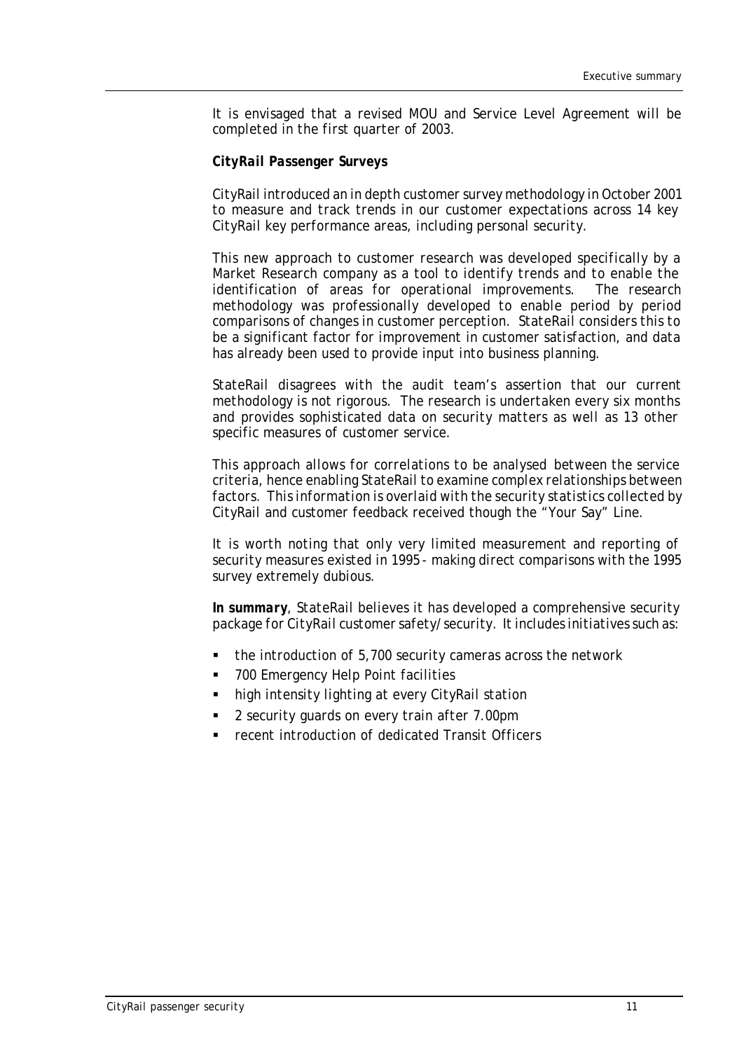It is envisaged that a revised MOU and Service Level Agreement will be completed in the first quarter of 2003.

***CityRail Passenger Surveys***

CityRail introduced an in depth customer survey methodology in October 2001 to measure and track trends in our customer expectations across 14 key CityRail key performance areas, including personal security.

This new approach to customer research was developed specifically by a Market Research company as a tool to identify trends and to enable the identification of areas for operational improvements. The research methodology was professionally developed to enable period by period comparisons of changes in customer perception. StateRail considers this to be a significant factor for improvement in customer satisfaction, and data has already been used to provide input into business planning.

StateRail disagrees with the audit team's assertion that our current methodology is not rigorous. The research is undertaken every six months and provides sophisticated data on security matters as well as 13 other specific measures of customer service.

This approach allows for correlations to be analysed between the service criteria, hence enabling StateRail to examine complex relationships between factors. This information is overlaid with the security statistics collected by CityRail and customer feedback received though the "Your Say" Line.

It is worth noting that only very limited measurement and reporting of security measures existed in 1995 - making direct comparisons with the 1995 survey extremely dubious.

***In summary***, StateRail believes it has developed a comprehensive security package for CityRail customer safety/security. It includes initiatives such as:

- the introduction of 5,700 security cameras across the network
- 700 Emergency Help Point facilities
- high intensity lighting at every CityRail station
- 2 security guards on every train after 7.00pm
- recent introduction of dedicated Transit Officers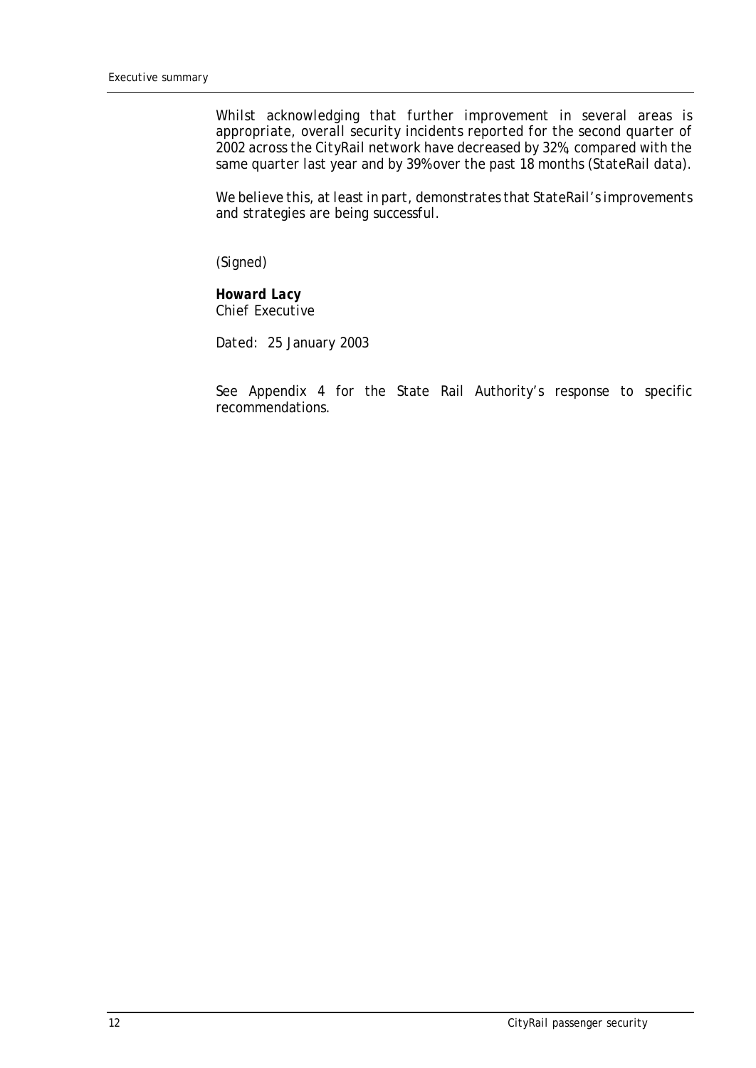Whilst acknowledging that further improvement in several areas is appropriate, overall security incidents reported for the second quarter of 2002 across the CityRail network have decreased by 32%, compared with the same quarter last year and by 39% over the past 18 months (StateRail data).

We believe this, at least in part, demonstrates that StateRail's improvements and strategies are being successful.

(Signed)

***Howard Lacy***
*Chief Executive*

*Dated: 25 January 2003*

See Appendix 4 for the State Rail Authority's response to specific recommendations.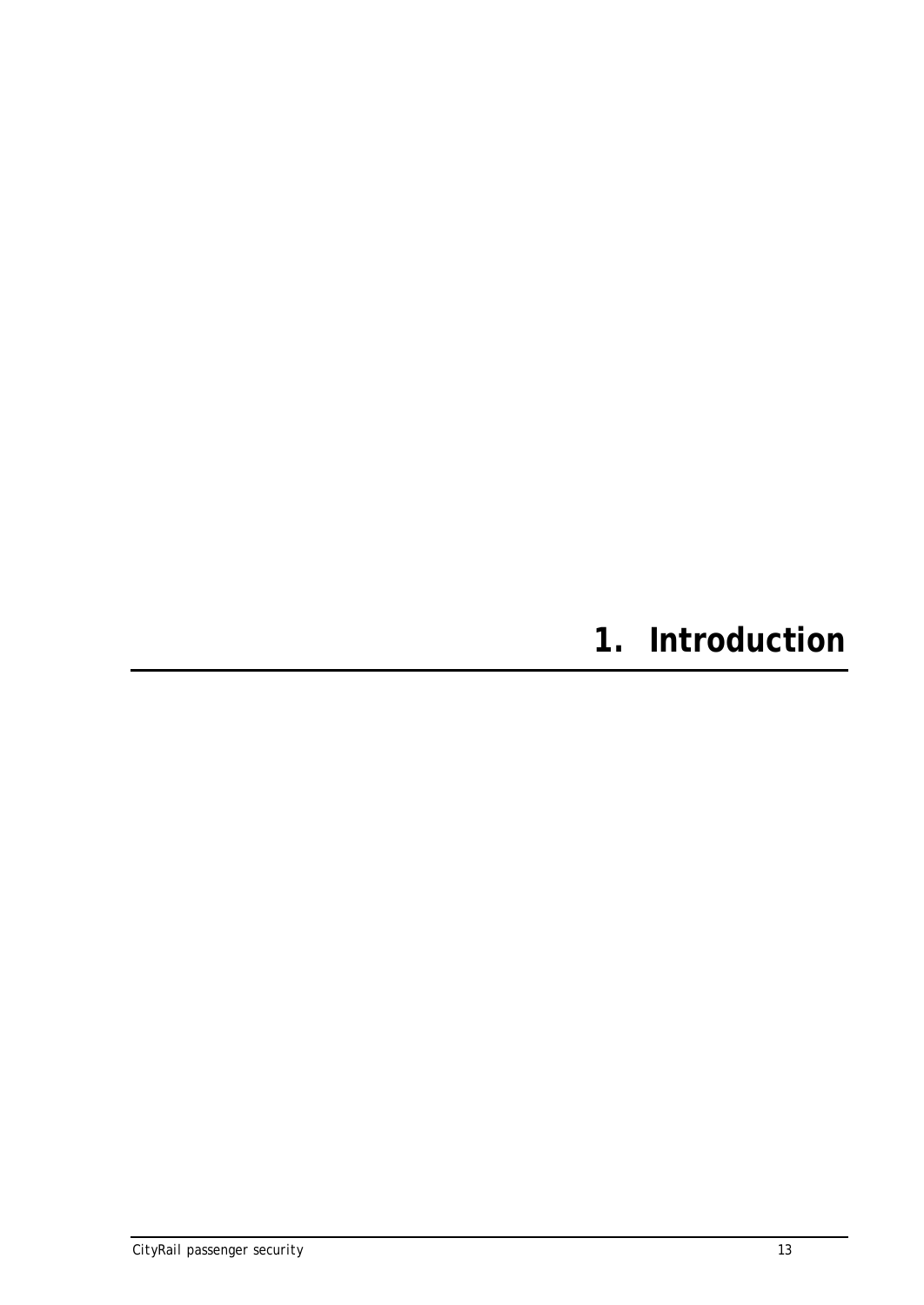# 1. Introduction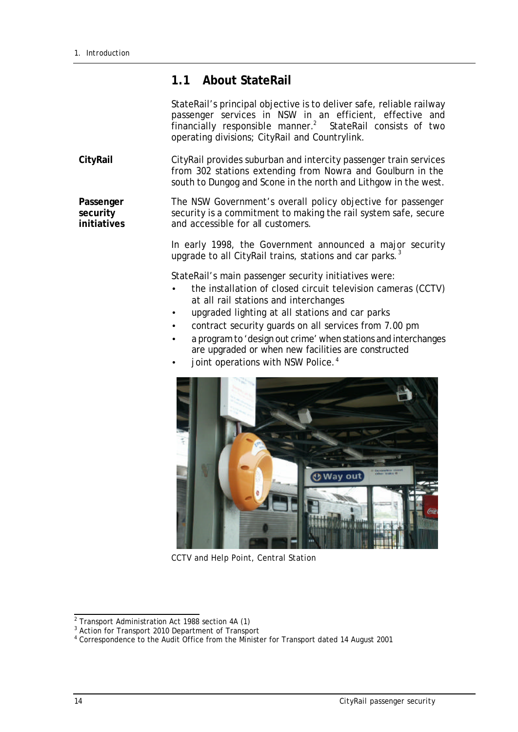## 1.1 About StateRail

StateRail's principal objective is to deliver safe, reliable railway passenger services in NSW in an efficient, effective and financially responsible manner.[2] StateRail consists of two operating divisions; CityRail and Countrylink.

**CityRail**

CityRail provides suburban and intercity passenger train services from 302 stations extending from Nowra and Goulburn in the south to Dungog and Scone in the north and Lithgow in the west.

**Passenger security initiatives**

The NSW Government's overall policy objective for passenger security is a commitment to making the rail system safe, secure and accessible for all customers.

In early 1998, the Government announced a major security upgrade to all CityRail trains, stations and car parks.[3]

StateRail's main passenger security initiatives were:

- the installation of closed circuit television cameras (CCTV) at all rail stations and interchanges
- upgraded lighting at all stations and car parks
- contract security guards on all services from 7.00 pm
- a program to 'design out crime' when stations and interchanges are upgraded or when new facilities are constructed
- joint operations with NSW Police.[4]

CCTV and Help Point, Central Station

[2] Transport Administration Act 1988 section 4A (1)

[3] Action for Transport 2010 Department of Transport

[4] Correspondence to the Audit Office from the Minister for Transport dated 14 August 2001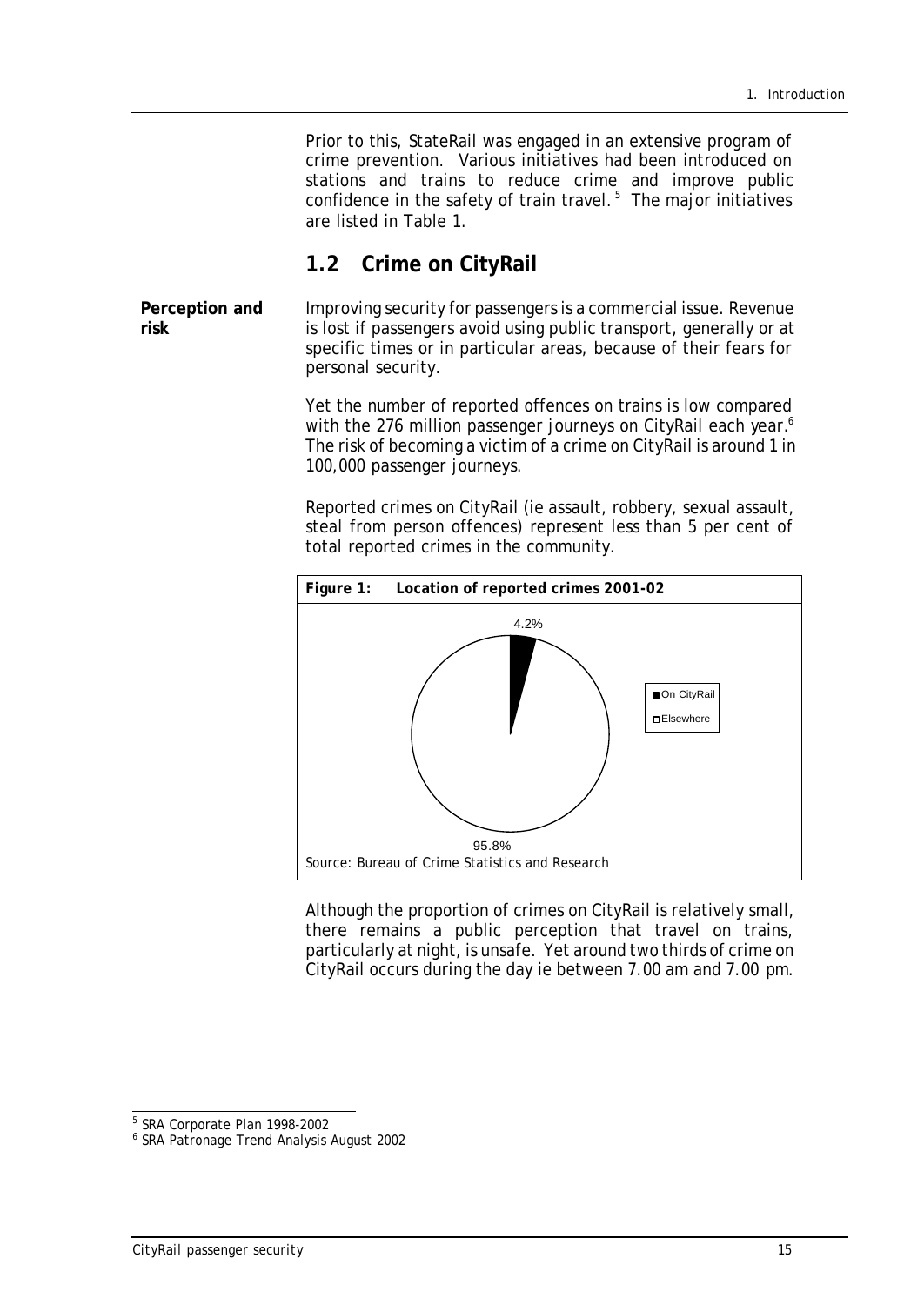Prior to this, StateRail was engaged in an extensive program of crime prevention. Various initiatives had been introduced on stations and trains to reduce crime and improve public confidence in the safety of train travel.[5] The major initiatives are listed in Table 1.

## 1.2 Crime on CityRail

**Perception and risk**

Improving security for passengers is a commercial issue. Revenue is lost if passengers avoid using public transport, generally or at specific times or in particular areas, because of their fears for personal security.

Yet the number of reported offences on trains is low compared with the 276 million passenger journeys on CityRail each year.[6] The risk of becoming a victim of a crime on CityRail is around 1 in 100,000 passenger journeys.

Reported crimes on CityRail (ie assault, robbery, sexual assault, steal from person offences) represent less than 5 per cent of total reported crimes in the community.

**Figure 1: Location of reported crimes 2001-02**

| Location | Per cent |
|---|---|
| On CityRail | 4.2% |
| Elsewhere | 95.8% |

Source: Bureau of Crime Statistics and Research

Although the proportion of crimes on CityRail is relatively small, there remains a public perception that travel on trains, particularly at night, is unsafe. Yet around two thirds of crime on CityRail occurs during the day ie between 7.00 am and 7.00 pm.

---

[5] SRA Corporate Plan 1998-2002

[6] SRA Patronage Trend Analysis August 2002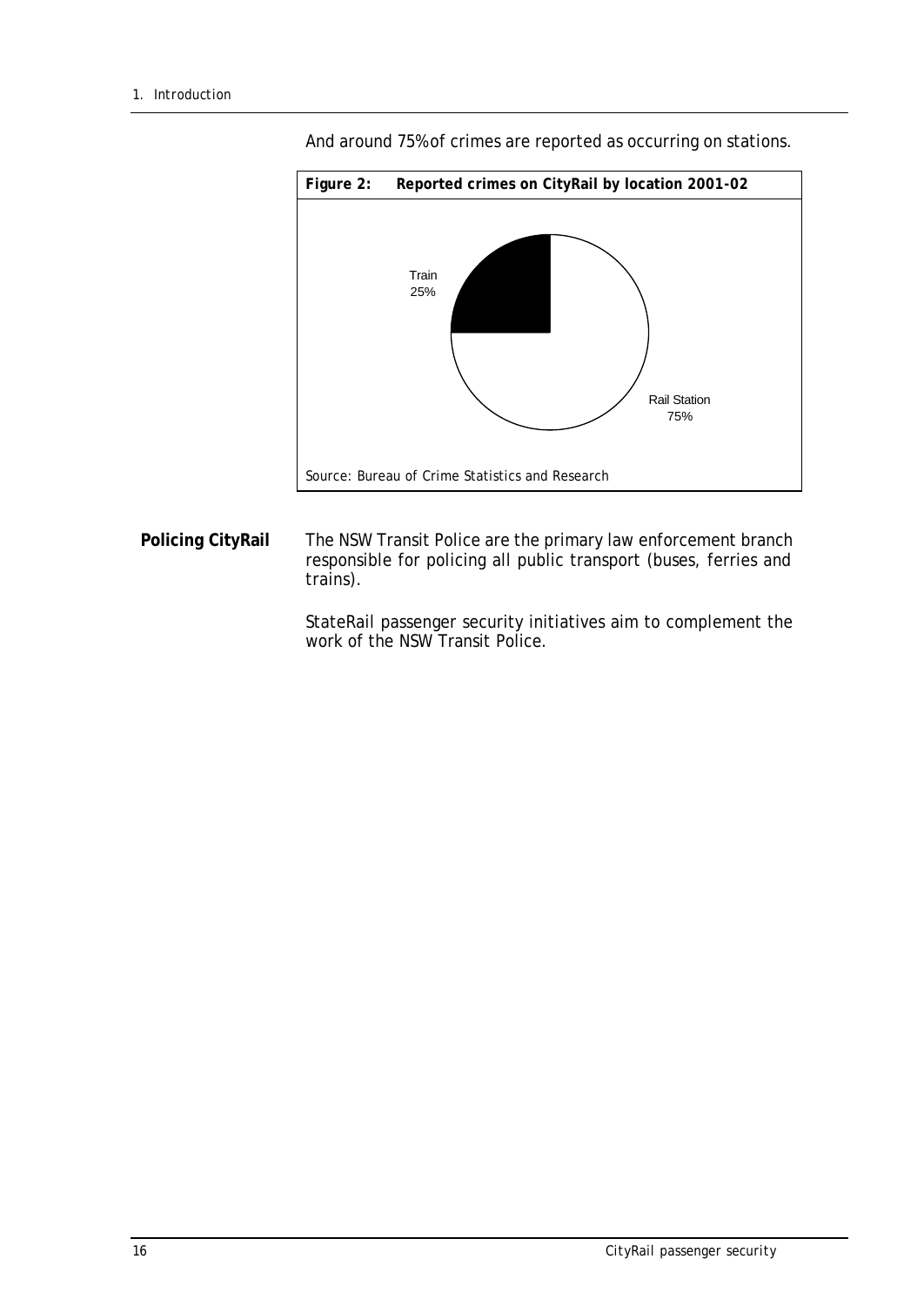And around 75% of crimes are reported as occurring on stations.

**Figure 2: Reported crimes on CityRail by location 2001-02**

Train 25%

Rail Station 75%

*Source: Bureau of Crime Statistics and Research*

**Policing CityRail**

The NSW Transit Police are the primary law enforcement branch responsible for policing all public transport (buses, ferries and trains).

StateRail passenger security initiatives aim to complement the work of the NSW Transit Police.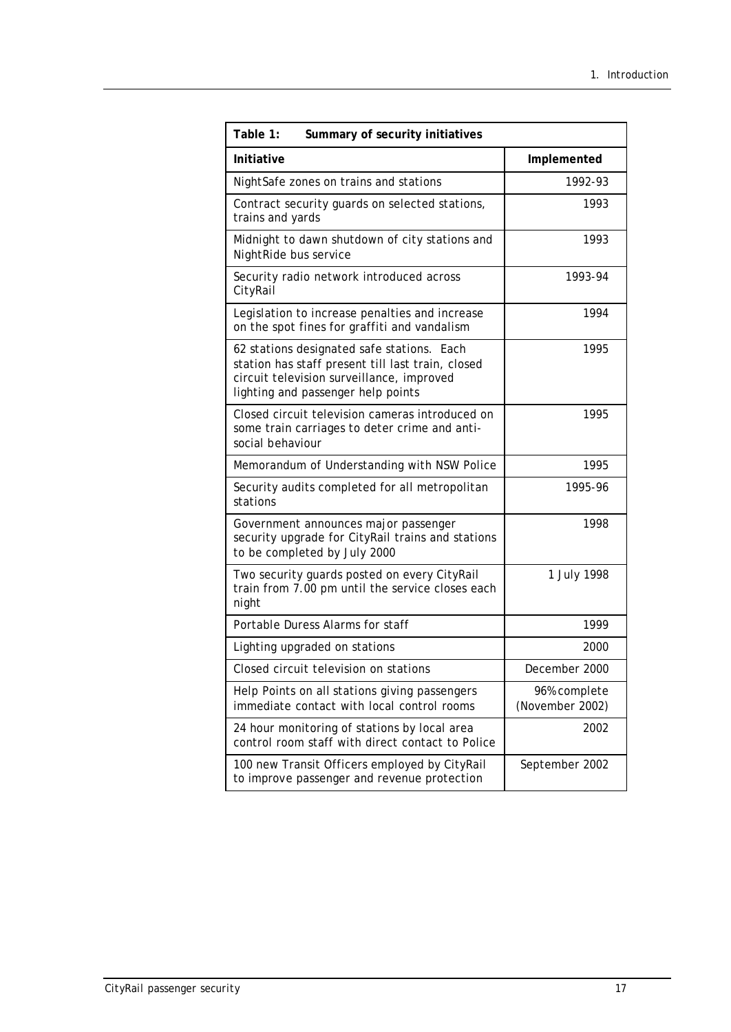**Table 1: Summary of security initiatives**

| Initiative | Implemented |
|---|---|
| NightSafe zones on trains and stations | 1992-93 |
| Contract security guards on selected stations, trains and yards | 1993 |
| Midnight to dawn shutdown of city stations and NightRide bus service | 1993 |
| Security radio network introduced across CityRail | 1993-94 |
| Legislation to increase penalties and increase on the spot fines for graffiti and vandalism | 1994 |
| 62 stations designated safe stations. Each station has staff present till last train, closed circuit television surveillance, improved lighting and passenger help points | 1995 |
| Closed circuit television cameras introduced on some train carriages to deter crime and anti-social behaviour | 1995 |
| Memorandum of Understanding with NSW Police | 1995 |
| Security audits completed for all metropolitan stations | 1995-96 |
| Government announces major passenger security upgrade for CityRail trains and stations to be completed by July 2000 | 1998 |
| Two security guards posted on every CityRail train from 7.00 pm until the service closes each night | 1 July 1998 |
| Portable Duress Alarms for staff | 1999 |
| Lighting upgraded on stations | 2000 |
| Closed circuit television on stations | December 2000 |
| Help Points on all stations giving passengers immediate contact with local control rooms | 96% complete (November 2002) |
| 24 hour monitoring of stations by local area control room staff with direct contact to Police | 2002 |
| 100 new Transit Officers employed by CityRail to improve passenger and revenue protection | September 2002 |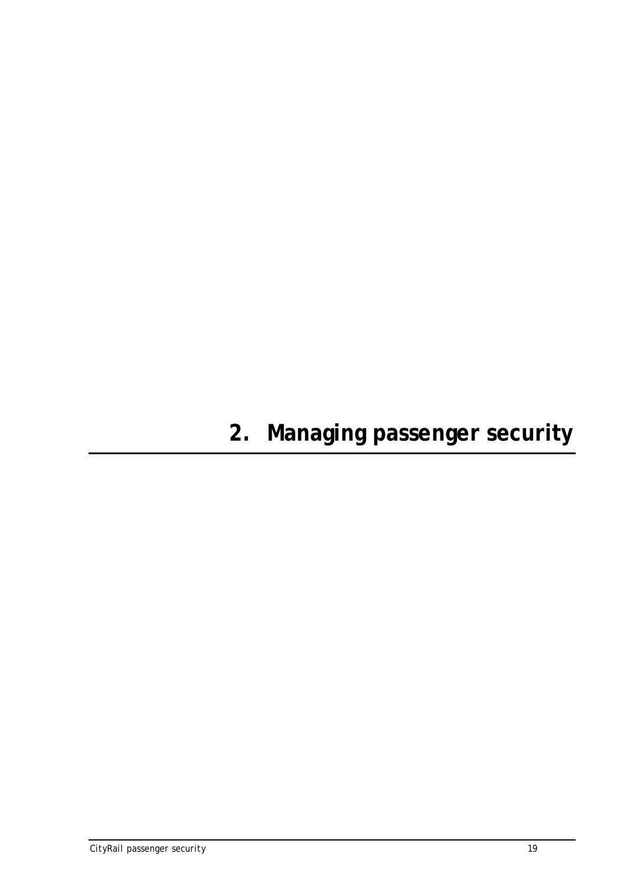# 2. Managing passenger security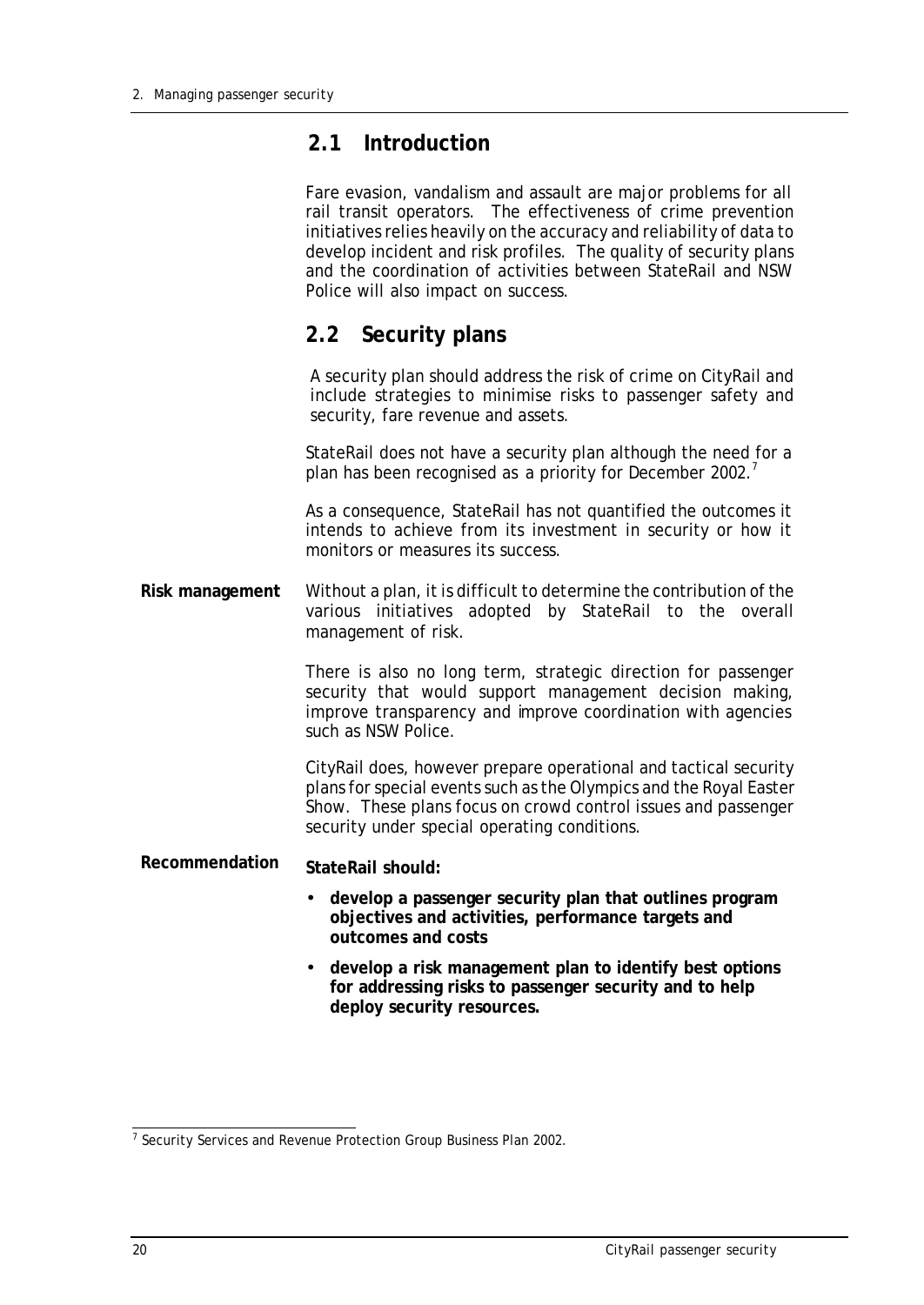## 2.1 Introduction

Fare evasion, vandalism and assault are major problems for all rail transit operators. The effectiveness of crime prevention initiatives relies heavily on the accuracy and reliability of data to develop incident and risk profiles. The quality of security plans and the coordination of activities between StateRail and NSW Police will also impact on success.

## 2.2 Security plans

A security plan should address the risk of crime on CityRail and include strategies to minimise risks to passenger safety and security, fare revenue and assets.

StateRail does not have a security plan although the need for a plan has been recognised as a priority for December 2002.[7]

As a consequence, StateRail has not quantified the outcomes it intends to achieve from its investment in security or how it monitors or measures its success.

**Risk management**

Without a plan, it is difficult to determine the contribution of the various initiatives adopted by StateRail to the overall management of risk.

There is also no long term, strategic direction for passenger security that would support management decision making, improve transparency and improve coordination with agencies such as NSW Police.

CityRail does, however prepare operational and tactical security plans for special events such as the Olympics and the Royal Easter Show. These plans focus on crowd control issues and passenger security under special operating conditions.

**Recommendation**

**StateRail should:**

- **develop a passenger security plan that outlines program objectives and activities, performance targets and outcomes and costs**
- **develop a risk management plan to identify best options for addressing risks to passenger security and to help deploy security resources.**

[7] Security Services and Revenue Protection Group Business Plan 2002.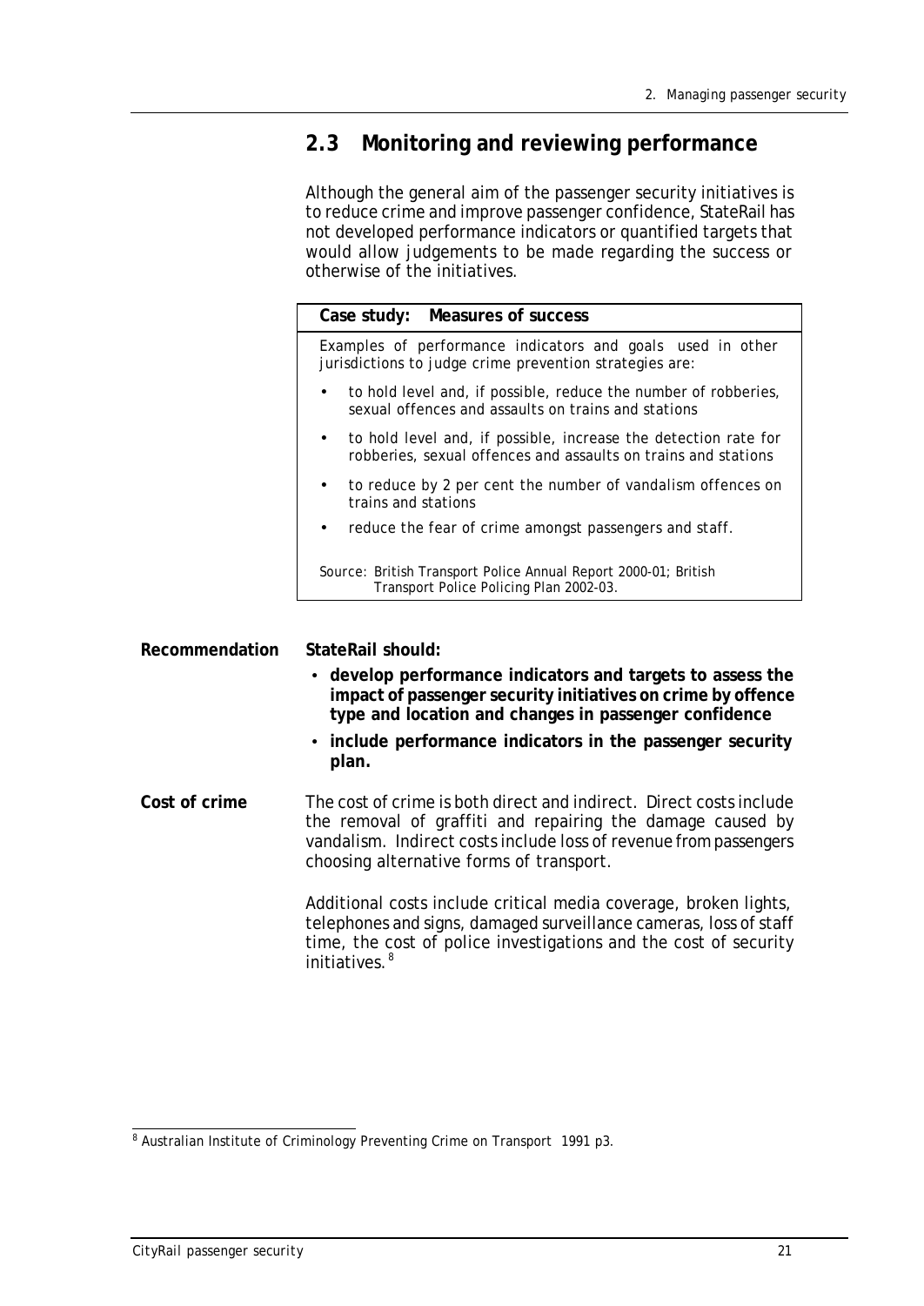## 2.3 Monitoring and reviewing performance

Although the general aim of the passenger security initiatives is to reduce crime and improve passenger confidence, StateRail has not developed performance indicators or quantified targets that would allow judgements to be made regarding the success or otherwise of the initiatives.

> **Case study: Measures of success**
>
> Examples of performance indicators and goals used in other jurisdictions to judge crime prevention strategies are:
>
> - to hold level and, if possible, reduce the number of robberies, sexual offences and assaults on trains and stations
> - to hold level and, if possible, increase the detection rate for robberies, sexual offences and assaults on trains and stations
> - to reduce by 2 per cent the number of vandalism offences on trains and stations
> - reduce the fear of crime amongst passengers and staff.
>
> Source: British Transport Police Annual Report 2000-01; British Transport Police Policing Plan 2002-03.

**Recommendation**

**StateRail should:**

- **develop performance indicators and targets to assess the impact of passenger security initiatives on crime by offence type and location and changes in passenger confidence**
- **include performance indicators in the passenger security plan.**

**Cost of crime**

The cost of crime is both direct and indirect. Direct costs include the removal of graffiti and repairing the damage caused by vandalism. Indirect costs include loss of revenue from passengers choosing alternative forms of transport.

Additional costs include critical media coverage, broken lights, telephones and signs, damaged surveillance cameras, loss of staff time, the cost of police investigations and the cost of security initiatives. [8]

---

[8] Australian Institute of Criminology Preventing Crime on Transport 1991 p3.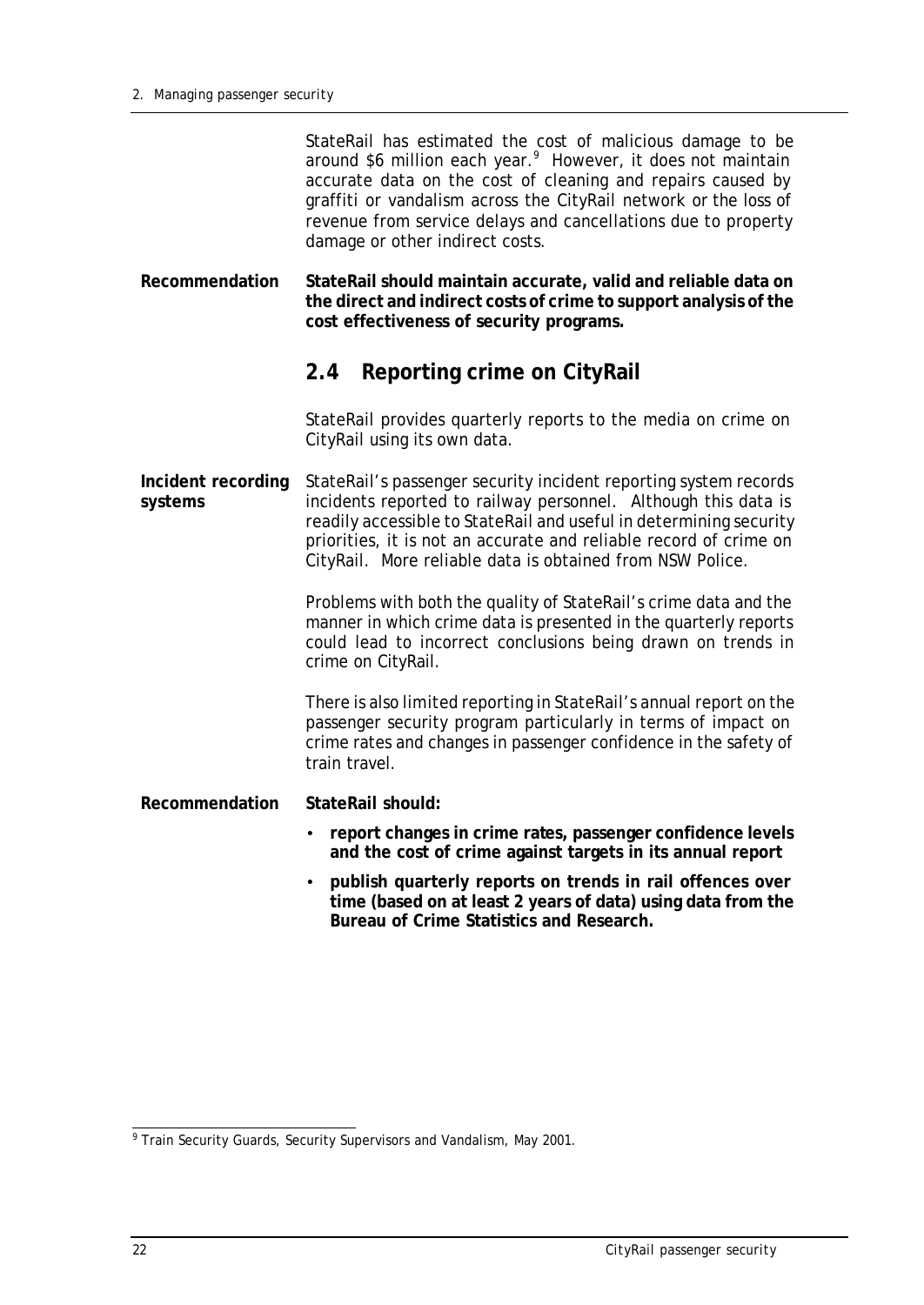StateRail has estimated the cost of malicious damage to be around $6 million each year.[9] However, it does not maintain accurate data on the cost of cleaning and repairs caused by graffiti or vandalism across the CityRail network or the loss of revenue from service delays and cancellations due to property damage or other indirect costs.

**Recommendation**

**StateRail should maintain accurate, valid and reliable data on the direct and indirect costs of crime to support analysis of the cost effectiveness of security programs.**

## 2.4 Reporting crime on CityRail

StateRail provides quarterly reports to the media on crime on CityRail using its own data.

**Incident recording systems**

StateRail's passenger security incident reporting system records incidents reported to railway personnel. Although this data is readily accessible to StateRail and useful in determining security priorities, it is not an accurate and reliable record of crime on CityRail. More reliable data is obtained from NSW Police.

Problems with both the quality of StateRail's crime data and the manner in which crime data is presented in the quarterly reports could lead to incorrect conclusions being drawn on trends in crime on CityRail.

There is also limited reporting in StateRail's annual report on the passenger security program particularly in terms of impact on crime rates and changes in passenger confidence in the safety of train travel.

**Recommendation**

**StateRail should:**

- **report changes in crime rates, passenger confidence levels and the cost of crime against targets in its annual report**
- **publish quarterly reports on trends in rail offences over time (based on at least 2 years of data) using data from the Bureau of Crime Statistics and Research.**

---

[9] Train Security Guards, Security Supervisors and Vandalism, May 2001.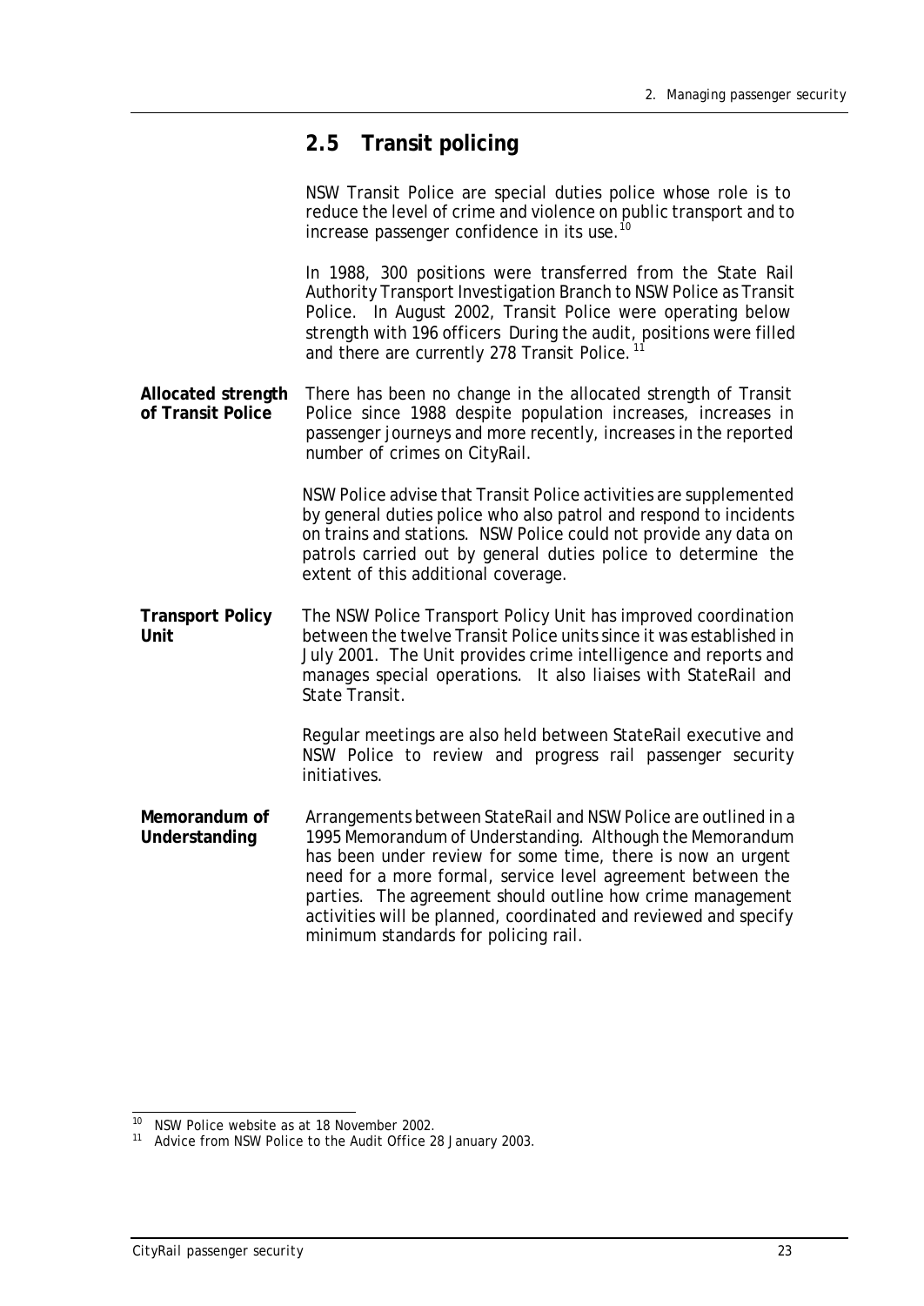## 2.5 Transit policing

NSW Transit Police are special duties police whose role is to reduce the level of crime and violence on public transport and to increase passenger confidence in its use.[10]

In 1988, 300 positions were transferred from the State Rail Authority Transport Investigation Branch to NSW Police as Transit Police. In August 2002, Transit Police were operating below strength with 196 officers During the audit, positions were filled and there are currently 278 Transit Police.[11]

**Allocated strength of Transit Police**

There has been no change in the allocated strength of Transit Police since 1988 despite population increases, increases in passenger journeys and more recently, increases in the reported number of crimes on CityRail.

NSW Police advise that Transit Police activities are supplemented by general duties police who also patrol and respond to incidents on trains and stations. NSW Police could not provide any data on patrols carried out by general duties police to determine the extent of this additional coverage.

**Transport Policy Unit**

The NSW Police Transport Policy Unit has improved coordination between the twelve Transit Police units since it was established in July 2001. The Unit provides crime intelligence and reports and manages special operations. It also liaises with StateRail and State Transit.

Regular meetings are also held between StateRail executive and NSW Police to review and progress rail passenger security initiatives.

**Memorandum of Understanding**

Arrangements between StateRail and NSW Police are outlined in a 1995 Memorandum of Understanding. Although the Memorandum has been under review for some time, there is now an urgent need for a more formal, service level agreement between the parties. The agreement should outline how crime management activities will be planned, coordinated and reviewed and specify minimum standards for policing rail.

---

[10] NSW Police website as at 18 November 2002.

[11] Advice from NSW Police to the Audit Office 28 January 2003.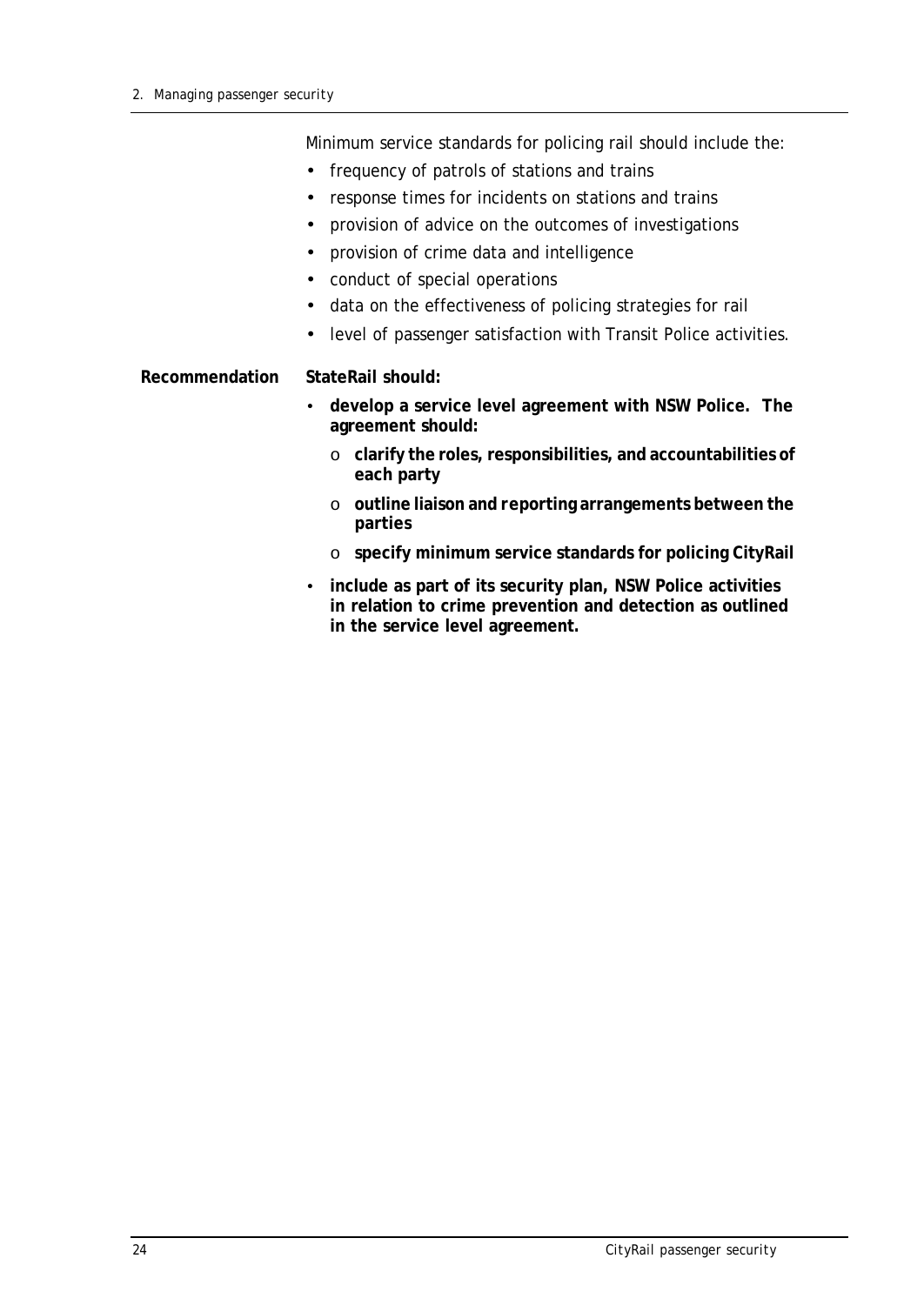Minimum service standards for policing rail should include the:

- frequency of patrols of stations and trains
- response times for incidents on stations and trains
- provision of advice on the outcomes of investigations
- provision of crime data and intelligence
- conduct of special operations
- data on the effectiveness of policing strategies for rail
- level of passenger satisfaction with Transit Police activities.

**Recommendation**

**StateRail should:**

- **develop a service level agreement with NSW Police. The agreement should:**
  - **clarify the roles, responsibilities, and accountabilities of each party**
  - **outline liaison and reporting arrangements between the parties**
  - **specify minimum service standards for policing CityRail**
- **include as part of its security plan, NSW Police activities in relation to crime prevention and detection as outlined in the service level agreement.**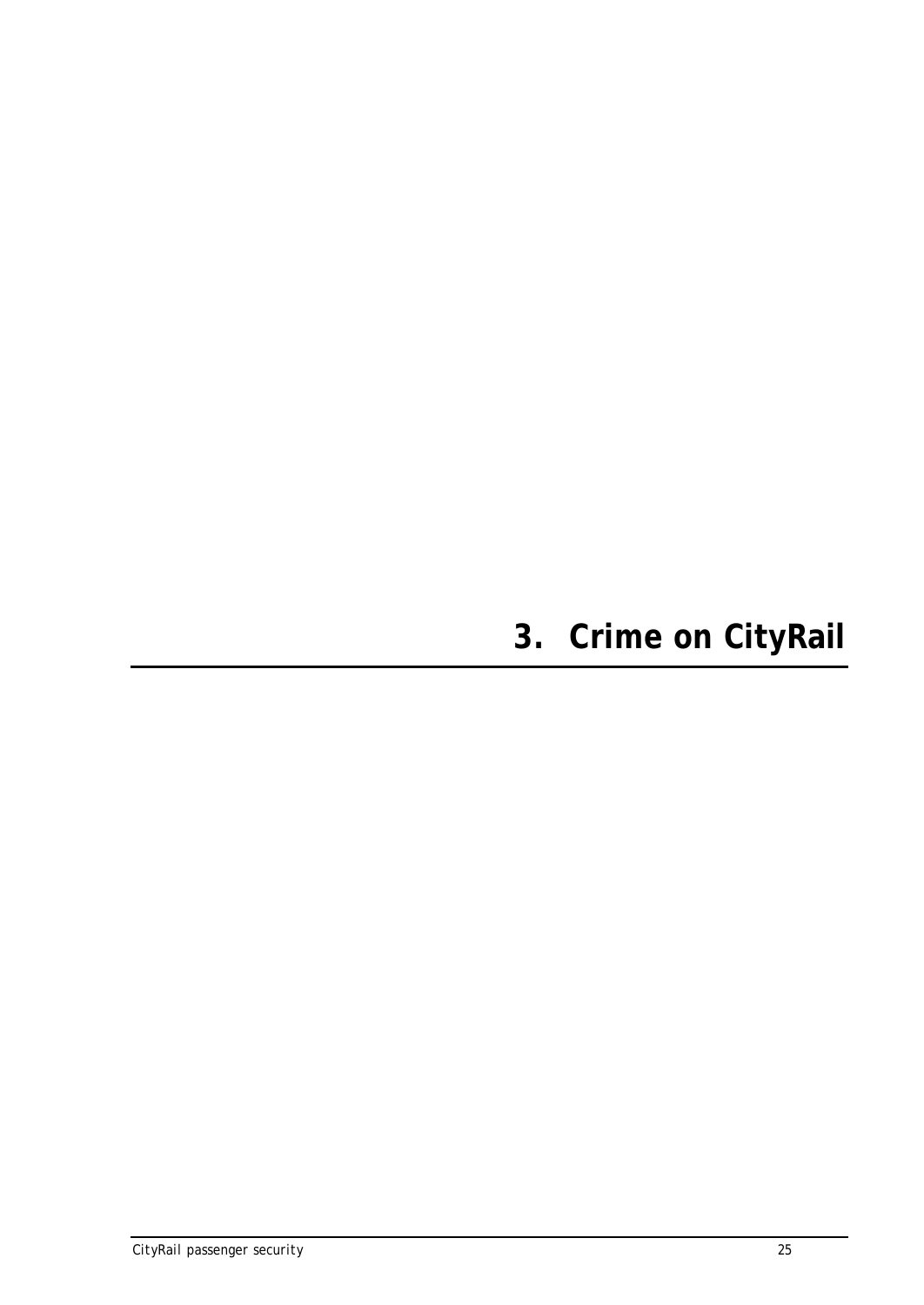# 3. Crime on CityRail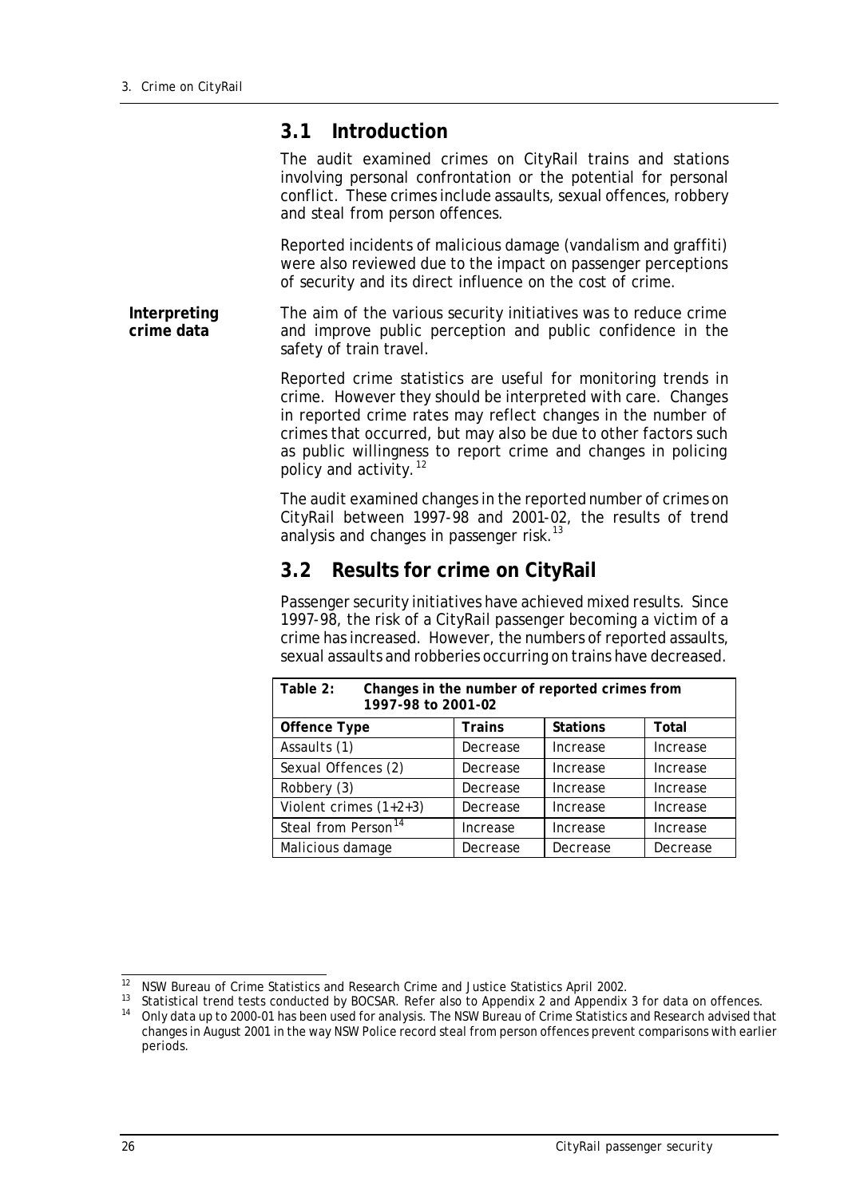## 3.1 Introduction

The audit examined crimes on CityRail trains and stations involving personal confrontation or the potential for personal conflict. These crimes include assaults, sexual offences, robbery and steal from person offences.

Reported incidents of malicious damage (vandalism and graffiti) were also reviewed due to the impact on passenger perceptions of security and its direct influence on the cost of crime.

**Interpreting crime data**

The aim of the various security initiatives was to reduce crime and improve public perception and public confidence in the safety of train travel.

Reported crime statistics are useful for monitoring trends in crime. However they should be interpreted with care. Changes in reported crime rates may reflect changes in the number of crimes that occurred, but may also be due to other factors such as public willingness to report crime and changes in policing policy and activity.[12]

The audit examined changes in the reported number of crimes on CityRail between 1997-98 and 2001-02, the results of trend analysis and changes in passenger risk.[13]

## 3.2 Results for crime on CityRail

Passenger security initiatives have achieved mixed results. Since 1997-98, the risk of a CityRail passenger becoming a victim of a crime has increased. However, the numbers of reported assaults, sexual assaults and robberies occurring on trains have decreased.

**Table 2: Changes in the number of reported crimes from 1997-98 to 2001-02**

| Offence Type | Trains | Stations | Total |
|---|---|---|---|
| Assaults (1) | Decrease | Increase | Increase |
| Sexual Offences (2) | Decrease | Increase | Increase |
| Robbery (3) | Decrease | Increase | Increase |
| Violent crimes (1+2+3) | Decrease | Increase | Increase |
| Steal from Person[14] | Increase | Increase | Increase |
| Malicious damage | Decrease | Decrease | Decrease |

---

[12] NSW Bureau of Crime Statistics and Research Crime and Justice Statistics April 2002.

[13] Statistical trend tests conducted by BOCSAR. Refer also to Appendix 2 and Appendix 3 for data on offences.

[14] Only data up to 2000-01 has been used for analysis. The NSW Bureau of Crime Statistics and Research advised that changes in August 2001 in the way NSW Police record steal from person offences prevent comparisons with earlier periods.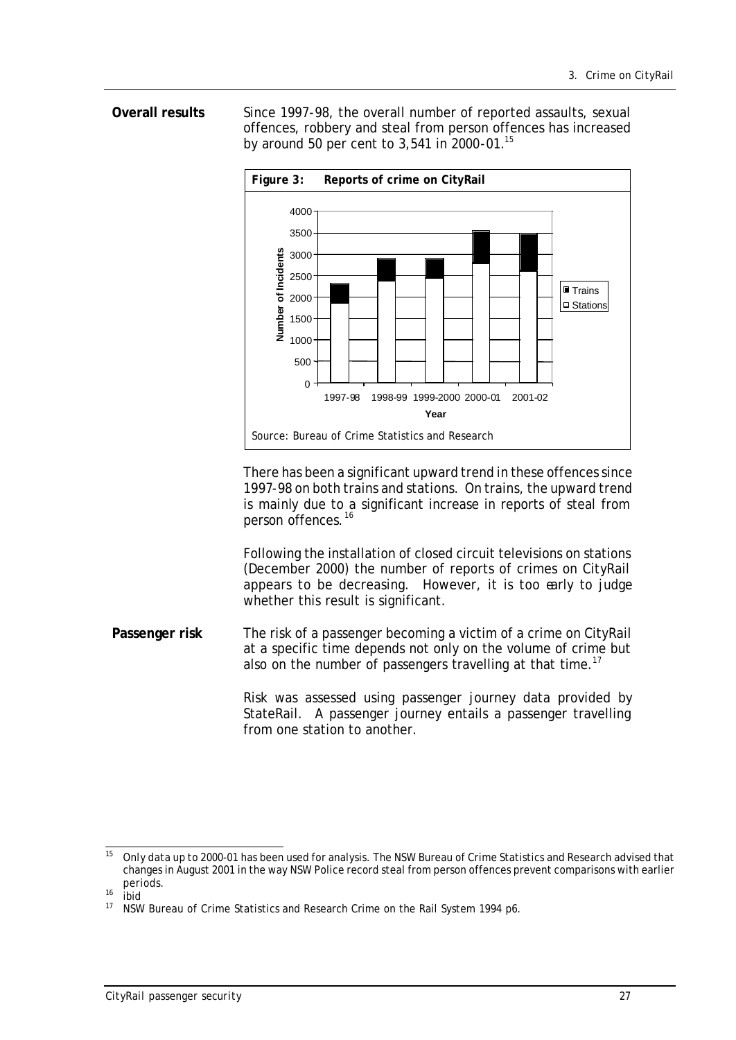**Overall results** Since 1997-98, the overall number of reported assaults, sexual offences, robbery and steal from person offences has increased by around 50 per cent to 3,541 in 2000-01.[15]

**Figure 3: Reports of crime on CityRail**

Source: Bureau of Crime Statistics and Research

There has been a significant upward trend in these offences since 1997-98 on both trains and stations. On trains, the upward trend is mainly due to a significant increase in reports of steal from person offences.[16]

Following the installation of closed circuit televisions on stations (December 2000) the number of reports of crimes on CityRail appears to be decreasing. However, it is too early to judge whether this result is significant.

**Passenger risk** The risk of a passenger becoming a victim of a crime on CityRail at a specific time depends not only on the volume of crime but also on the number of passengers travelling at that time.[17]

Risk was assessed using passenger journey data provided by StateRail. A passenger journey entails a passenger travelling from one station to another.

---

[15] Only data up to 2000-01 has been used for analysis. The NSW Bureau of Crime Statistics and Research advised that changes in August 2001 in the way NSW Police record steal from person offences prevent comparisons with earlier periods.

[16] ibid

[17] NSW Bureau of Crime Statistics and Research Crime on the Rail System 1994 p6.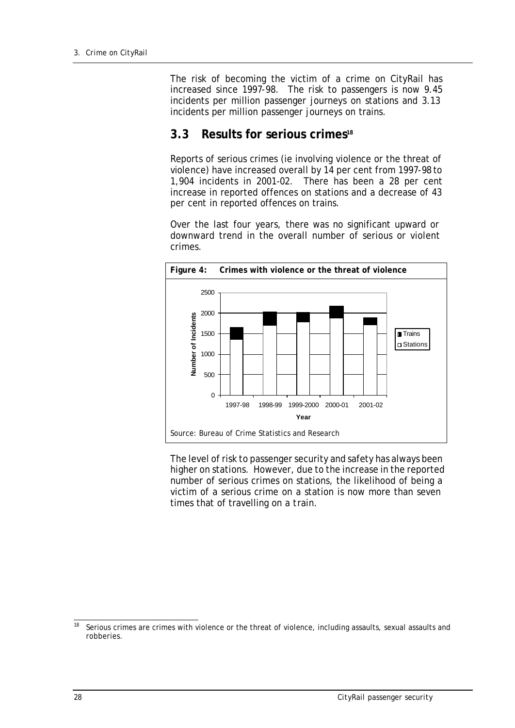The risk of becoming the victim of a crime on CityRail has increased since 1997-98. The risk to passengers is now 9.45 incidents per million passenger journeys on stations and 3.13 incidents per million passenger journeys on trains.

## 3.3 Results for serious crimes[18]

Reports of serious crimes (ie involving violence or the threat of violence) have increased overall by 14 per cent from 1997-98 to 1,904 incidents in 2001-02. There has been a 28 per cent increase in reported offences on stations and a decrease of 43 per cent in reported offences on trains.

Over the last four years, there was no significant upward or downward trend in the overall number of serious or violent crimes.

**Figure 4: Crimes with violence or the threat of violence**

*Source: Bureau of Crime Statistics and Research*

The level of risk to passenger security and safety has always been higher on stations. However, due to the increase in the reported number of serious crimes on stations, the likelihood of being a victim of a serious crime on a station is now more than seven times that of travelling on a train.

---

[18] Serious crimes are crimes with violence or the threat of violence, including assaults, sexual assaults and robberies.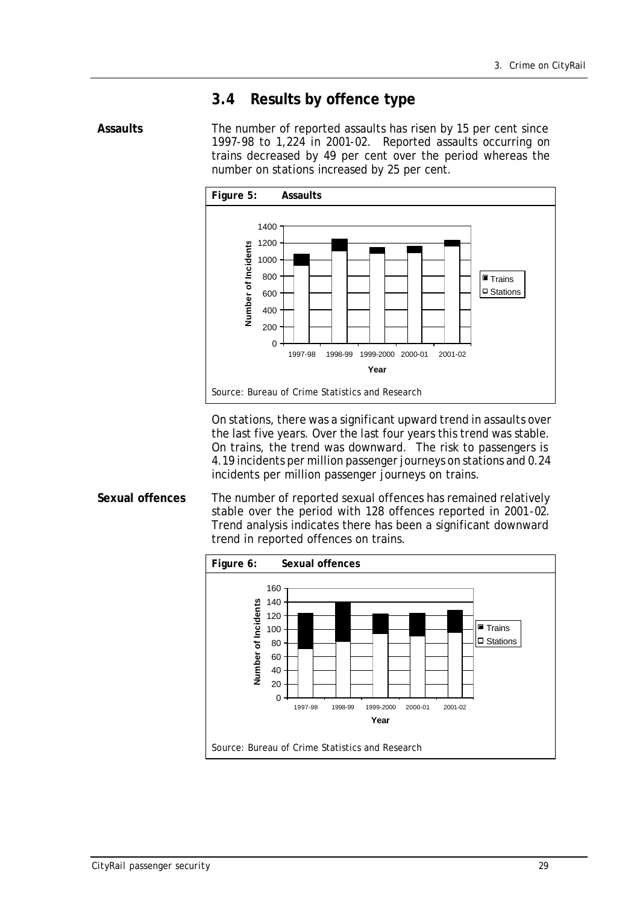## 3.4 Results by offence type

**Assaults**

The number of reported assaults has risen by 15 per cent since 1997-98 to 1,224 in 2001-02. Reported assaults occurring on trains decreased by 49 per cent over the period whereas the number on stations increased by 25 per cent.

***Figure 5: Assaults***

*Source: Bureau of Crime Statistics and Research*

On stations, there was a significant upward trend in assaults over the last five years. Over the last four years this trend was stable. On trains, the trend was downward. The risk to passengers is 4.19 incidents per million passenger journeys on stations and 0.24 incidents per million passenger journeys on trains.

**Sexual offences**

The number of reported sexual offences has remained relatively stable over the period with 128 offences reported in 2001-02. Trend analysis indicates there has been a significant downward trend in reported offences on trains.

***Figure 6: Sexual offences***

*Source: Bureau of Crime Statistics and Research*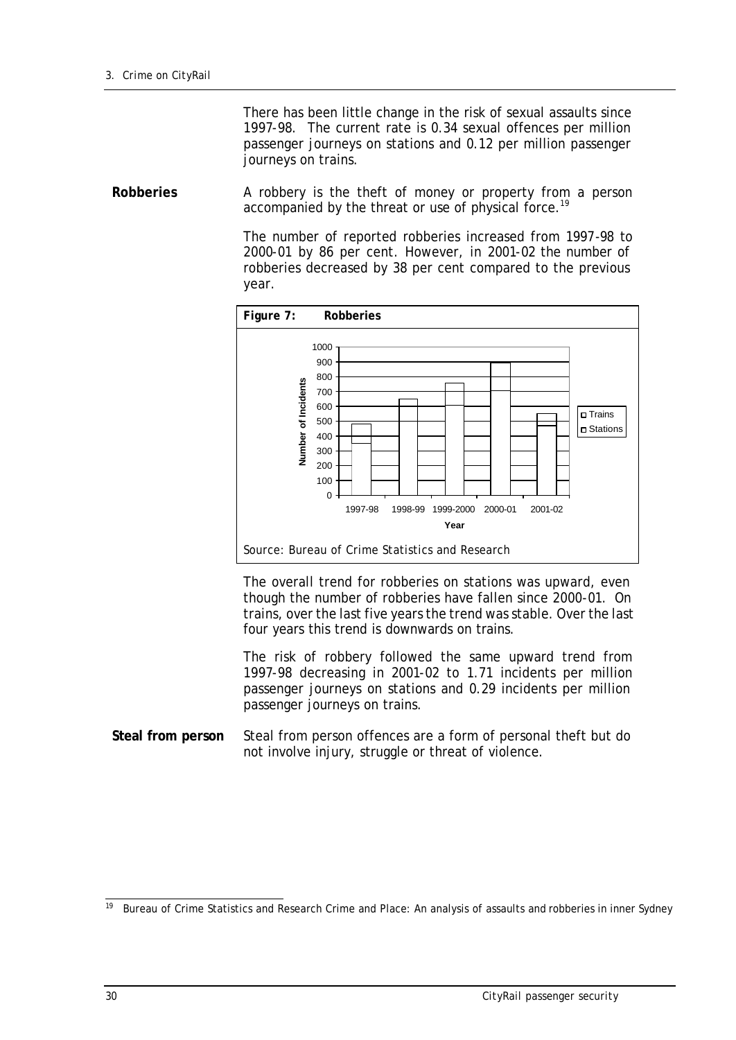There has been little change in the risk of sexual assaults since 1997-98. The current rate is 0.34 sexual offences per million passenger journeys on stations and 0.12 per million passenger journeys on trains.

**Robberies**

A robbery is the theft of money or property from a person accompanied by the threat or use of physical force.[19]

The number of reported robberies increased from 1997-98 to 2000-01 by 86 per cent. However, in 2001-02 the number of robberies decreased by 38 per cent compared to the previous year.

**Figure 7: Robberies**

Source: Bureau of Crime Statistics and Research

The overall trend for robberies on stations was upward, even though the number of robberies have fallen since 2000-01. On trains, over the last five years the trend was stable. Over the last four years this trend is downwards on trains.

The risk of robbery followed the same upward trend from 1997-98 decreasing in 2001-02 to 1.71 incidents per million passenger journeys on stations and 0.29 incidents per million passenger journeys on trains.

**Steal from person**

Steal from person offences are a form of personal theft but do not involve injury, struggle or threat of violence.

---

[19] Bureau of Crime Statistics and Research Crime and Place: An analysis of assaults and robberies in inner Sydney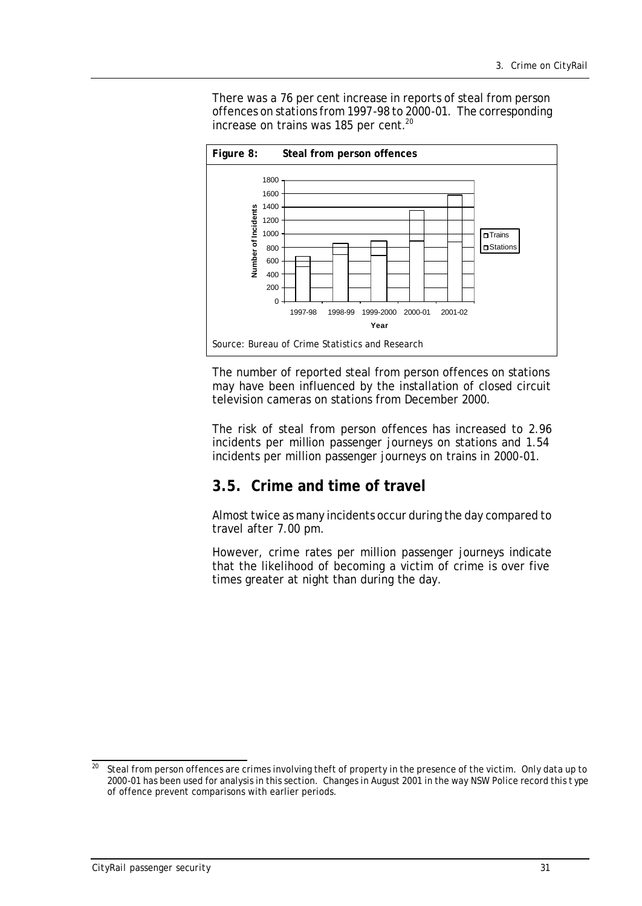There was a 76 per cent increase in reports of steal from person offences on stations from 1997-98 to 2000-01. The corresponding increase on trains was 185 per cent.[20]

**Figure 8: Steal from person offences**

Source: Bureau of Crime Statistics and Research

The number of reported steal from person offences on stations may have been influenced by the installation of closed circuit television cameras on stations from December 2000.

The risk of steal from person offences has increased to 2.96 incidents per million passenger journeys on stations and 1.54 incidents per million passenger journeys on trains in 2000-01.

## 3.5. Crime and time of travel

Almost twice as many incidents occur during the day compared to travel after 7.00 pm.

However, crime rates per million passenger journeys indicate that the likelihood of becoming a victim of crime is over five times greater at night than during the day.

---

[20] Steal from person offences are crimes involving theft of property in the presence of the victim. Only data up to 2000-01 has been used for analysis in this section. Changes in August 2001 in the way NSW Police record this type of offence prevent comparisons with earlier periods.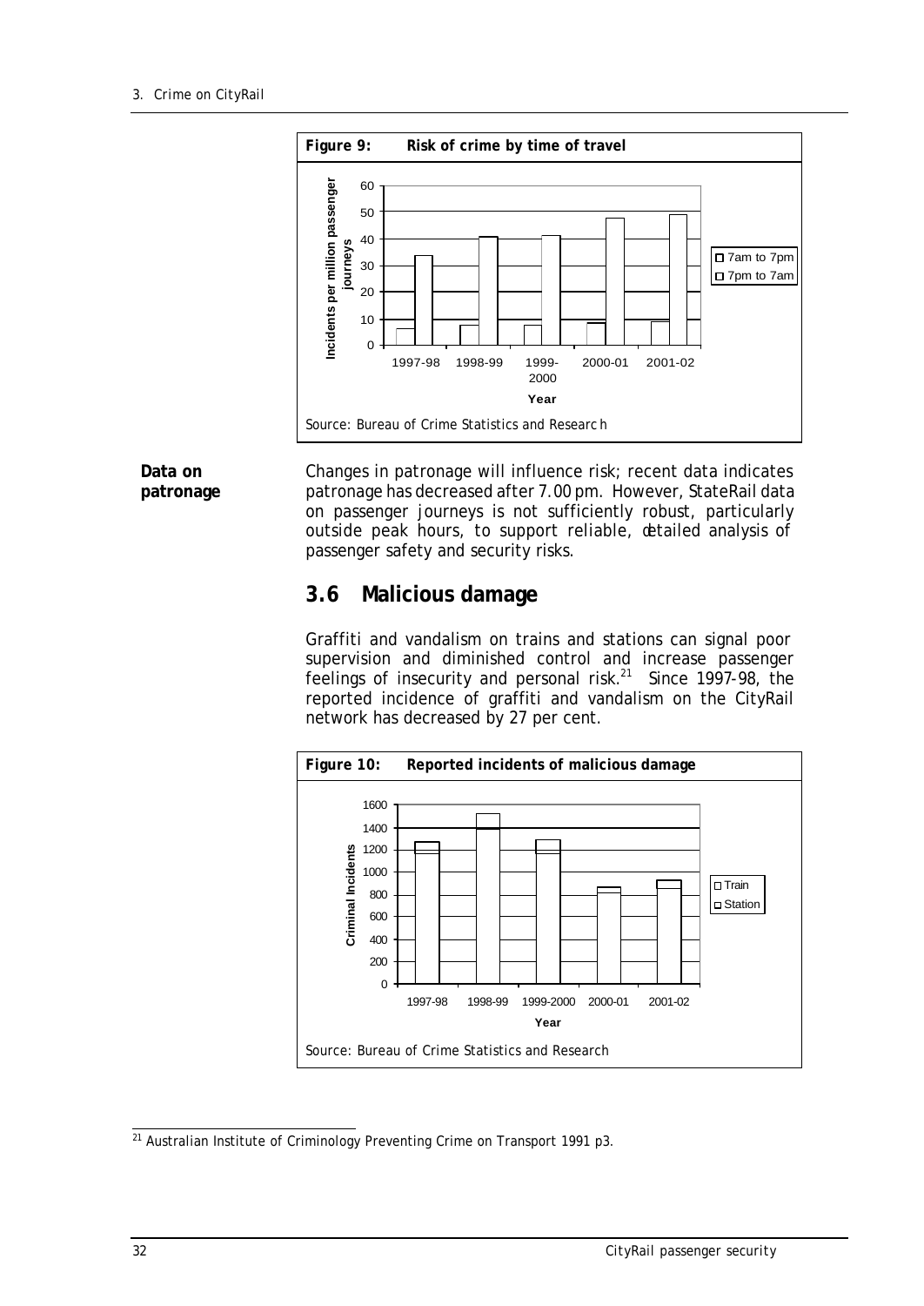**Figure 9: Risk of crime by time of travel**

Source: Bureau of Crime Statistics and Research

**Data on patronage**

Changes in patronage will influence risk; recent data indicates patronage has decreased after 7.00 pm. However, StateRail data on passenger journeys is not sufficiently robust, particularly outside peak hours, to support reliable, detailed analysis of passenger safety and security risks.

## 3.6 Malicious damage

Graffiti and vandalism on trains and stations can signal poor supervision and diminished control and increase passenger feelings of insecurity and personal risk.[21] Since 1997-98, the reported incidence of graffiti and vandalism on the CityRail network has decreased by 27 per cent.

**Figure 10: Reported incidents of malicious damage**

Source: Bureau of Crime Statistics and Research

[21] Australian Institute of Criminology Preventing Crime on Transport 1991 p3.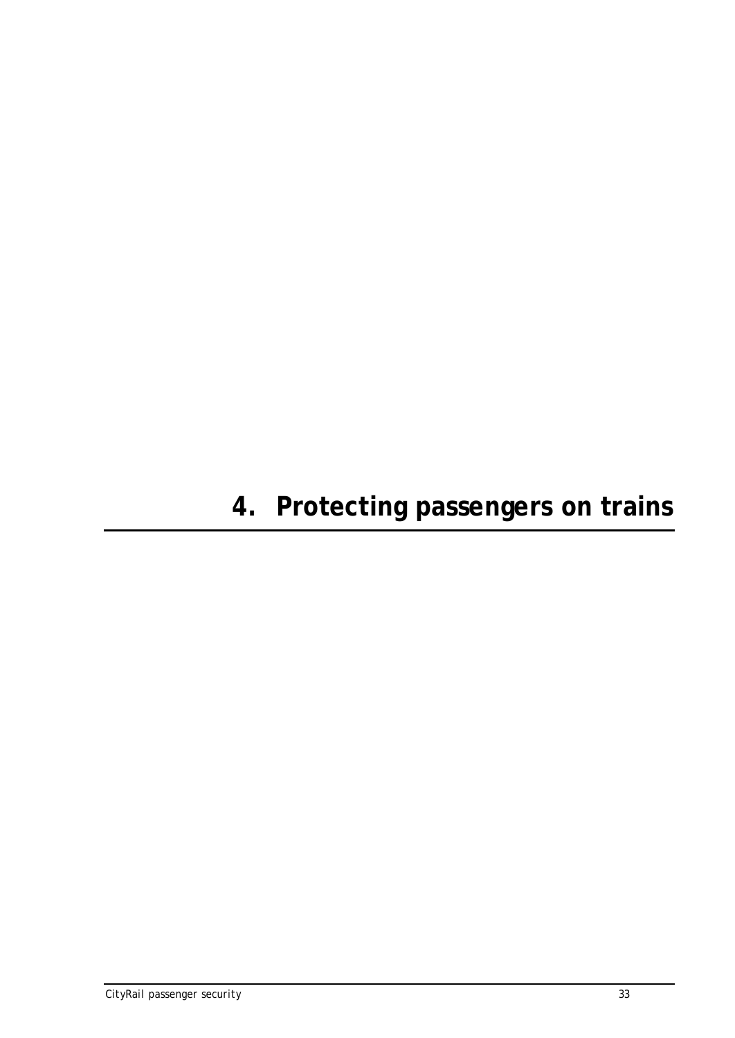# 4. Protecting passengers on trains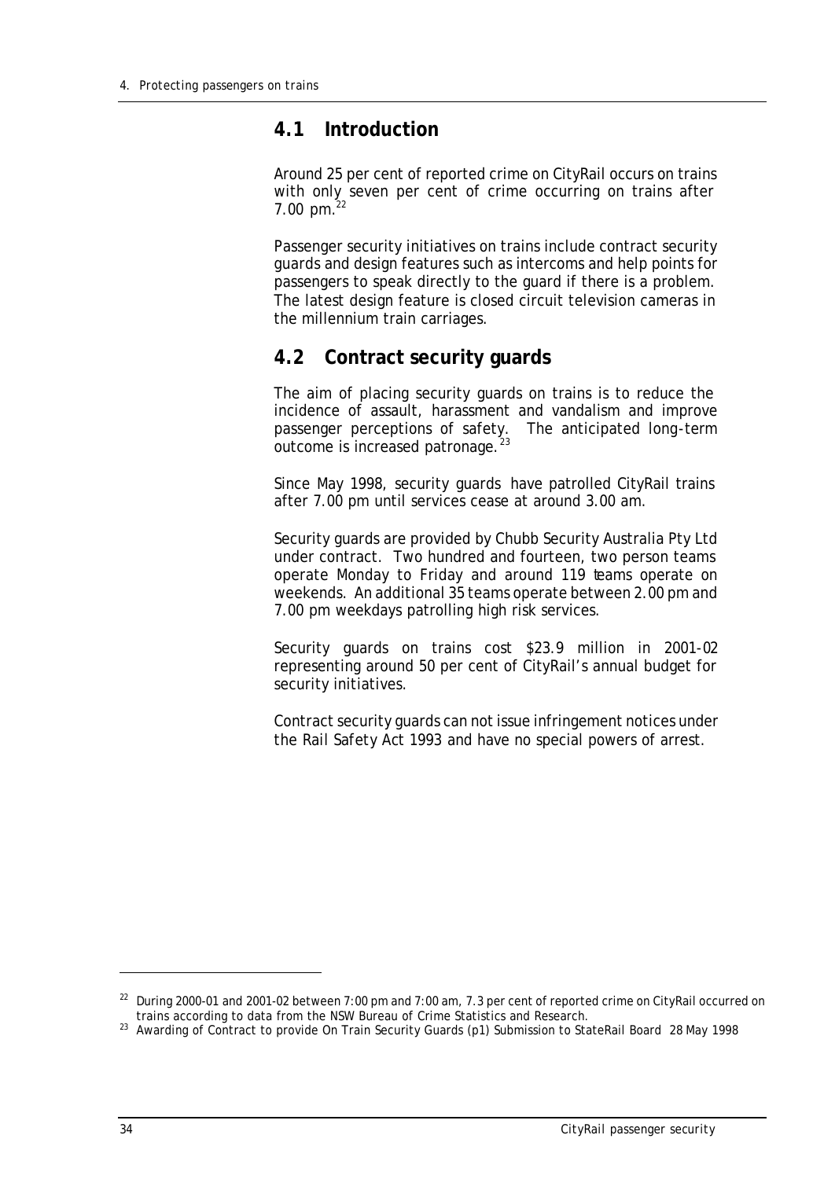## 4.1 Introduction

Around 25 per cent of reported crime on CityRail occurs on trains with only seven per cent of crime occurring on trains after 7.00 pm.[22]

Passenger security initiatives on trains include contract security guards and design features such as intercoms and help points for passengers to speak directly to the guard if there is a problem. The latest design feature is closed circuit television cameras in the millennium train carriages.

## 4.2 Contract security guards

The aim of placing security guards on trains is to reduce the incidence of assault, harassment and vandalism and improve passenger perceptions of safety. The anticipated long-term outcome is increased patronage.[23]

Since May 1998, security guards have patrolled CityRail trains after 7.00 pm until services cease at around 3.00 am.

Security guards are provided by Chubb Security Australia Pty Ltd under contract. Two hundred and fourteen, two person teams operate Monday to Friday and around 119 teams operate on weekends. An additional 35 teams operate between 2.00 pm and 7.00 pm weekdays patrolling high risk services.

Security guards on trains cost $23.9 million in 2001-02 representing around 50 per cent of CityRail's annual budget for security initiatives.

Contract security guards can not issue infringement notices under the *Rail Safety Act 1993* and have no special powers of arrest.

---

[22] During 2000-01 and 2001-02 between 7:00 pm and 7:00 am, 7.3 per cent of reported crime on CityRail occurred on trains according to data from the NSW Bureau of Crime Statistics and Research.

[23] Awarding of Contract to provide On Train Security Guards (p1) Submission to StateRail Board 28 May 1998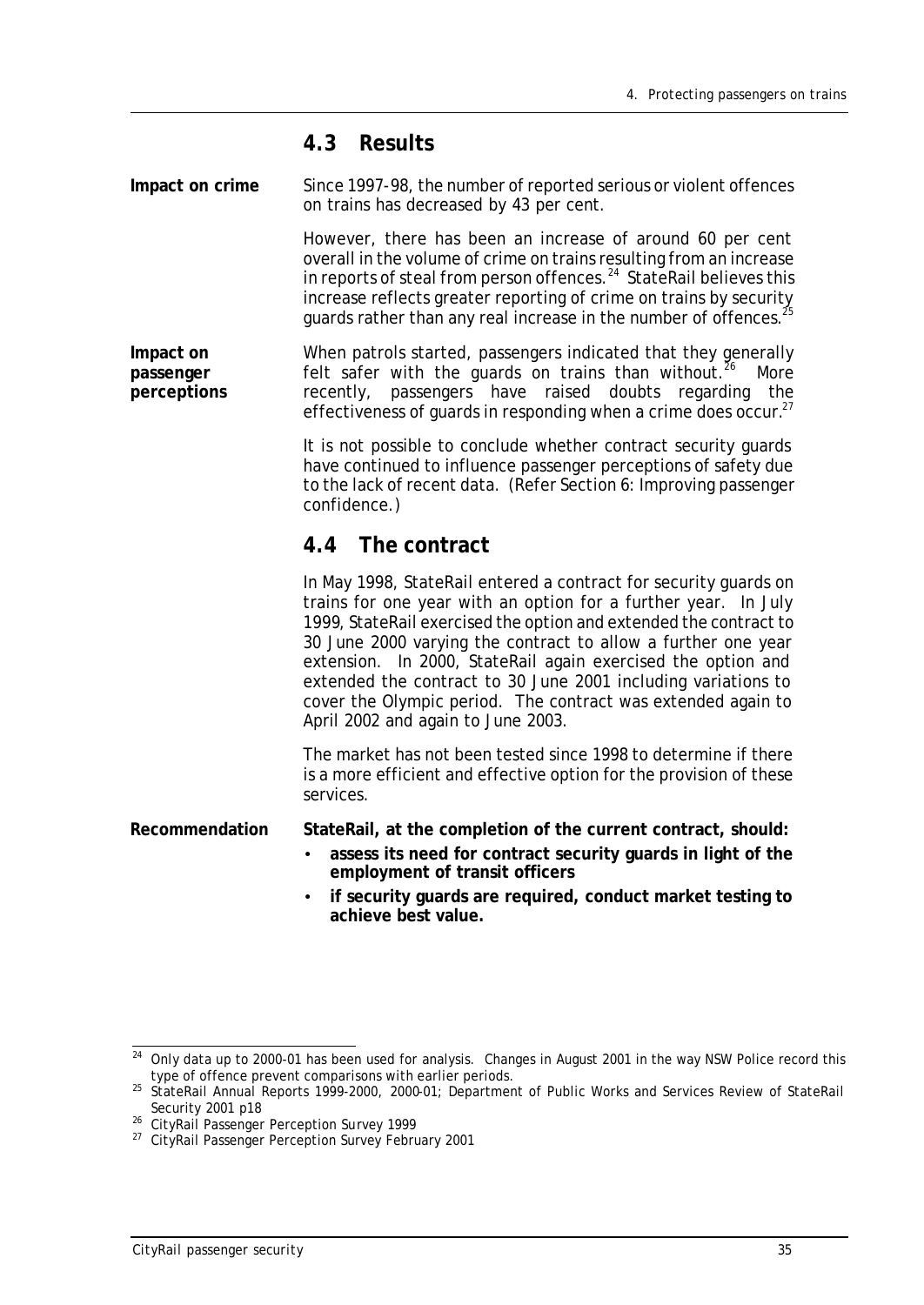## 4.3 Results

**Impact on crime**

Since 1997-98, the number of reported serious or violent offences on trains has decreased by 43 per cent.

However, there has been an increase of around 60 per cent overall in the volume of crime on trains resulting from an increase in reports of steal from person offences.[24] StateRail believes this increase reflects greater reporting of crime on trains by security guards rather than any real increase in the number of offences.[25]

**Impact on passenger perceptions**

When patrols started, passengers indicated that they generally felt safer with the guards on trains than without.[26] More recently, passengers have raised doubts regarding the effectiveness of guards in responding when a crime does occur.[27]

It is not possible to conclude whether contract security guards have continued to influence passenger perceptions of safety due to the lack of recent data. (Refer Section 6: Improving passenger confidence.)

## 4.4 The contract

In May 1998, StateRail entered a contract for security guards on trains for one year with an option for a further year. In July 1999, StateRail exercised the option and extended the contract to 30 June 2000 varying the contract to allow a further one year extension. In 2000, StateRail again exercised the option and extended the contract to 30 June 2001 including variations to cover the Olympic period. The contract was extended again to April 2002 and again to June 2003.

The market has not been tested since 1998 to determine if there is a more efficient and effective option for the provision of these services.

**Recommendation**

**StateRail, at the completion of the current contract, should:**

- **assess its need for contract security guards in light of the employment of transit officers**
- **if security guards are required, conduct market testing to achieve best value.**

---

[24] Only data up to 2000-01 has been used for analysis. Changes in August 2001 in the way NSW Police record this type of offence prevent comparisons with earlier periods.

[25] StateRail Annual Reports 1999-2000, 2000-01; Department of Public Works and Services Review of StateRail Security 2001 p18

[26] CityRail Passenger Perception Survey 1999

[27] CityRail Passenger Perception Survey February 2001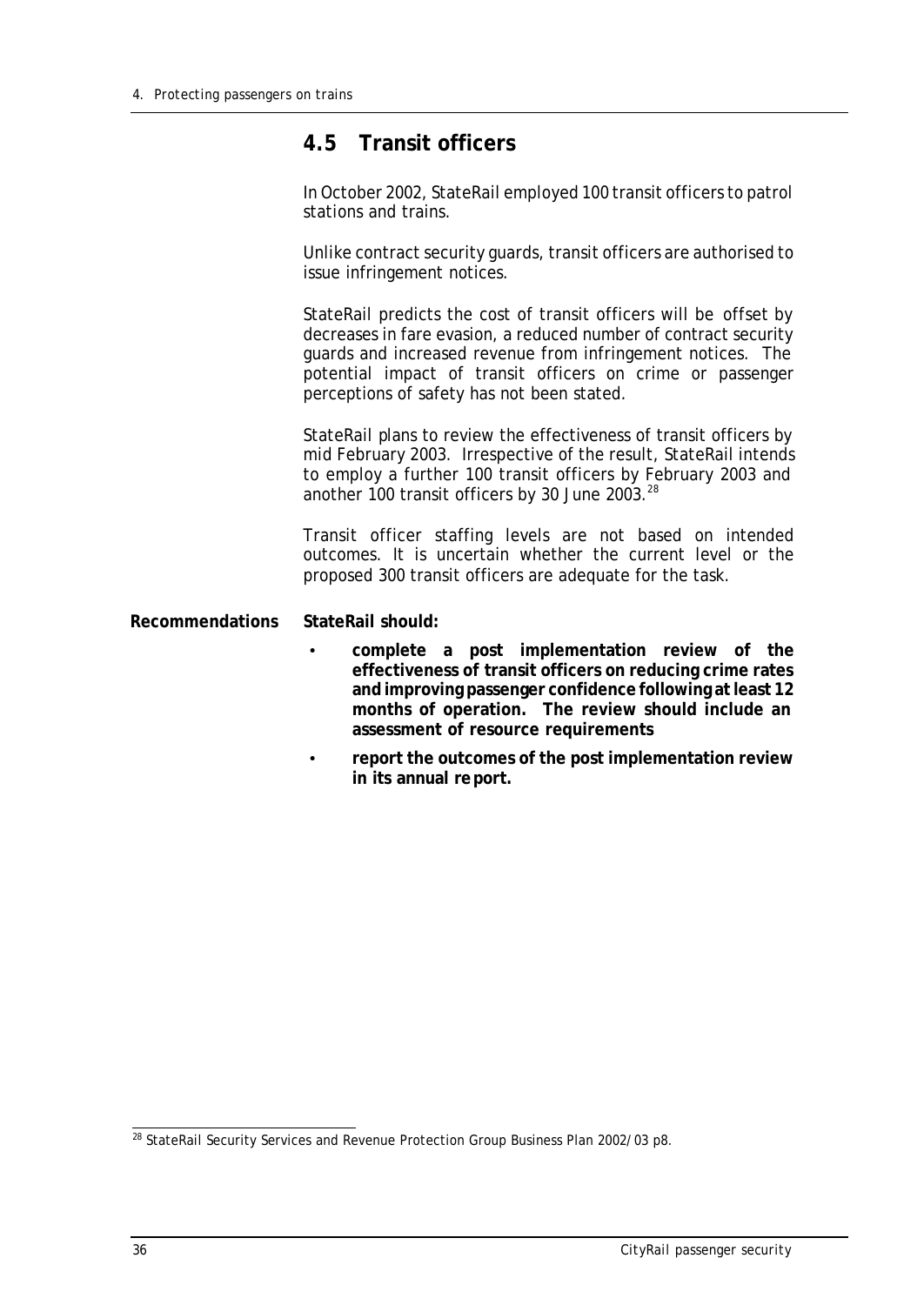## 4.5 Transit officers

In October 2002, StateRail employed 100 transit officers to patrol stations and trains.

Unlike contract security guards, transit officers are authorised to issue infringement notices.

StateRail predicts the cost of transit officers will be offset by decreases in fare evasion, a reduced number of contract security guards and increased revenue from infringement notices. The potential impact of transit officers on crime or passenger perceptions of safety has not been stated.

StateRail plans to review the effectiveness of transit officers by mid February 2003. Irrespective of the result, StateRail intends to employ a further 100 transit officers by February 2003 and another 100 transit officers by 30 June 2003.[28]

Transit officer staffing levels are not based on intended outcomes. It is uncertain whether the current level or the proposed 300 transit officers are adequate for the task.

**Recommendations**

**StateRail should:**

- **complete a post implementation review of the effectiveness of transit officers on reducing crime rates and improving passenger confidence following at least 12 months of operation. The review should include an assessment of resource requirements**
- **report the outcomes of the post implementation review in its annual report.**

[28] StateRail Security Services and Revenue Protection Group Business Plan 2002/03 p8.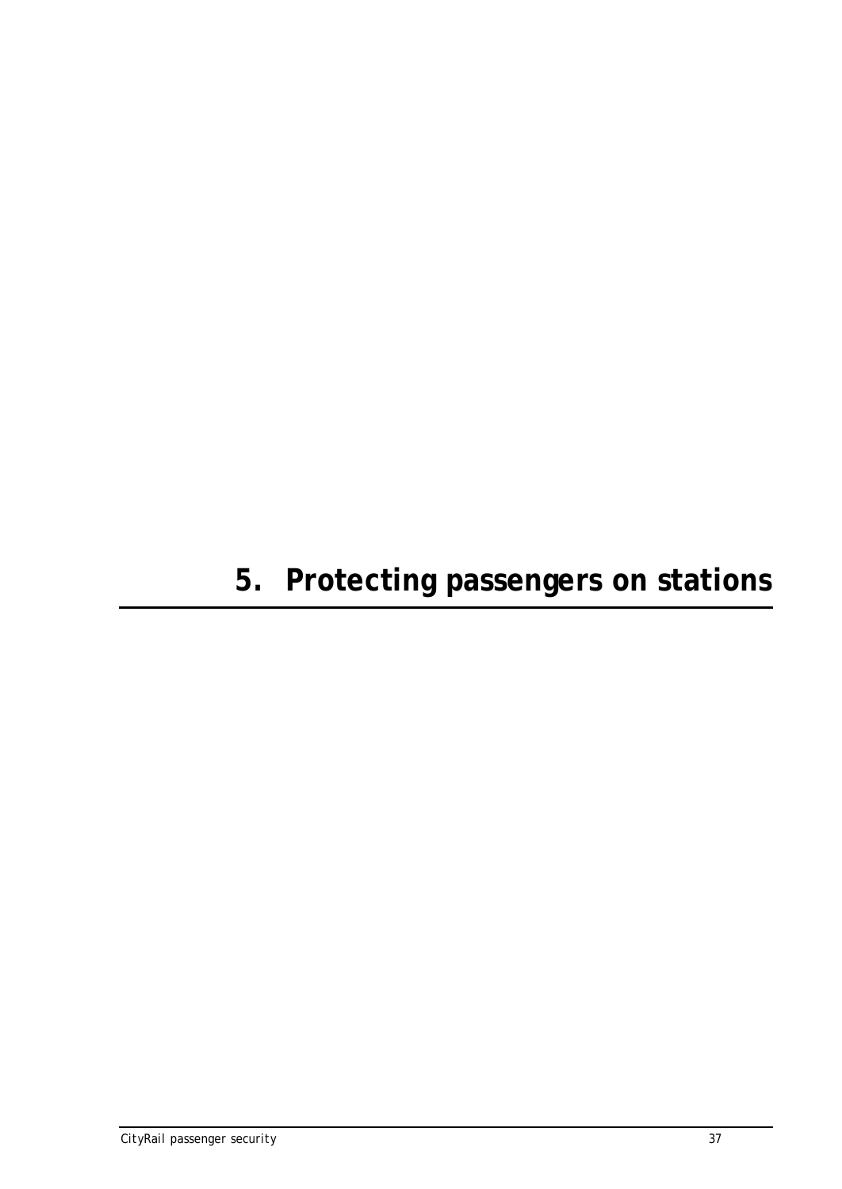# 5. Protecting passengers on stations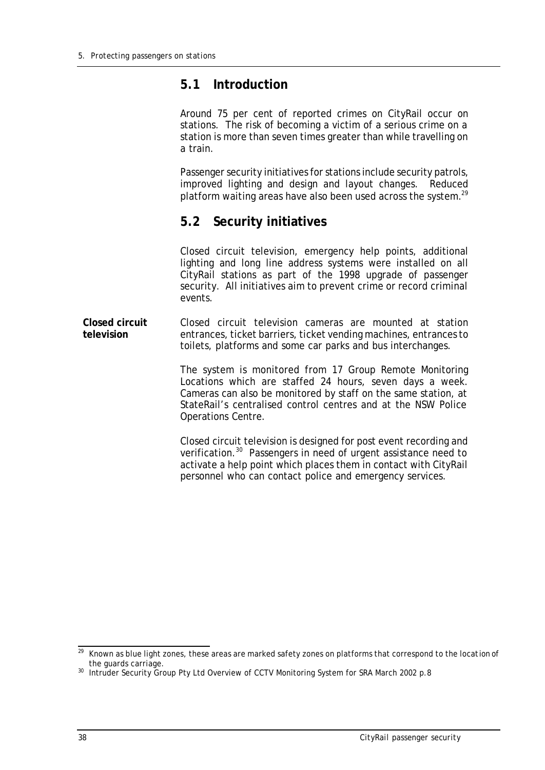## 5.1 Introduction

Around 75 per cent of reported crimes on CityRail occur on stations. The risk of becoming a victim of a serious crime on a station is more than seven times greater than while travelling on a train.

Passenger security initiatives for stations include security patrols, improved lighting and design and layout changes. Reduced platform waiting areas have also been used across the system.[29]

## 5.2 Security initiatives

Closed circuit television, emergency help points, additional lighting and long line address systems were installed on all CityRail stations as part of the 1998 upgrade of passenger security. All initiatives aim to prevent crime or record criminal events.

**Closed circuit television**

Closed circuit television cameras are mounted at station entrances, ticket barriers, ticket vending machines, entrances to toilets, platforms and some car parks and bus interchanges.

The system is monitored from 17 Group Remote Monitoring Locations which are staffed 24 hours, seven days a week. Cameras can also be monitored by staff on the same station, at StateRail's centralised control centres and at the NSW Police Operations Centre.

Closed circuit television is designed for post event recording and verification.[30] Passengers in need of urgent assistance need to activate a help point which places them in contact with CityRail personnel who can contact police and emergency services.

---

[29] Known as blue light zones, these areas are marked safety zones on platforms that correspond to the location of the guards carriage.

[30] Intruder Security Group Pty Ltd Overview of CCTV Monitoring System for SRA March 2002 p.8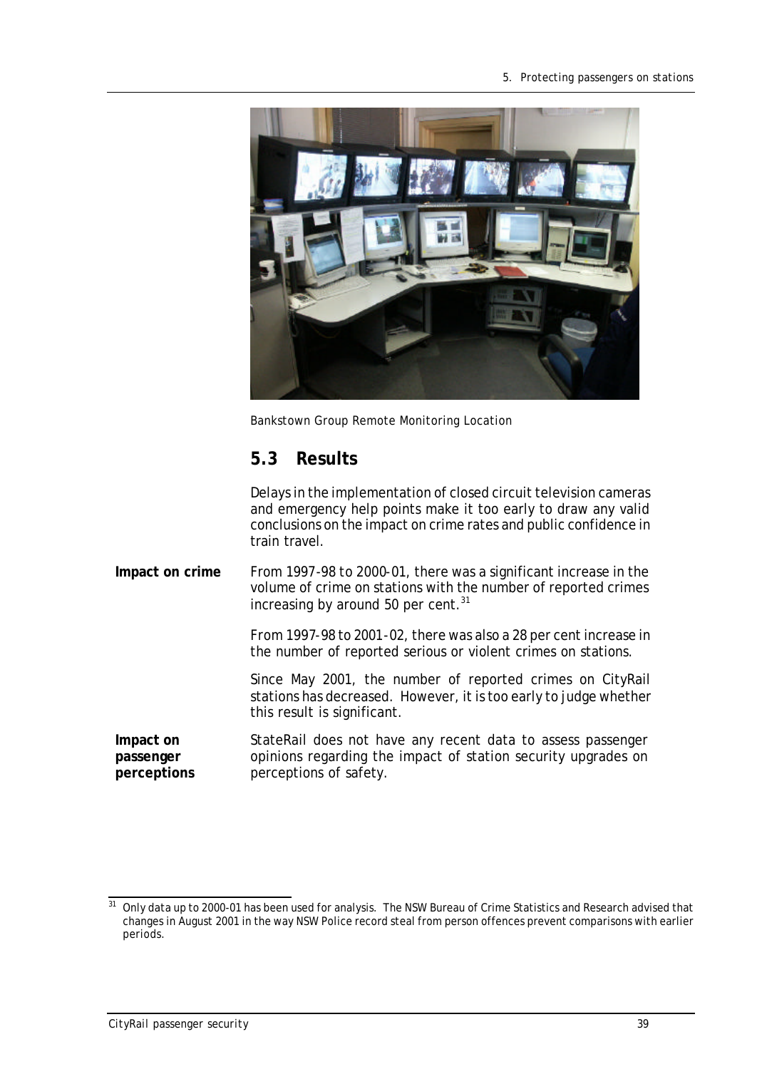Bankstown Group Remote Monitoring Location

## 5.3 Results

Delays in the implementation of closed circuit television cameras and emergency help points make it too early to draw any valid conclusions on the impact on crime rates and public confidence in train travel.

**Impact on crime**

From 1997-98 to 2000-01, there was a significant increase in the volume of crime on stations with the number of reported crimes increasing by around 50 per cent.[31]

From 1997-98 to 2001-02, there was also a 28 per cent increase in the number of reported serious or violent crimes on stations.

Since May 2001, the number of reported crimes on CityRail stations has decreased. However, it is too early to judge whether this result is significant.

**Impact on passenger perceptions**

StateRail does not have any recent data to assess passenger opinions regarding the impact of station security upgrades on perceptions of safety.

---

[31] Only data up to 2000-01 has been used for analysis. The NSW Bureau of Crime Statistics and Research advised that changes in August 2001 in the way NSW Police record steal from person offences prevent comparisons with earlier periods.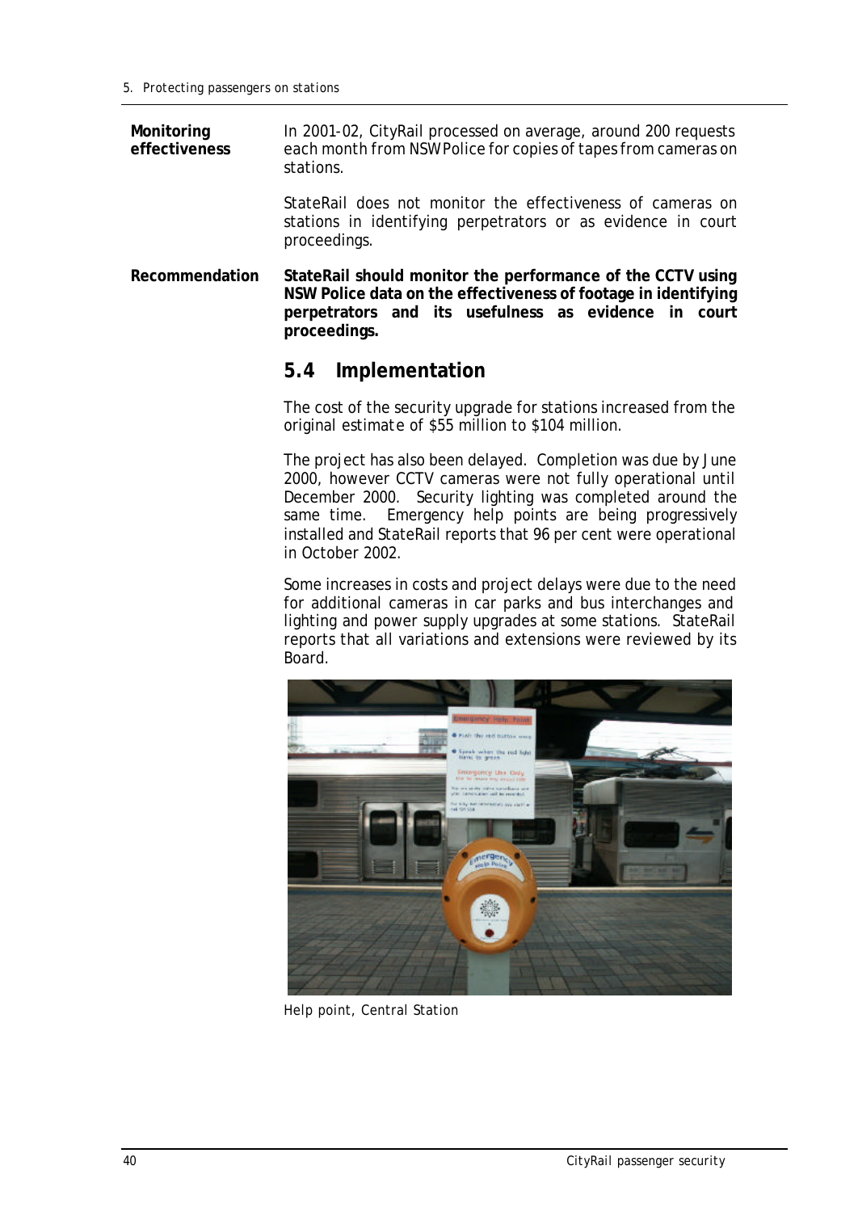**Monitoring effectiveness**

In 2001-02, CityRail processed on average, around 200 requests each month from NSW Police for copies of tapes from cameras on stations.

StateRail does not monitor the effectiveness of cameras on stations in identifying perpetrators or as evidence in court proceedings.

**Recommendation**

**StateRail should monitor the performance of the CCTV using NSW Police data on the effectiveness of footage in identifying perpetrators and its usefulness as evidence in court proceedings.**

## 5.4 Implementation

The cost of the security upgrade for stations increased from the original estimate of $55 million to $104 million.

The project has also been delayed. Completion was due by June 2000, however CCTV cameras were not fully operational until December 2000. Security lighting was completed around the same time. Emergency help points are being progressively installed and StateRail reports that 96 per cent were operational in October 2002.

Some increases in costs and project delays were due to the need for additional cameras in car parks and bus interchanges and lighting and power supply upgrades at some stations. StateRail reports that all variations and extensions were reviewed by its Board.

Help point, Central Station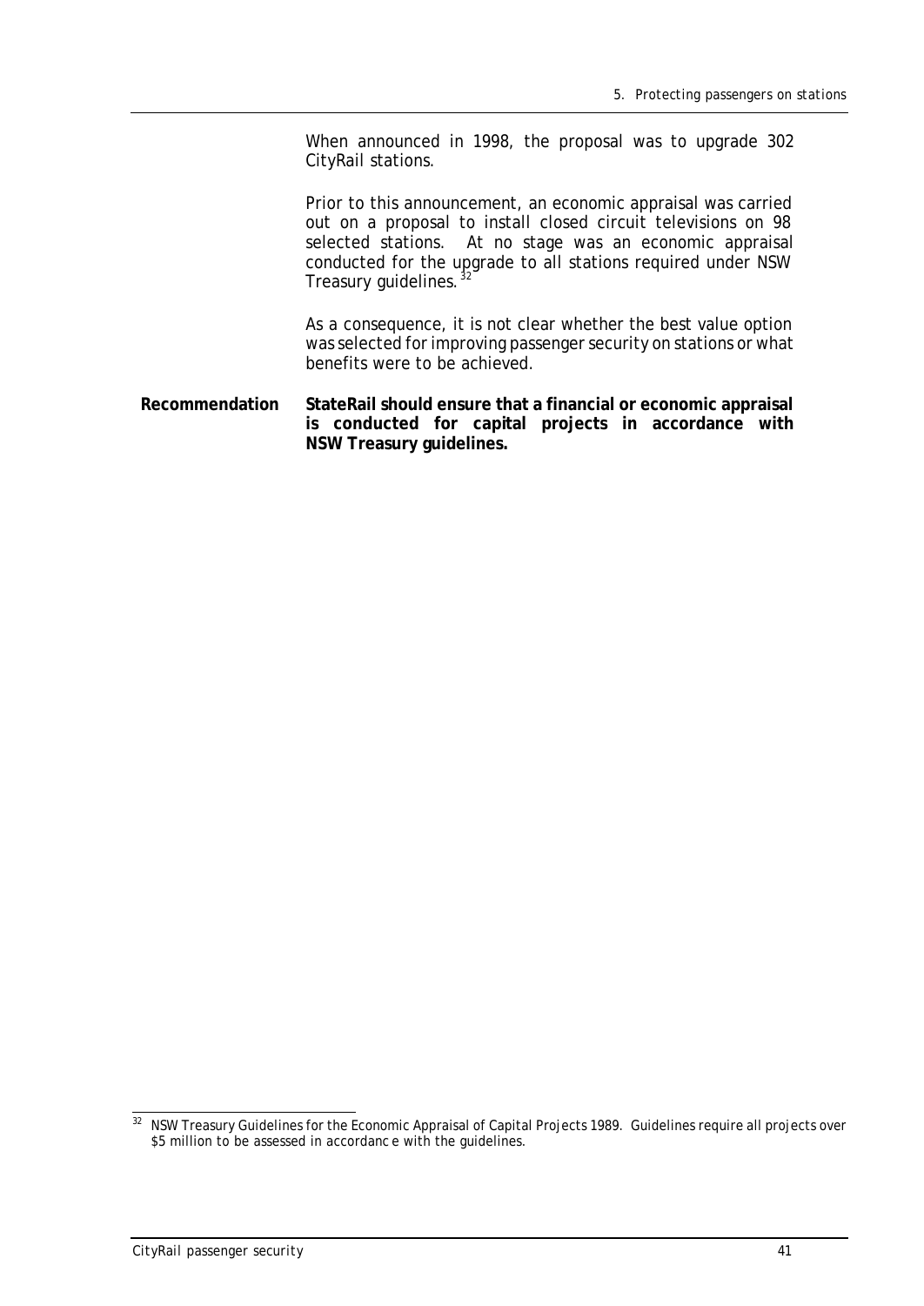When announced in 1998, the proposal was to upgrade 302 CityRail stations.

Prior to this announcement, an economic appraisal was carried out on a proposal to install closed circuit televisions on 98 selected stations. At no stage was an economic appraisal conducted for the upgrade to all stations required under NSW Treasury guidelines.[32]

As a consequence, it is not clear whether the best value option was selected for improving passenger security on stations or what benefits were to be achieved.

**Recommendation** **StateRail should ensure that a financial or economic appraisal is conducted for capital projects in accordance with NSW Treasury guidelines.**

---

[32] NSW Treasury Guidelines for the Economic Appraisal of Capital Projects 1989. Guidelines require all projects over $5 million to be assessed in accordance with the guidelines.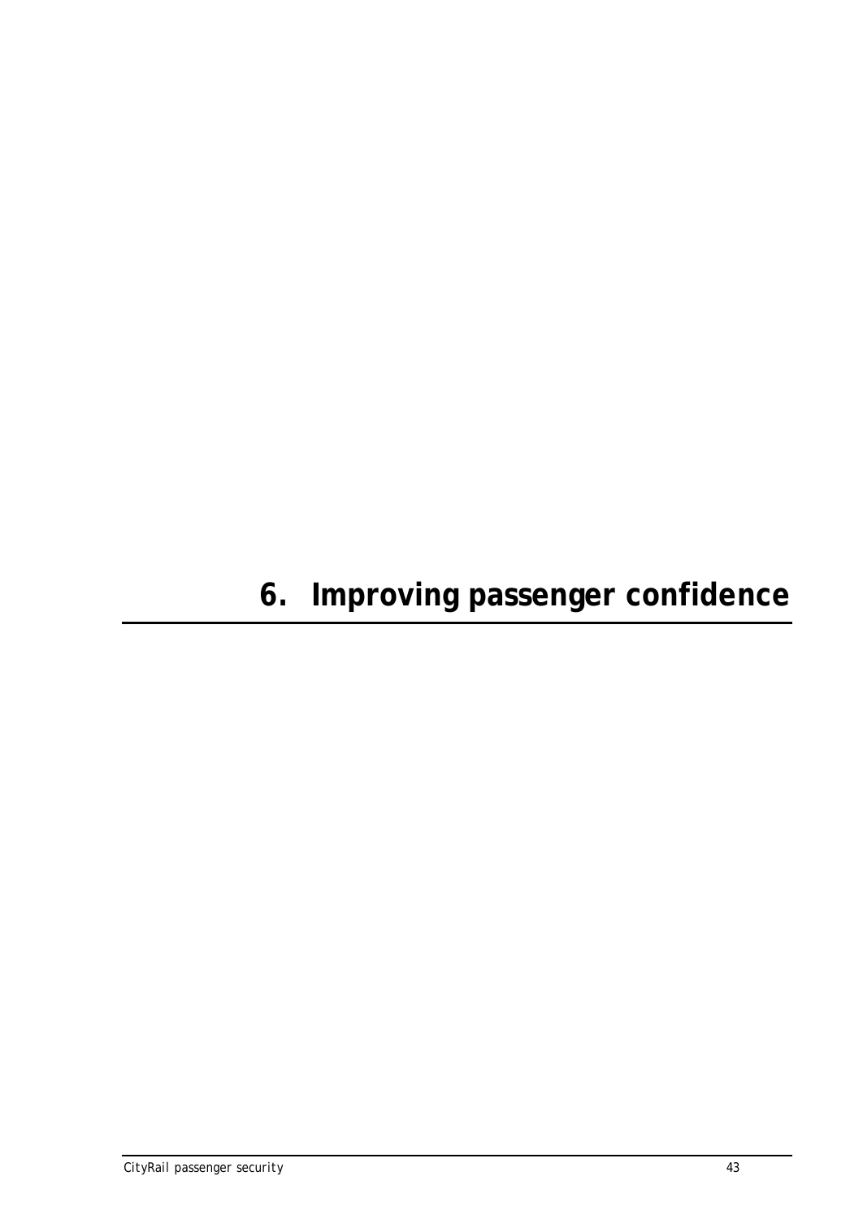# 6. Improving passenger confidence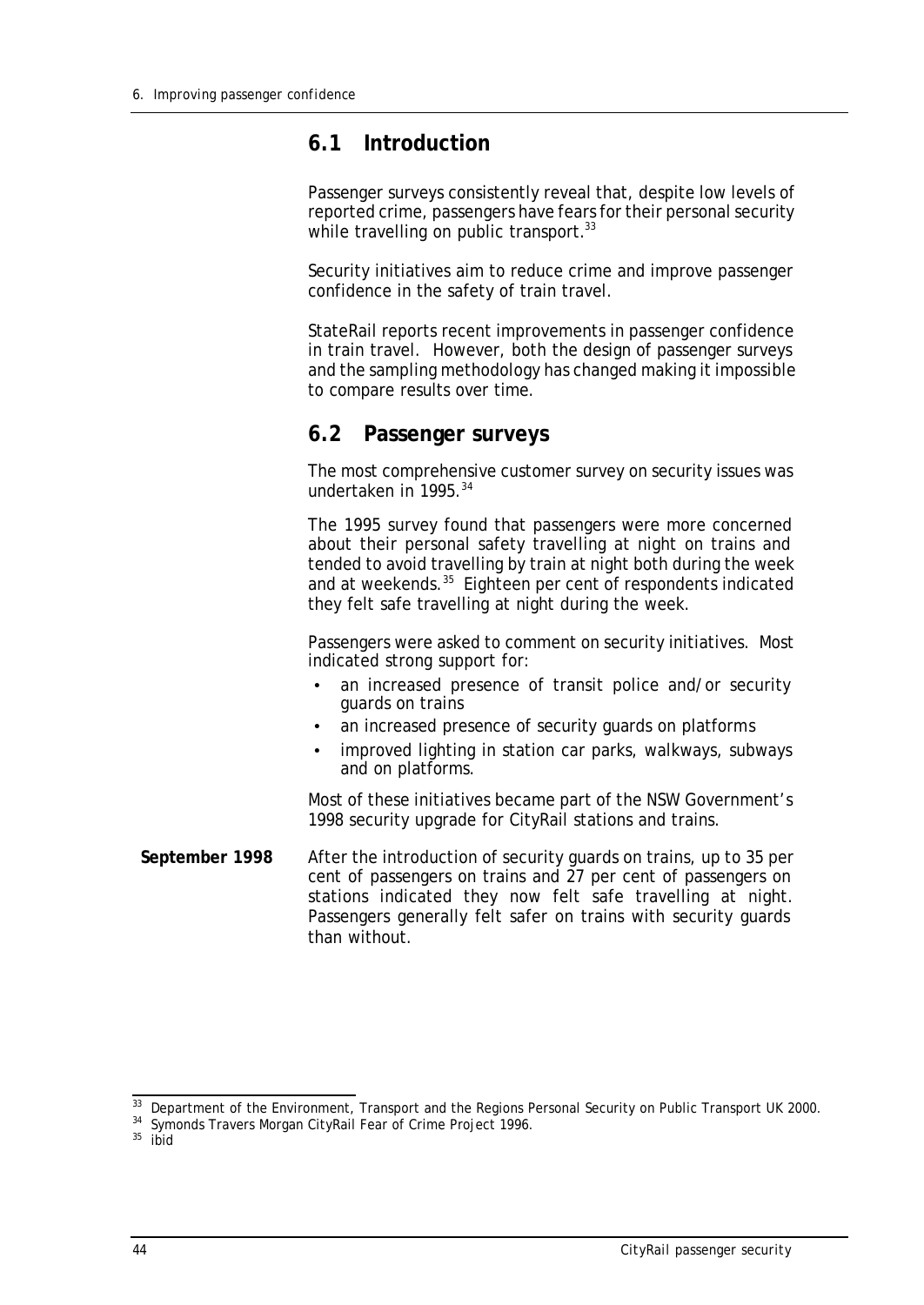## 6.1 Introduction

Passenger surveys consistently reveal that, despite low levels of reported crime, passengers have fears for their personal security while travelling on public transport.[33]

Security initiatives aim to reduce crime and improve passenger confidence in the safety of train travel.

StateRail reports recent improvements in passenger confidence in train travel. However, both the design of passenger surveys and the sampling methodology has changed making it impossible to compare results over time.

## 6.2 Passenger surveys

The most comprehensive customer survey on security issues was undertaken in 1995.[34]

The 1995 survey found that passengers were more concerned about their personal safety travelling at night on trains and tended to avoid travelling by train at night both during the week and at weekends.[35] Eighteen per cent of respondents indicated they felt safe travelling at night during the week.

Passengers were asked to comment on security initiatives. Most indicated strong support for:

- an increased presence of transit police and/or security guards on trains
- an increased presence of security guards on platforms
- improved lighting in station car parks, walkways, subways and on platforms.

Most of these initiatives became part of the NSW Government's 1998 security upgrade for CityRail stations and trains.

**September 1998**

After the introduction of security guards on trains, up to 35 per cent of passengers on trains and 27 per cent of passengers on stations indicated they now felt safe travelling at night. Passengers generally felt safer on trains with security guards than without.

---

[33] Department of the Environment, Transport and the Regions Personal Security on Public Transport UK 2000.

[34] Symonds Travers Morgan CityRail Fear of Crime Project 1996.

[35] ibid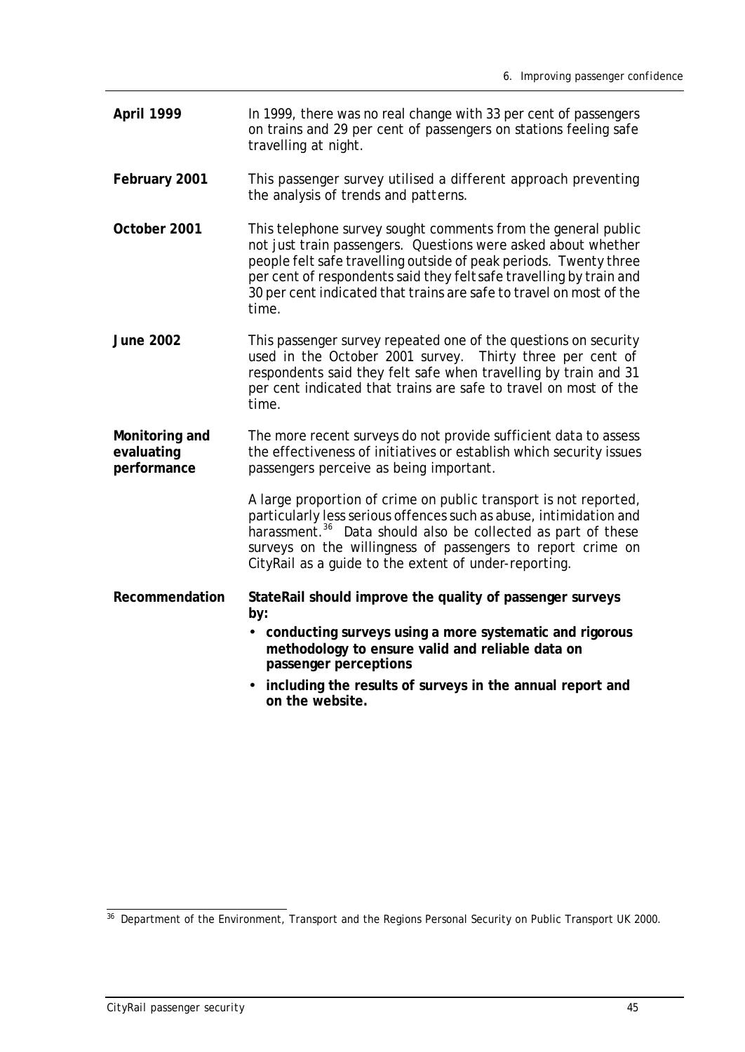**April 1999**

In 1999, there was no real change with 33 per cent of passengers on trains and 29 per cent of passengers on stations feeling safe travelling at night.

**February 2001**

This passenger survey utilised a different approach preventing the analysis of trends and patterns.

**October 2001**

This telephone survey sought comments from the general public not just train passengers. Questions were asked about whether people felt safe travelling outside of peak periods. Twenty three per cent of respondents said they felt safe travelling by train and 30 per cent indicated that trains are safe to travel on most of the time.

**June 2002**

This passenger survey repeated one of the questions on security used in the October 2001 survey. Thirty three per cent of respondents said they felt safe when travelling by train and 31 per cent indicated that trains are safe to travel on most of the time.

**Monitoring and evaluating performance**

The more recent surveys do not provide sufficient data to assess the effectiveness of initiatives or establish which security issues passengers perceive as being important.

A large proportion of crime on public transport is not reported, particularly less serious offences such as abuse, intimidation and harassment.[36] Data should also be collected as part of these surveys on the willingness of passengers to report crime on CityRail as a guide to the extent of under-reporting.

**Recommendation**

**StateRail should improve the quality of passenger surveys by:**

- **conducting surveys using a more systematic and rigorous methodology to ensure valid and reliable data on passenger perceptions**
- **including the results of surveys in the annual report and on the website.**

[36] Department of the Environment, Transport and the Regions Personal Security on Public Transport UK 2000.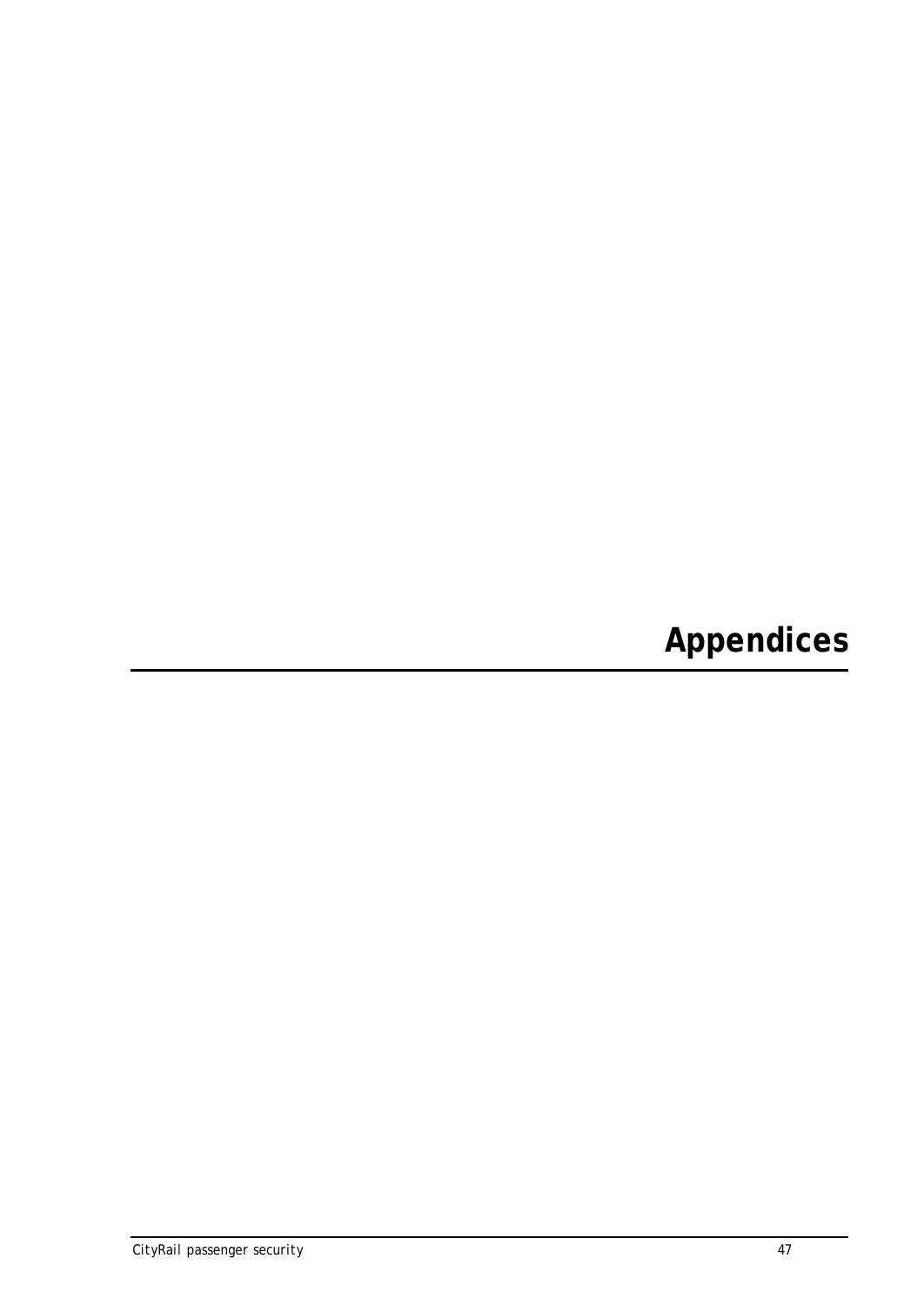# Appendices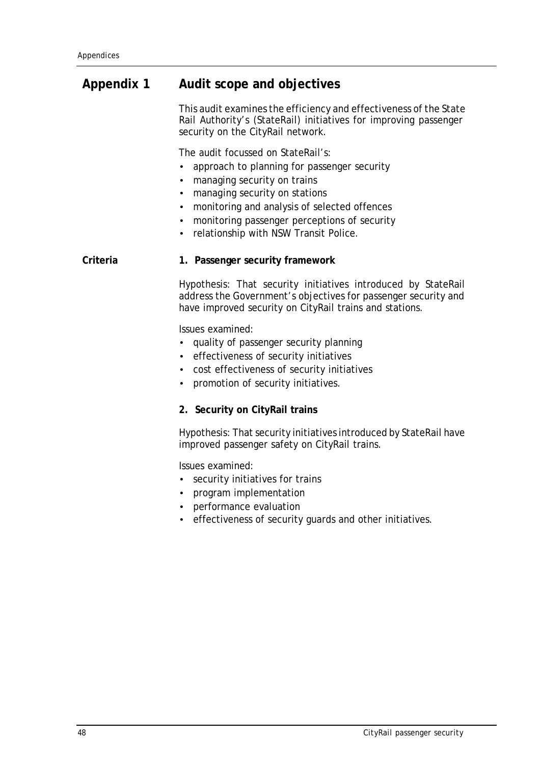# Appendix 1 Audit scope and objectives

This audit examines the efficiency and effectiveness of the State Rail Authority's (StateRail) initiatives for improving passenger security on the CityRail network.

The audit focussed on StateRail's:

- approach to planning for passenger security
- managing security on trains
- managing security on stations
- monitoring and analysis of selected offences
- monitoring passenger perceptions of security
- relationship with NSW Transit Police.

## Criteria

**1. Passenger security framework**

Hypothesis: That security initiatives introduced by StateRail address the Government's objectives for passenger security and have improved security on CityRail trains and stations.

Issues examined:

- quality of passenger security planning
- effectiveness of security initiatives
- cost effectiveness of security initiatives
- promotion of security initiatives.

**2. Security on CityRail trains**

Hypothesis: That security initiatives introduced by StateRail have improved passenger safety on CityRail trains.

Issues examined:

- security initiatives for trains
- program implementation
- performance evaluation
- effectiveness of security guards and other initiatives.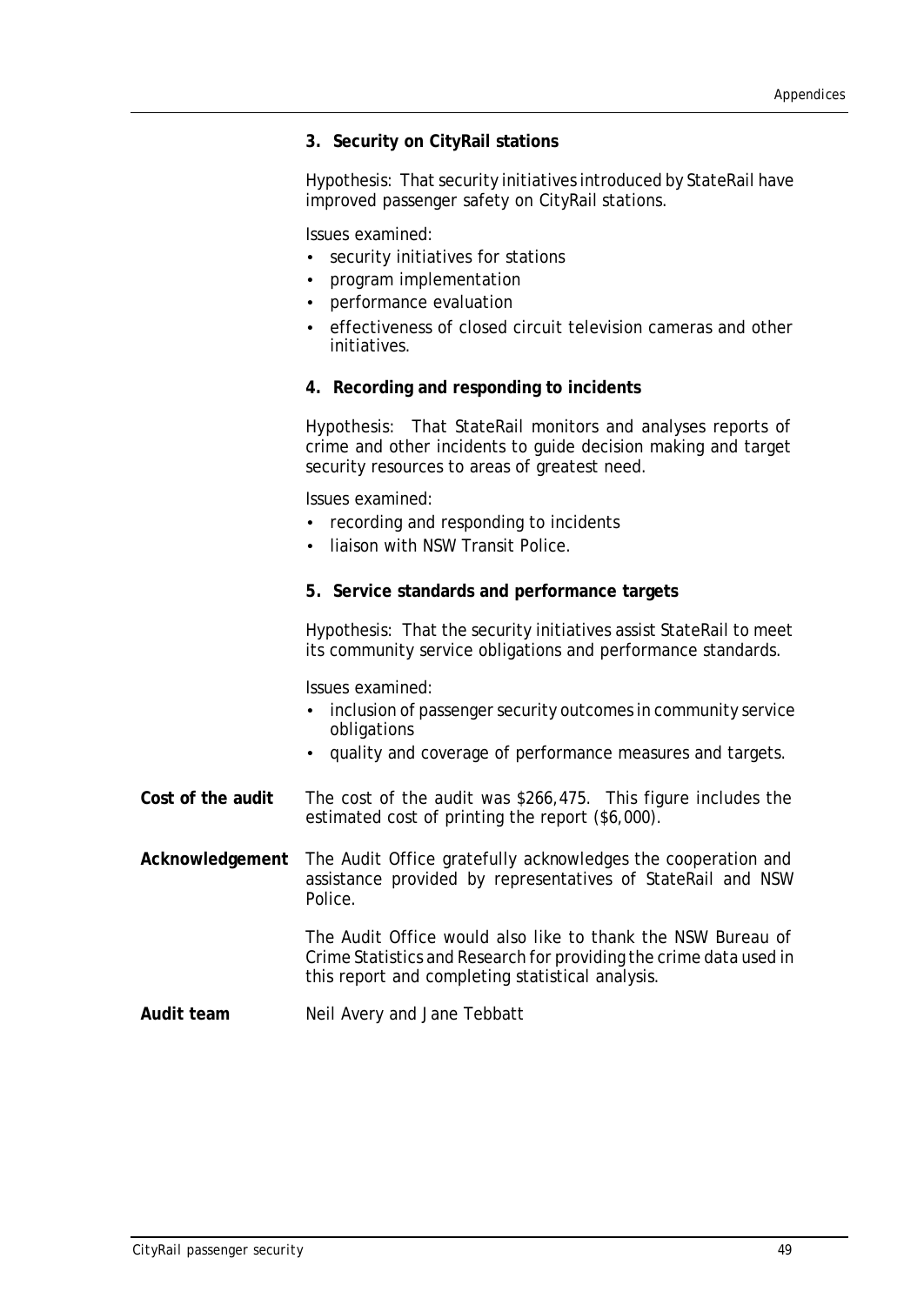**3. Security on CityRail stations**

Hypothesis: That security initiatives introduced by StateRail have improved passenger safety on CityRail stations.

Issues examined:

- security initiatives for stations
- program implementation
- performance evaluation
- effectiveness of closed circuit television cameras and other initiatives.

**4. Recording and responding to incidents**

Hypothesis: That StateRail monitors and analyses reports of crime and other incidents to guide decision making and target security resources to areas of greatest need.

Issues examined:

- recording and responding to incidents
- liaison with NSW Transit Police.

**5. Service standards and performance targets**

Hypothesis: That the security initiatives assist StateRail to meet its community service obligations and performance standards.

Issues examined:

- inclusion of passenger security outcomes in community service obligations
- quality and coverage of performance measures and targets.

**Cost of the audit**

The cost of the audit was $266,475. This figure includes the estimated cost of printing the report ($6,000).

**Acknowledgement**

The Audit Office gratefully acknowledges the cooperation and assistance provided by representatives of StateRail and NSW Police.

The Audit Office would also like to thank the NSW Bureau of Crime Statistics and Research for providing the crime data used in this report and completing statistical analysis.

**Audit team**

Neil Avery and Jane Tebbatt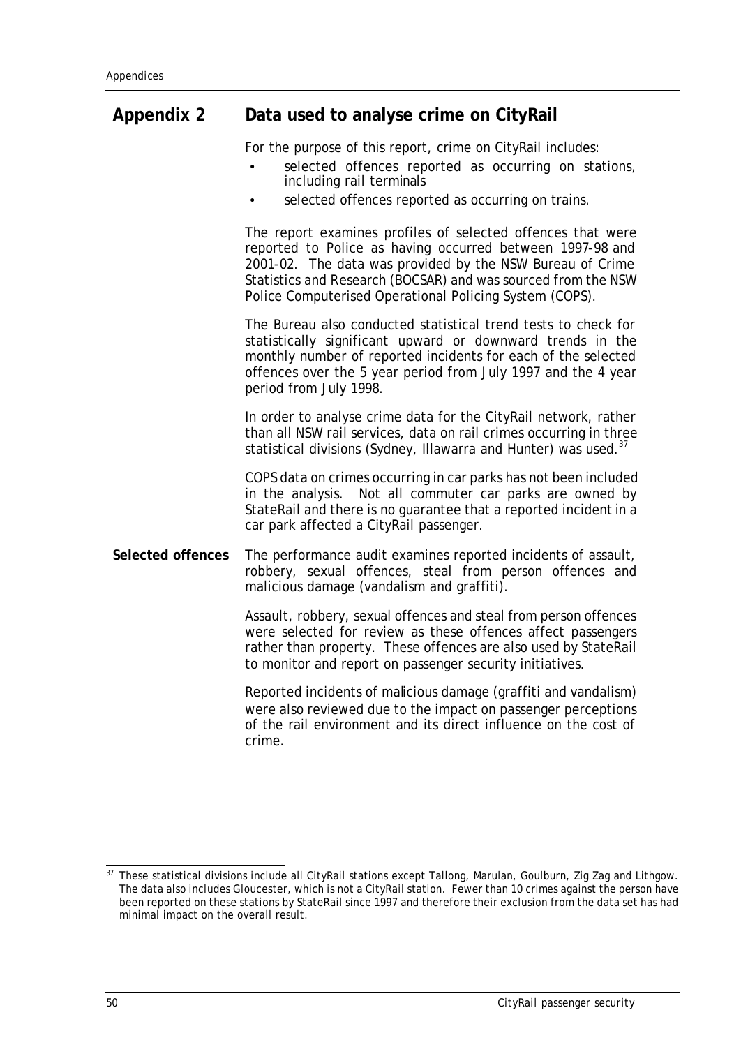## Appendix 2 Data used to analyse crime on CityRail

For the purpose of this report, crime on CityRail includes:

- selected offences reported as occurring on stations, including rail terminals
- selected offences reported as occurring on trains.

The report examines profiles of selected offences that were reported to Police as having occurred between 1997-98 and 2001-02. The data was provided by the NSW Bureau of Crime Statistics and Research (BOCSAR) and was sourced from the NSW Police Computerised Operational Policing System (COPS).

The Bureau also conducted statistical trend tests to check for statistically significant upward or downward trends in the monthly number of reported incidents for each of the selected offences over the 5 year period from July 1997 and the 4 year period from July 1998.

In order to analyse crime data for the CityRail network, rather than all NSW rail services, data on rail crimes occurring in three statistical divisions (Sydney, Illawarra and Hunter) was used.[37]

COPS data on crimes occurring in car parks has not been included in the analysis. Not all commuter car parks are owned by StateRail and there is no guarantee that a reported incident in a car park affected a CityRail passenger.

**Selected offences**

The performance audit examines reported incidents of assault, robbery, sexual offences, steal from person offences and malicious damage (vandalism and graffiti).

Assault, robbery, sexual offences and steal from person offences were selected for review as these offences affect passengers rather than property. These offences are also used by StateRail to monitor and report on passenger security initiatives.

Reported incidents of malicious damage (graffiti and vandalism) were also reviewed due to the impact on passenger perceptions of the rail environment and its direct influence on the cost of crime.

---

[37] These statistical divisions include all CityRail stations except Tallong, Marulan, Goulburn, Zig Zag and Lithgow. The data also includes Gloucester, which is not a CityRail station. Fewer than 10 crimes against the person have been reported on these stations by StateRail since 1997 and therefore their exclusion from the data set has had minimal impact on the overall result.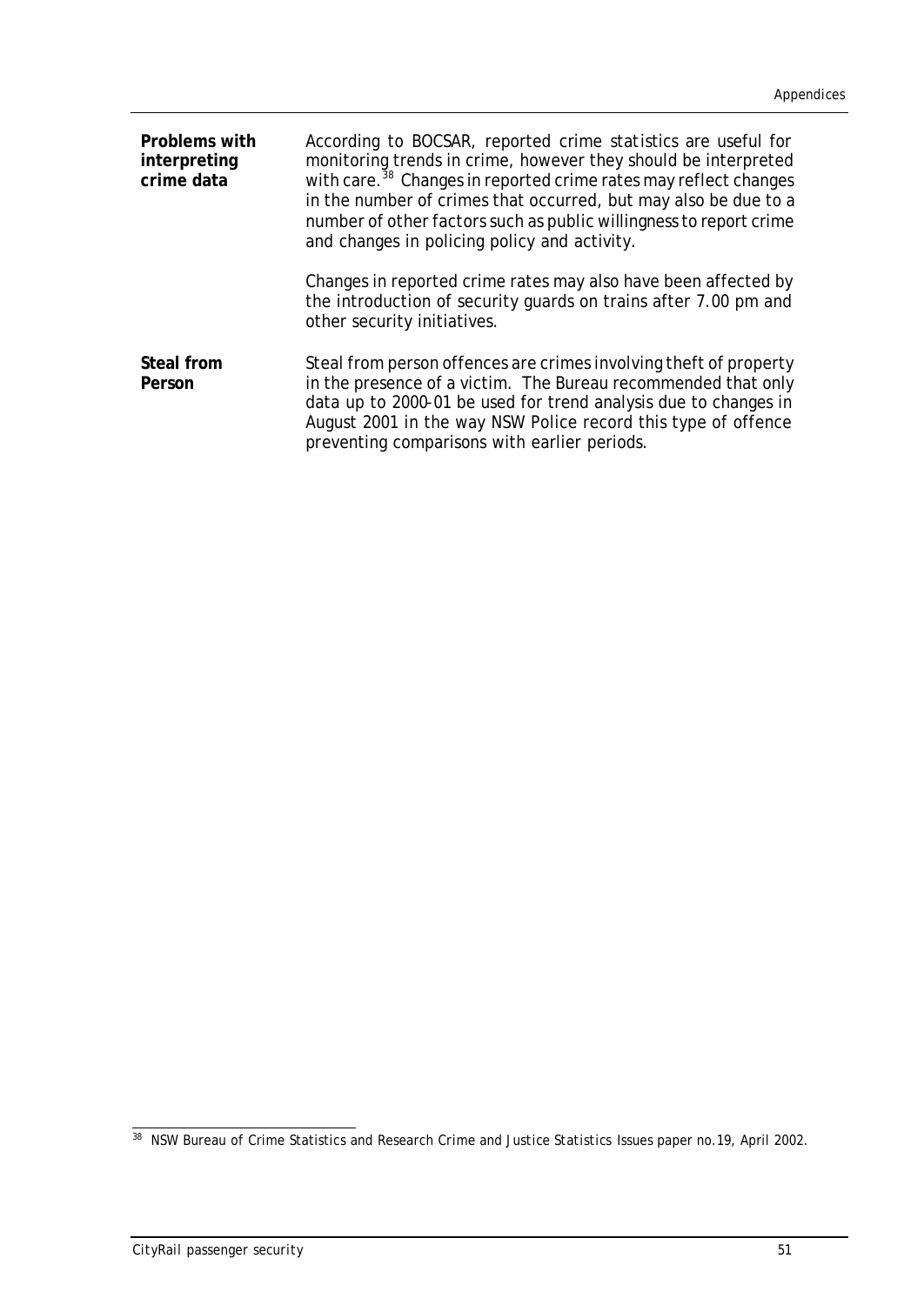**Problems with interpreting crime data**

According to BOCSAR, reported crime statistics are useful for monitoring trends in crime, however they should be interpreted with care.[38] Changes in reported crime rates may reflect changes in the number of crimes that occurred, but may also be due to a number of other factors such as public willingness to report crime and changes in policing policy and activity.

Changes in reported crime rates may also have been affected by the introduction of security guards on trains after 7.00 pm and other security initiatives.

**Steal from Person**

Steal from person offences are crimes involving theft of property in the presence of a victim. The Bureau recommended that only data up to 2000-01 be used for trend analysis due to changes in August 2001 in the way NSW Police record this type of offence preventing comparisons with earlier periods.

---

[38] NSW Bureau of Crime Statistics and Research *Crime and Justice Statistics* Issues paper no.19, April 2002.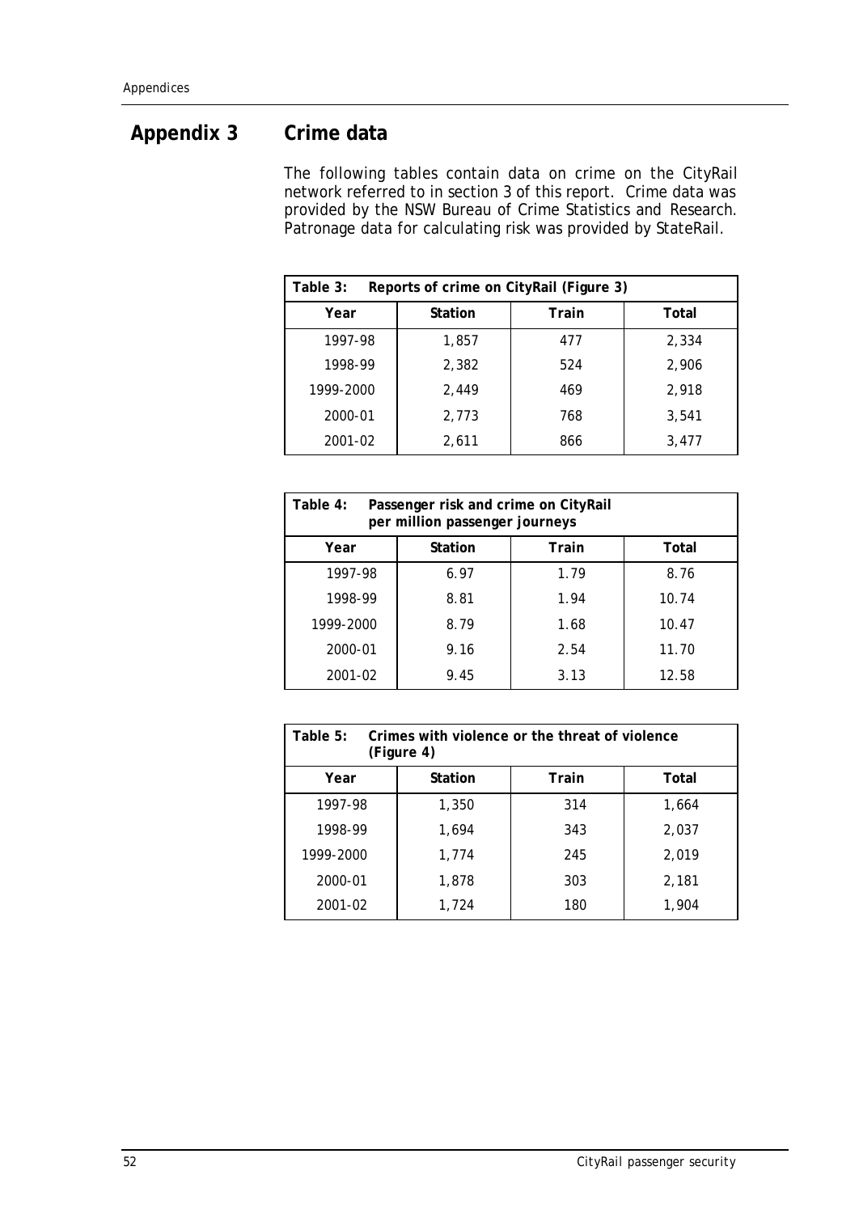# Appendix 3 Crime data

The following tables contain data on crime on the CityRail network referred to in section 3 of this report. Crime data was provided by the NSW Bureau of Crime Statistics and Research. Patronage data for calculating risk was provided by StateRail.

**Table 3: Reports of crime on CityRail (Figure 3)**

| Year | Station | Train | Total |
|---|---|---|---|
| 1997-98 | 1,857 | 477 | 2,334 |
| 1998-99 | 2,382 | 524 | 2,906 |
| 1999-2000 | 2,449 | 469 | 2,918 |
| 2000-01 | 2,773 | 768 | 3,541 |
| 2001-02 | 2,611 | 866 | 3,477 |

**Table 4: Passenger risk and crime on CityRail per million passenger journeys**

| Year | Station | Train | Total |
|---|---|---|---|
| 1997-98 | 6.97 | 1.79 | 8.76 |
| 1998-99 | 8.81 | 1.94 | 10.74 |
| 1999-2000 | 8.79 | 1.68 | 10.47 |
| 2000-01 | 9.16 | 2.54 | 11.70 |
| 2001-02 | 9.45 | 3.13 | 12.58 |

**Table 5: Crimes with violence or the threat of violence (Figure 4)**

| Year | Station | Train | Total |
|---|---|---|---|
| 1997-98 | 1,350 | 314 | 1,664 |
| 1998-99 | 1,694 | 343 | 2,037 |
| 1999-2000 | 1,774 | 245 | 2,019 |
| 2000-01 | 1,878 | 303 | 2,181 |
| 2001-02 | 1,724 | 180 | 1,904 |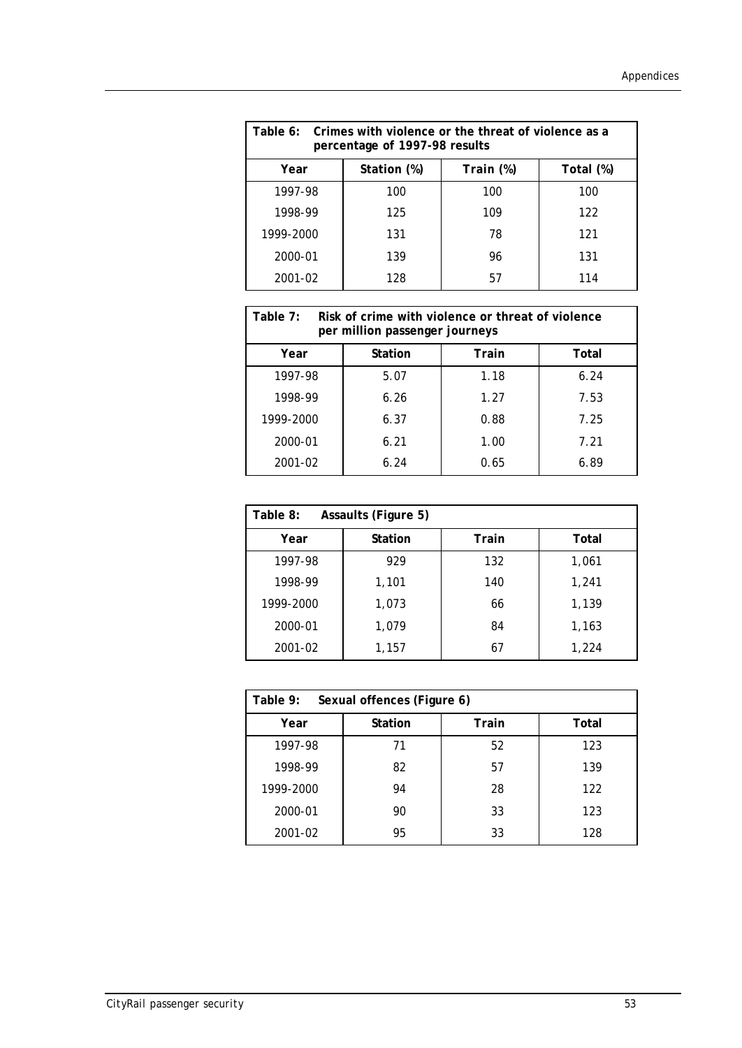| Table 6: Crimes with violence or the threat of violence as a percentage of 1997-98 results | | | |
|---|---|---|---|
| Year | Station (%) | Train (%) | Total (%) |
| 1997-98 | 100 | 100 | 100 |
| 1998-99 | 125 | 109 | 122 |
| 1999-2000 | 131 | 78 | 121 |
| 2000-01 | 139 | 96 | 131 |
| 2001-02 | 128 | 57 | 114 |

| Table 7: Risk of crime with violence or threat of violence per million passenger journeys | | | |
|---|---|---|---|
| Year | Station | Train | Total |
| 1997-98 | 5.07 | 1.18 | 6.24 |
| 1998-99 | 6.26 | 1.27 | 7.53 |
| 1999-2000 | 6.37 | 0.88 | 7.25 |
| 2000-01 | 6.21 | 1.00 | 7.21 |
| 2001-02 | 6.24 | 0.65 | 6.89 |

| Table 8: Assaults (Figure 5) | | | |
|---|---|---|---|
| Year | Station | Train | Total |
| 1997-98 | 929 | 132 | 1,061 |
| 1998-99 | 1,101 | 140 | 1,241 |
| 1999-2000 | 1,073 | 66 | 1,139 |
| 2000-01 | 1,079 | 84 | 1,163 |
| 2001-02 | 1,157 | 67 | 1,224 |

| Table 9: Sexual offences (Figure 6) | | | |
|---|---|---|---|
| Year | Station | Train | Total |
| 1997-98 | 71 | 52 | 123 |
| 1998-99 | 82 | 57 | 139 |
| 1999-2000 | 94 | 28 | 122 |
| 2000-01 | 90 | 33 | 123 |
| 2001-02 | 95 | 33 | 128 |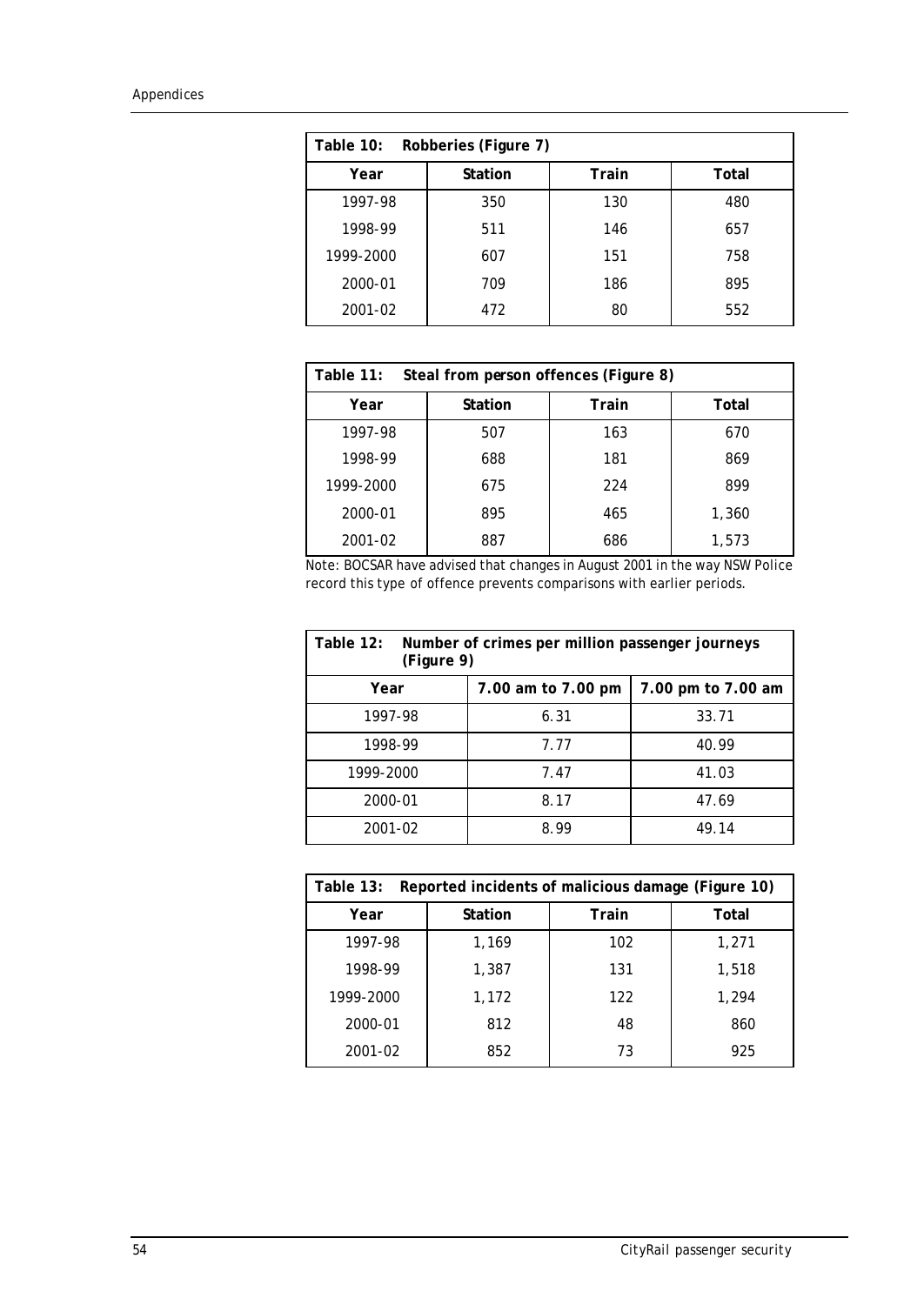| Table 10: Robberies (Figure 7) | | | |
|---|---|---|---|
| **Year** | **Station** | **Train** | **Total** |
| 1997-98 | 350 | 130 | 480 |
| 1998-99 | 511 | 146 | 657 |
| 1999-2000 | 607 | 151 | 758 |
| 2000-01 | 709 | 186 | 895 |
| 2001-02 | 472 | 80 | 552 |

| Table 11: Steal from person offences (Figure 8) | | | |
|---|---|---|---|
| **Year** | **Station** | **Train** | **Total** |
| 1997-98 | 507 | 163 | 670 |
| 1998-99 | 688 | 181 | 869 |
| 1999-2000 | 675 | 224 | 899 |
| 2000-01 | 895 | 465 | 1,360 |
| 2001-02 | 887 | 686 | 1,573 |

Note: BOCSAR have advised that changes in August 2001 in the way NSW Police record this type of offence prevents comparisons with earlier periods.

| Table 12: Number of crimes per million passenger journeys (Figure 9) | | |
|---|---|---|
| **Year** | **7.00 am to 7.00 pm** | **7.00 pm to 7.00 am** |
| 1997-98 | 6.31 | 33.71 |
| 1998-99 | 7.77 | 40.99 |
| 1999-2000 | 7.47 | 41.03 |
| 2000-01 | 8.17 | 47.69 |
| 2001-02 | 8.99 | 49.14 |

| Table 13: Reported incidents of malicious damage (Figure 10) | | | |
|---|---|---|---|
| **Year** | **Station** | **Train** | **Total** |
| 1997-98 | 1,169 | 102 | 1,271 |
| 1998-99 | 1,387 | 131 | 1,518 |
| 1999-2000 | 1,172 | 122 | 1,294 |
| 2000-01 | 812 | 48 | 860 |
| 2001-02 | 852 | 73 | 925 |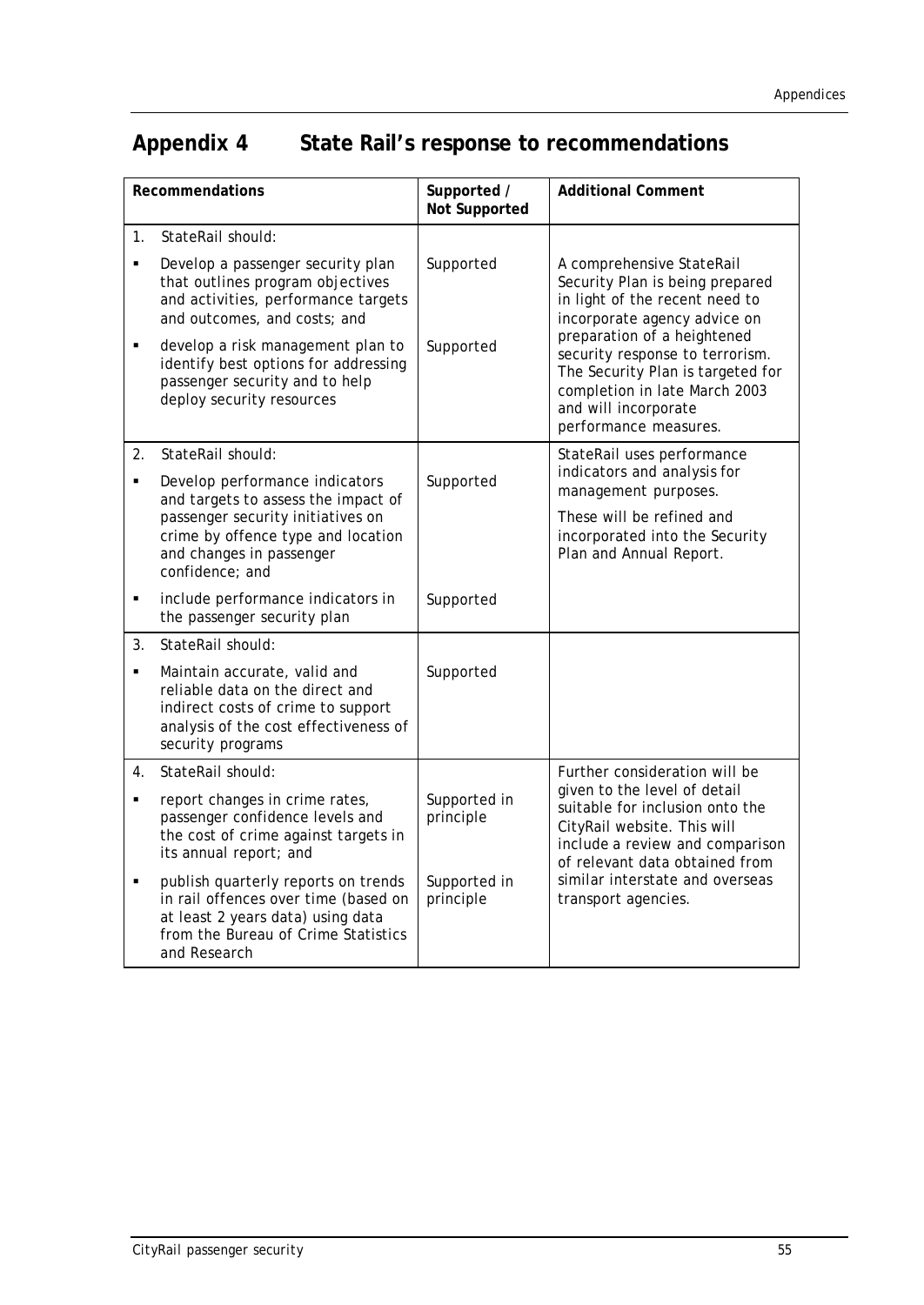# Appendix 4 State Rail's response to recommendations

| Recommendations | Supported / Not Supported | Additional Comment |
|---|---|---|
| 1. StateRail should: | | |
| ▪ Develop a passenger security plan that outlines program objectives and activities, performance targets and outcomes, and costs; and | Supported | A comprehensive StateRail Security Plan is being prepared in light of the recent need to incorporate agency advice on preparation of a heightened security response to terrorism. The Security Plan is targeted for completion in late March 2003 and will incorporate performance measures. |
| ▪ develop a risk management plan to identify best options for addressing passenger security and to help deploy security resources | Supported | |
| 2. StateRail should: | | StateRail uses performance indicators and analysis for management purposes. These will be refined and incorporated into the Security Plan and Annual Report. |
| ▪ Develop performance indicators and targets to assess the impact of passenger security initiatives on crime by offence type and location and changes in passenger confidence; and | Supported | |
| ▪ include performance indicators in the passenger security plan | Supported | |
| 3. StateRail should: | | |
| ▪ Maintain accurate, valid and reliable data on the direct and indirect costs of crime to support analysis of the cost effectiveness of security programs | Supported | |
| 4. StateRail should: | | Further consideration will be given to the level of detail suitable for inclusion onto the CityRail website. This will include a review and comparison of relevant data obtained from similar interstate and overseas transport agencies. |
| ▪ report changes in crime rates, passenger confidence levels and the cost of crime against targets in its annual report; and | Supported in principle | |
| ▪ publish quarterly reports on trends in rail offences over time (based on at least 2 years data) using data from the Bureau of Crime Statistics and Research | Supported in principle | |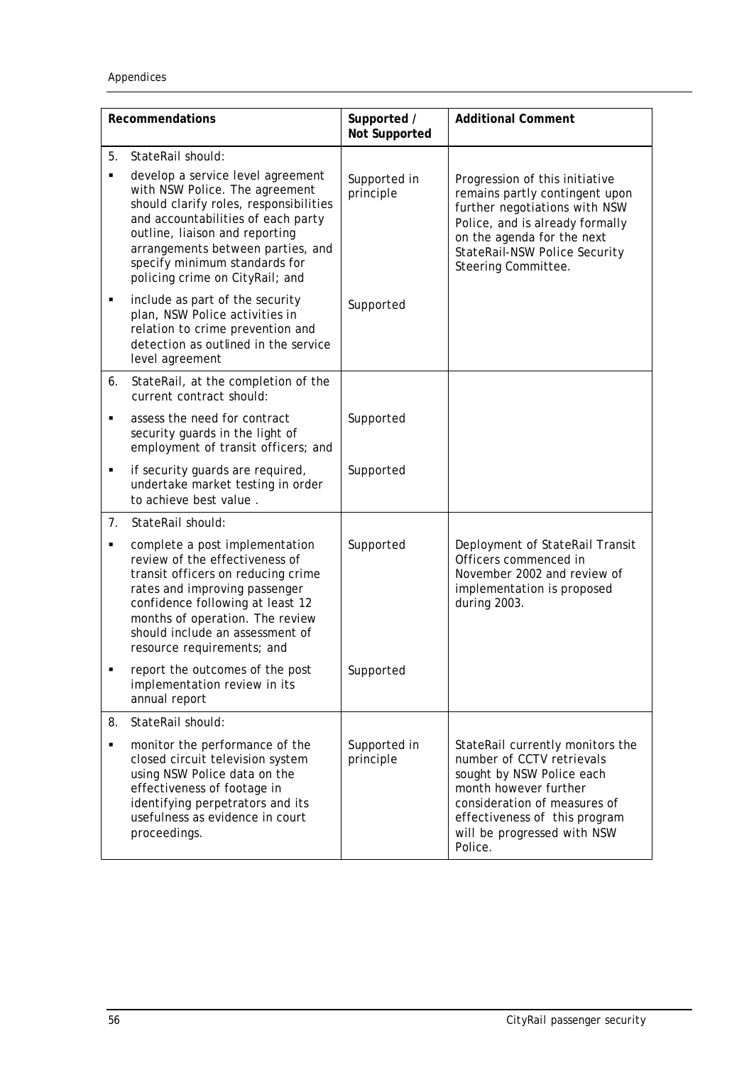| Recommendations | Supported / Not Supported | Additional Comment |
|---|---|---|
| 5. StateRail should: | | |
| ▪ develop a service level agreement with NSW Police. The agreement should clarify roles, responsibilities and accountabilities of each party outline, liaison and reporting arrangements between parties, and specify minimum standards for policing crime on CityRail; and | Supported in principle | Progression of this initiative remains partly contingent upon further negotiations with NSW Police, and is already formally on the agenda for the next StateRail-NSW Police Security Steering Committee. |
| ▪ include as part of the security plan, NSW Police activities in relation to crime prevention and detection as outlined in the service level agreement | Supported | |
| 6. StateRail, at the completion of the current contract should: | | |
| ▪ assess the need for contract security guards in the light of employment of transit officers; and | Supported | |
| ▪ if security guards are required, undertake market testing in order to achieve best value . | Supported | |
| 7. StateRail should: | | |
| ▪ complete a post implementation review of the effectiveness of transit officers on reducing crime rates and improving passenger confidence following at least 12 months of operation. The review should include an assessment of resource requirements; and | Supported | Deployment of StateRail Transit Officers commenced in November 2002 and review of implementation is proposed during 2003. |
| ▪ report the outcomes of the post implementation review in its annual report | Supported | |
| 8. StateRail should: | | |
| ▪ monitor the performance of the closed circuit television system using NSW Police data on the effectiveness of footage in identifying perpetrators and its usefulness as evidence in court proceedings. | Supported in principle | StateRail currently monitors the number of CCTV retrievals sought by NSW Police each month however further consideration of measures of effectiveness of this program will be progressed with NSW Police. |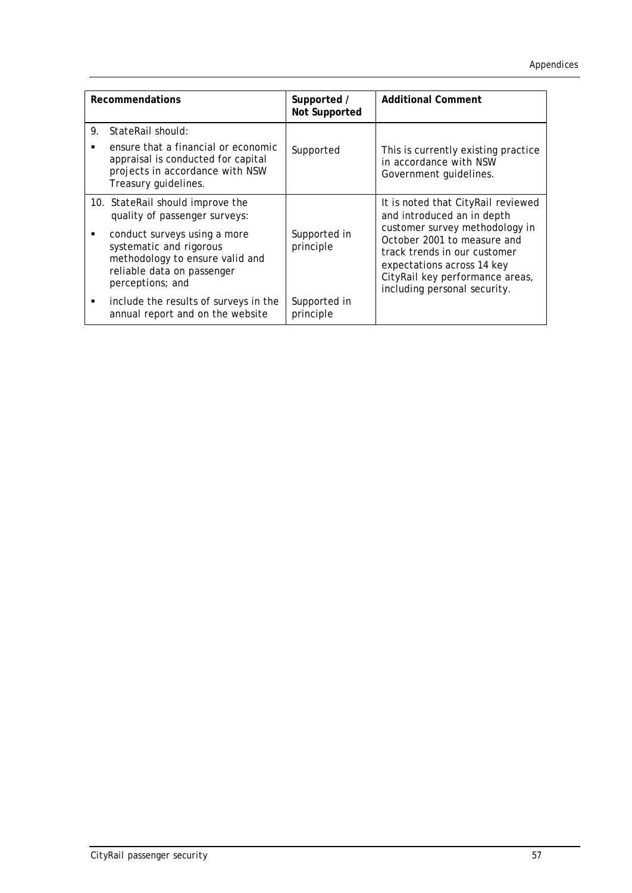| Recommendations | Supported / Not Supported | Additional Comment |
|---|---|---|
| 9. StateRail should: | | |
| ▪ ensure that a financial or economic appraisal is conducted for capital projects in accordance with NSW Treasury guidelines. | Supported | This is currently existing practice in accordance with NSW Government guidelines. |
| 10. StateRail should improve the quality of passenger surveys: | | It is noted that CityRail reviewed and introduced an in depth customer survey methodology in October 2001 to measure and track trends in our customer expectations across 14 key CityRail key performance areas, including personal security. |
| ▪ conduct surveys using a more systematic and rigorous methodology to ensure valid and reliable data on passenger perceptions; and | Supported in principle | |
| ▪ include the results of surveys in the annual report and on the website | Supported in principle | |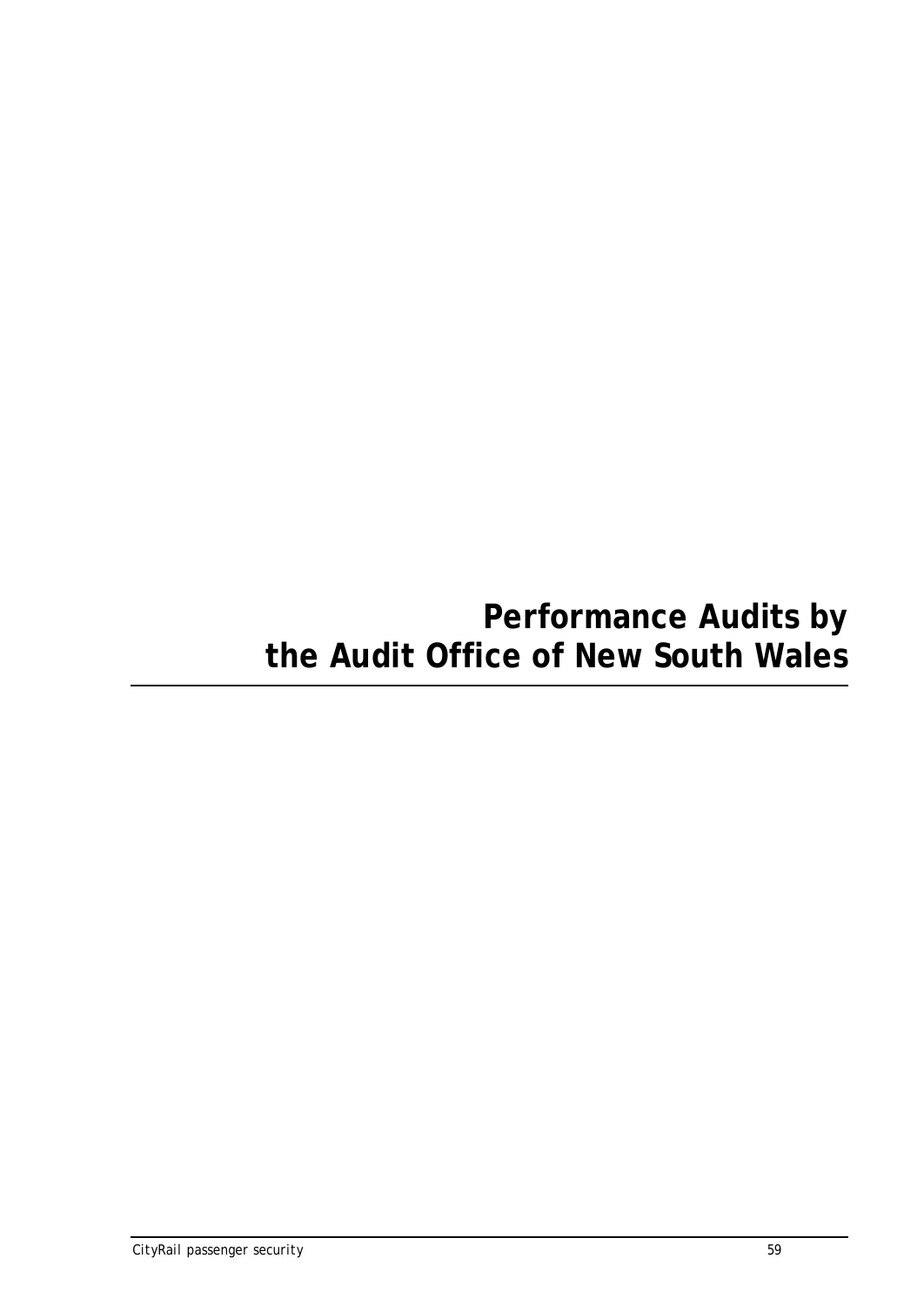# Performance Audits by the Audit Office of New South Wales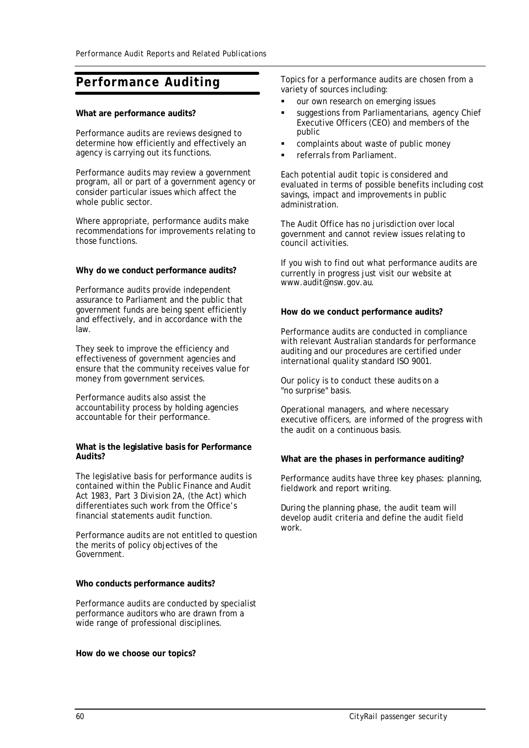# Performance Auditing

**What are performance audits?**

Performance audits are reviews designed to determine how efficiently and effectively an agency is carrying out its functions.

Performance audits may review a government program, all or part of a government agency or consider particular issues which affect the whole public sector.

Where appropriate, performance audits make recommendations for improvements relating to those functions.

**Why do we conduct performance audits?**

Performance audits provide independent assurance to Parliament and the public that government funds are being spent efficiently and effectively, and in accordance with the law.

They seek to improve the efficiency and effectiveness of government agencies and ensure that the community receives value for money from government services.

Performance audits also assist the accountability process by holding agencies accountable for their performance.

**What is the legislative basis for Performance Audits?**

The legislative basis for performance audits is contained within the *Public Finance and Audit Act 1983, Part 3 Division 2A*, (the Act) which differentiates such work from the Office's financial statements audit function.

Performance audits are not entitled to question the merits of policy objectives of the Government.

**Who conducts performance audits?**

Performance audits are conducted by specialist performance auditors who are drawn from a wide range of professional disciplines.

**How do we choose our topics?**

Topics for a performance audits are chosen from a variety of sources including:

- our own research on emerging issues
- suggestions from Parliamentarians, agency Chief Executive Officers (CEO) and members of the public
- complaints about waste of public money
- referrals from Parliament.

Each potential audit topic is considered and evaluated in terms of possible benefits including cost savings, impact and improvements in public administration.

The Audit Office has no jurisdiction over local government and cannot review issues relating to council activities.

If you wish to find out what performance audits are currently in progress just visit our website at www.audit@nsw.gov.au.

**How do we conduct performance audits?**

Performance audits are conducted in compliance with relevant Australian standards for performance auditing and our procedures are certified under international quality standard ISO 9001.

Our policy is to conduct these audits on a "no surprise" basis.

Operational managers, and where necessary executive officers, are informed of the progress with the audit on a continuous basis.

**What are the phases in performance auditing?**

Performance audits have three key phases: planning, fieldwork and report writing.

During the planning phase, the audit team will develop audit criteria and define the audit field work.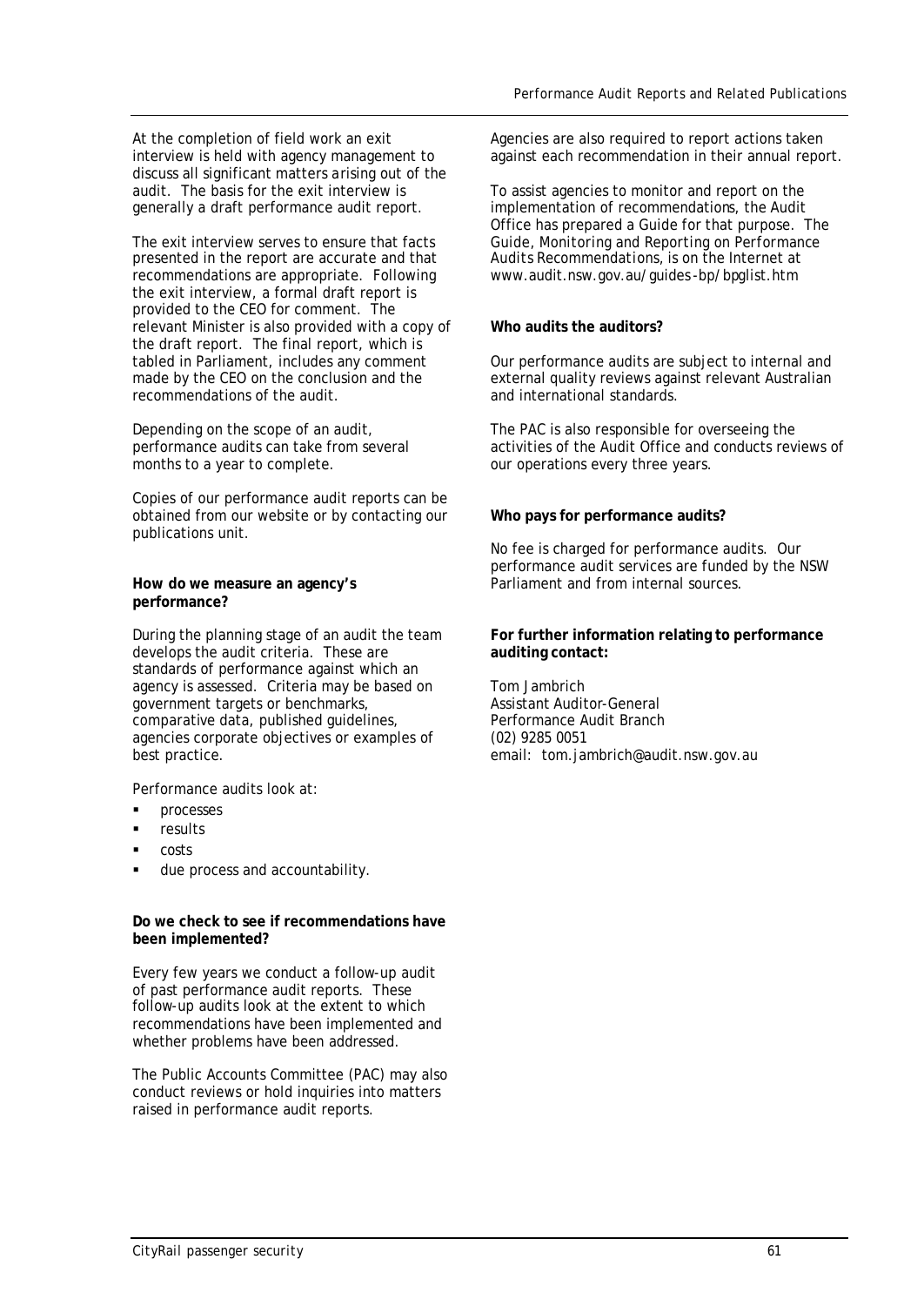At the completion of field work an exit interview is held with agency management to discuss all significant matters arising out of the audit. The basis for the exit interview is generally a draft performance audit report.

The exit interview serves to ensure that facts presented in the report are accurate and that recommendations are appropriate. Following the exit interview, a formal draft report is provided to the CEO for comment. The relevant Minister is also provided with a copy of the draft report. The final report, which is tabled in Parliament, includes any comment made by the CEO on the conclusion and the recommendations of the audit.

Depending on the scope of an audit, performance audits can take from several months to a year to complete.

Copies of our performance audit reports can be obtained from our website or by contacting our publications unit.

**How do we measure an agency's performance?**

During the planning stage of an audit the team develops the audit criteria. These are standards of performance against which an agency is assessed. Criteria may be based on government targets or benchmarks, comparative data, published guidelines, agencies corporate objectives or examples of best practice.

Performance audits look at:

- processes
- results
- costs
- due process and accountability.

**Do we check to see if recommendations have been implemented?**

Every few years we conduct a follow-up audit of past performance audit reports. These follow-up audits look at the extent to which recommendations have been implemented and whether problems have been addressed.

The Public Accounts Committee (PAC) may also conduct reviews or hold inquiries into matters raised in performance audit reports.

Agencies are also required to report actions taken against each recommendation in their annual report.

To assist agencies to monitor and report on the implementation of recommendations, the Audit Office has prepared a Guide for that purpose. The Guide, *Monitoring and Reporting on Performance Audits Recommendations*, is on the Internet at www.audit.nsw.gov.au/guides-bp/bpglist.htm

**Who audits the auditors?**

Our performance audits are subject to internal and external quality reviews against relevant Australian and international standards.

The PAC is also responsible for overseeing the activities of the Audit Office and conducts reviews of our operations every three years.

**Who pays for performance audits?**

No fee is charged for performance audits. Our performance audit services are funded by the NSW Parliament and from internal sources.

**For further information relating to performance auditing contact:**

Tom Jambrich  
Assistant Auditor-General  
Performance Audit Branch  
(02) 9285 0051  
email: tom.jambrich@audit.nsw.gov.au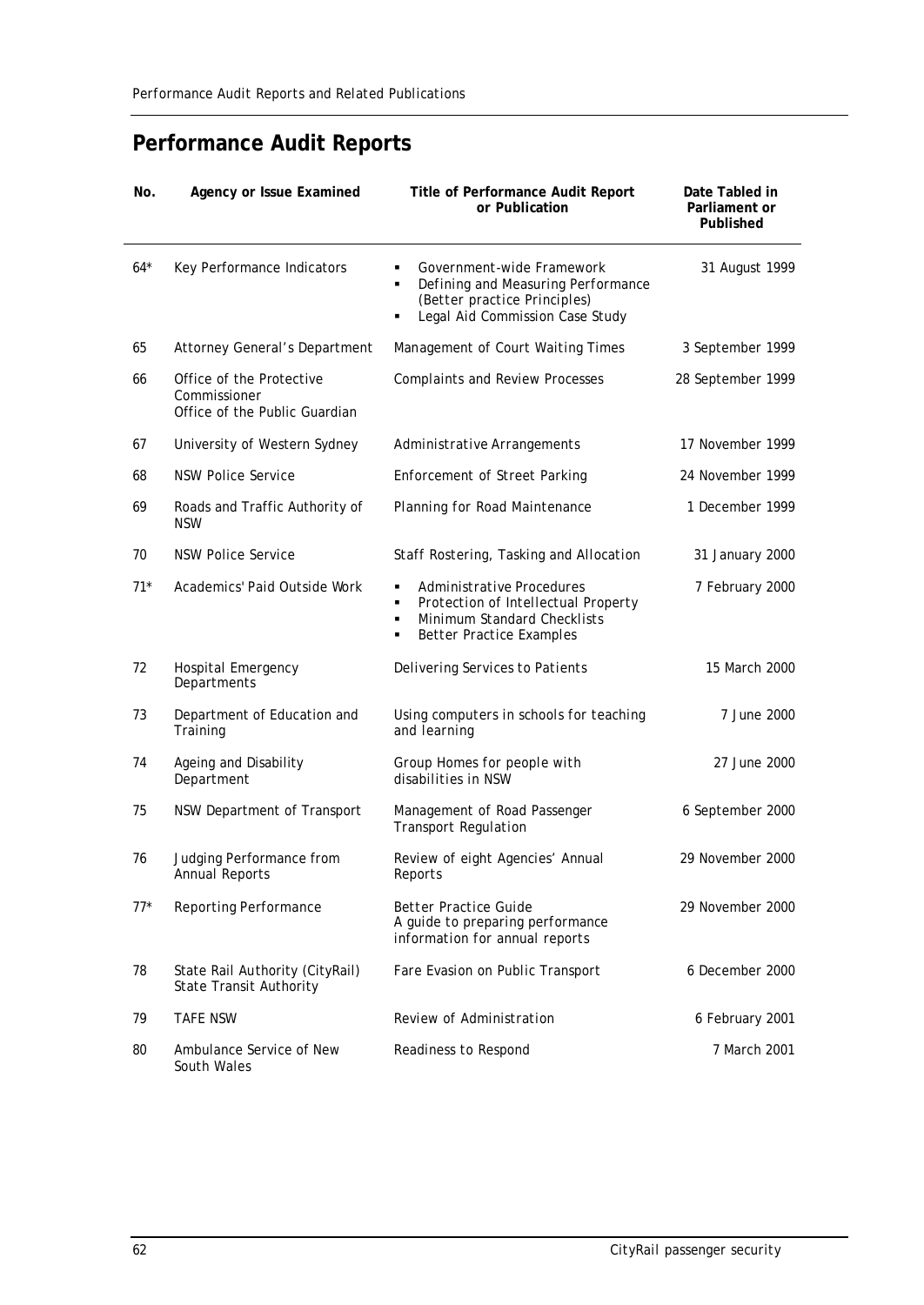## Performance Audit Reports

| No. | Agency or Issue Examined | Title of Performance Audit Report or Publication | Date Tabled in Parliament or Published |
|---|---|---|---|
| 64* | Key Performance Indicators | ▪ Government-wide Framework<br>▪ Defining and Measuring Performance (Better practice Principles)<br>▪ Legal Aid Commission Case Study | 31 August 1999 |
| 65 | Attorney General's Department | Management of Court Waiting Times | 3 September 1999 |
| 66 | Office of the Protective Commissioner<br>Office of the Public Guardian | Complaints and Review Processes | 28 September 1999 |
| 67 | University of Western Sydney | Administrative Arrangements | 17 November 1999 |
| 68 | NSW Police Service | Enforcement of Street Parking | 24 November 1999 |
| 69 | Roads and Traffic Authority of NSW | Planning for Road Maintenance | 1 December 1999 |
| 70 | NSW Police Service | Staff Rostering, Tasking and Allocation | 31 January 2000 |
| 71* | Academics' Paid Outside Work | ▪ Administrative Procedures<br>▪ Protection of Intellectual Property<br>▪ Minimum Standard Checklists<br>▪ Better Practice Examples | 7 February 2000 |
| 72 | Hospital Emergency Departments | Delivering Services to Patients | 15 March 2000 |
| 73 | Department of Education and Training | Using computers in schools for teaching and learning | 7 June 2000 |
| 74 | Ageing and Disability Department | Group Homes for people with disabilities in NSW | 27 June 2000 |
| 75 | NSW Department of Transport | Management of Road Passenger Transport Regulation | 6 September 2000 |
| 76 | Judging Performance from Annual Reports | Review of eight Agencies' Annual Reports | 29 November 2000 |
| 77* | Reporting Performance | Better Practice Guide<br>A guide to preparing performance information for annual reports | 29 November 2000 |
| 78 | State Rail Authority (CityRail)<br>State Transit Authority | Fare Evasion on Public Transport | 6 December 2000 |
| 79 | TAFE NSW | Review of Administration | 6 February 2001 |
| 80 | Ambulance Service of New South Wales | Readiness to Respond | 7 March 2001 |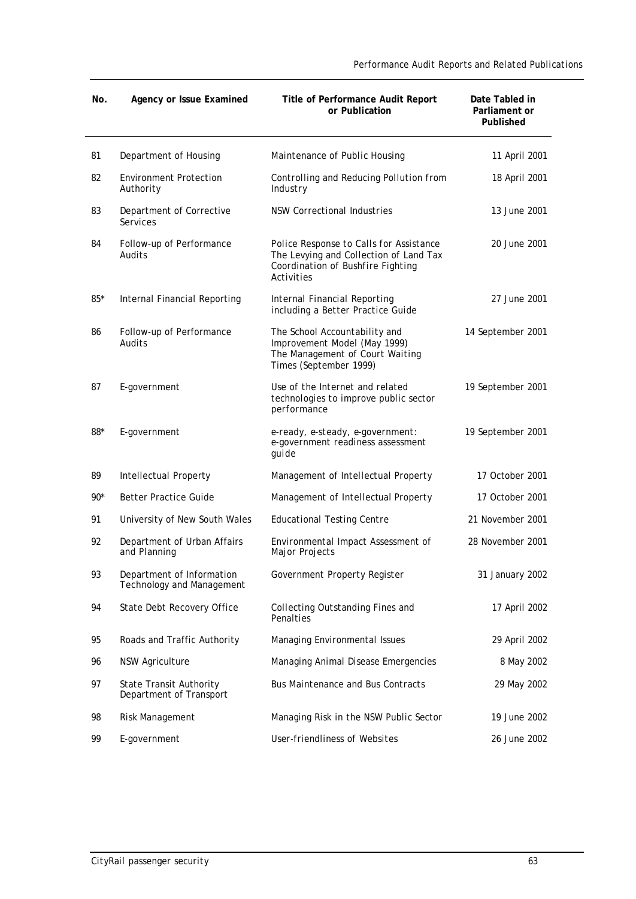| No. | Agency or Issue Examined | Title of Performance Audit Report or Publication | Date Tabled in Parliament or Published |
|---|---|---|---|
| 81 | Department of Housing | Maintenance of Public Housing | 11 April 2001 |
| 82 | Environment Protection Authority | Controlling and Reducing Pollution from Industry | 18 April 2001 |
| 83 | Department of Corrective Services | NSW Correctional Industries | 13 June 2001 |
| 84 | Follow-up of Performance Audits | Police Response to Calls for Assistance<br>The Levying and Collection of Land Tax<br>Coordination of Bushfire Fighting Activities | 20 June 2001 |
| 85* | Internal Financial Reporting | Internal Financial Reporting including a Better Practice Guide | 27 June 2001 |
| 86 | Follow-up of Performance Audits | The School Accountability and Improvement Model (May 1999)<br>The Management of Court Waiting Times (September 1999) | 14 September 2001 |
| 87 | E-government | Use of the Internet and related technologies to improve public sector performance | 19 September 2001 |
| 88* | E-government | e-ready, e-steady, e-government: e-government readiness assessment guide | 19 September 2001 |
| 89 | Intellectual Property | Management of Intellectual Property | 17 October 2001 |
| 90* | Better Practice Guide | Management of Intellectual Property | 17 October 2001 |
| 91 | University of New South Wales | Educational Testing Centre | 21 November 2001 |
| 92 | Department of Urban Affairs and Planning | Environmental Impact Assessment of Major Projects | 28 November 2001 |
| 93 | Department of Information Technology and Management | Government Property Register | 31 January 2002 |
| 94 | State Debt Recovery Office | Collecting Outstanding Fines and Penalties | 17 April 2002 |
| 95 | Roads and Traffic Authority | Managing Environmental Issues | 29 April 2002 |
| 96 | NSW Agriculture | Managing Animal Disease Emergencies | 8 May 2002 |
| 97 | State Transit Authority<br>Department of Transport | Bus Maintenance and Bus Contracts | 29 May 2002 |
| 98 | Risk Management | Managing Risk in the NSW Public Sector | 19 June 2002 |
| 99 | E-government | User-friendliness of Websites | 26 June 2002 |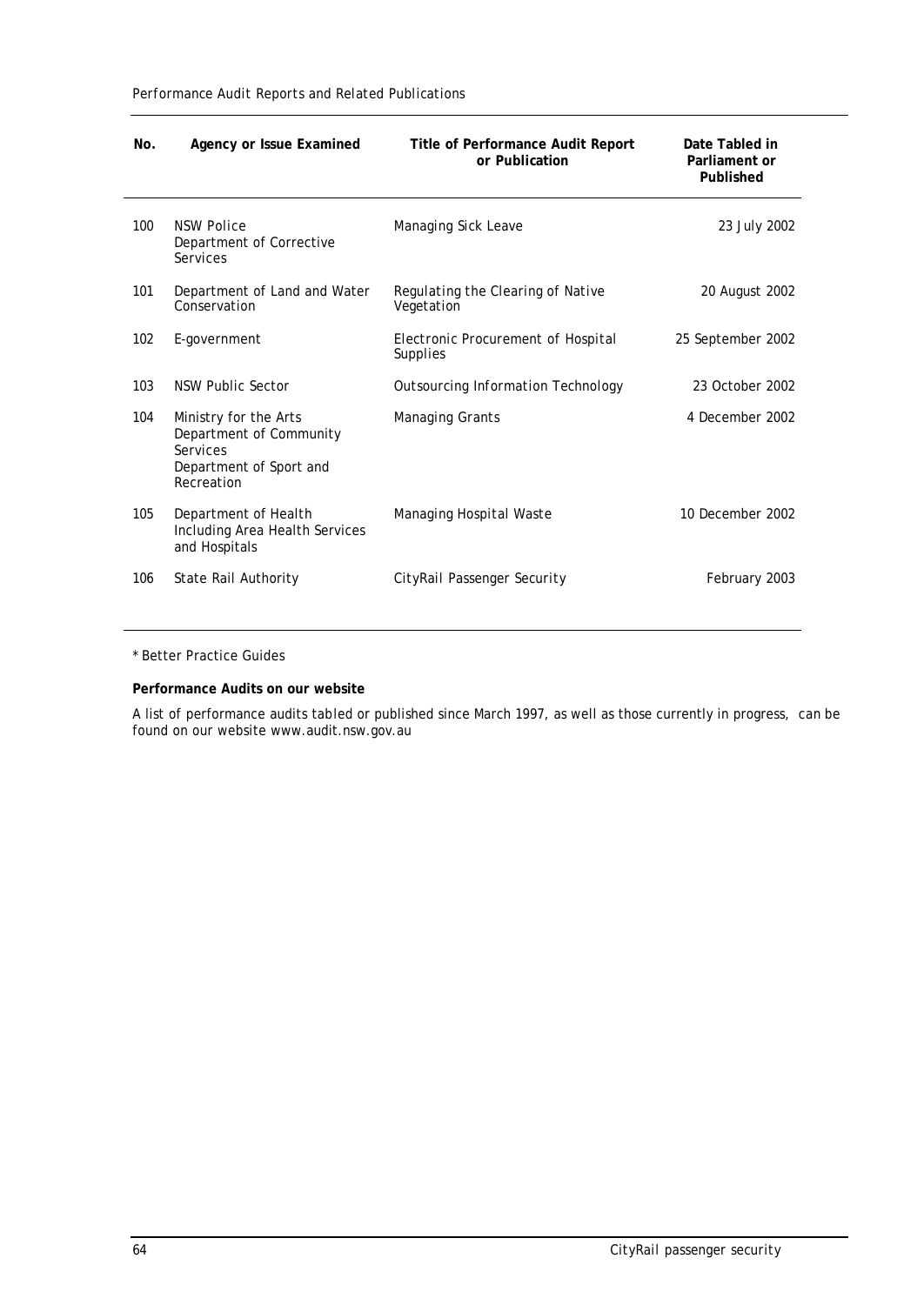| No. | Agency or Issue Examined | Title of Performance Audit Report or Publication | Date Tabled in Parliament or Published |
|---|---|---|---|
| 100 | NSW Police<br>Department of Corrective Services | Managing Sick Leave | 23 July 2002 |
| 101 | Department of Land and Water Conservation | Regulating the Clearing of Native Vegetation | 20 August 2002 |
| 102 | E-government | Electronic Procurement of Hospital Supplies | 25 September 2002 |
| 103 | NSW Public Sector | Outsourcing Information Technology | 23 October 2002 |
| 104 | Ministry for the Arts<br>Department of Community Services<br>Department of Sport and Recreation | Managing Grants | 4 December 2002 |
| 105 | Department of Health Including Area Health Services and Hospitals | Managing Hospital Waste | 10 December 2002 |
| 106 | State Rail Authority | CityRail Passenger Security | February 2003 |

* Better Practice Guides

**Performance Audits on our website**

A list of performance audits tabled or published since March 1997, as well as those currently in progress, can be found on our website www.audit.nsw.gov.au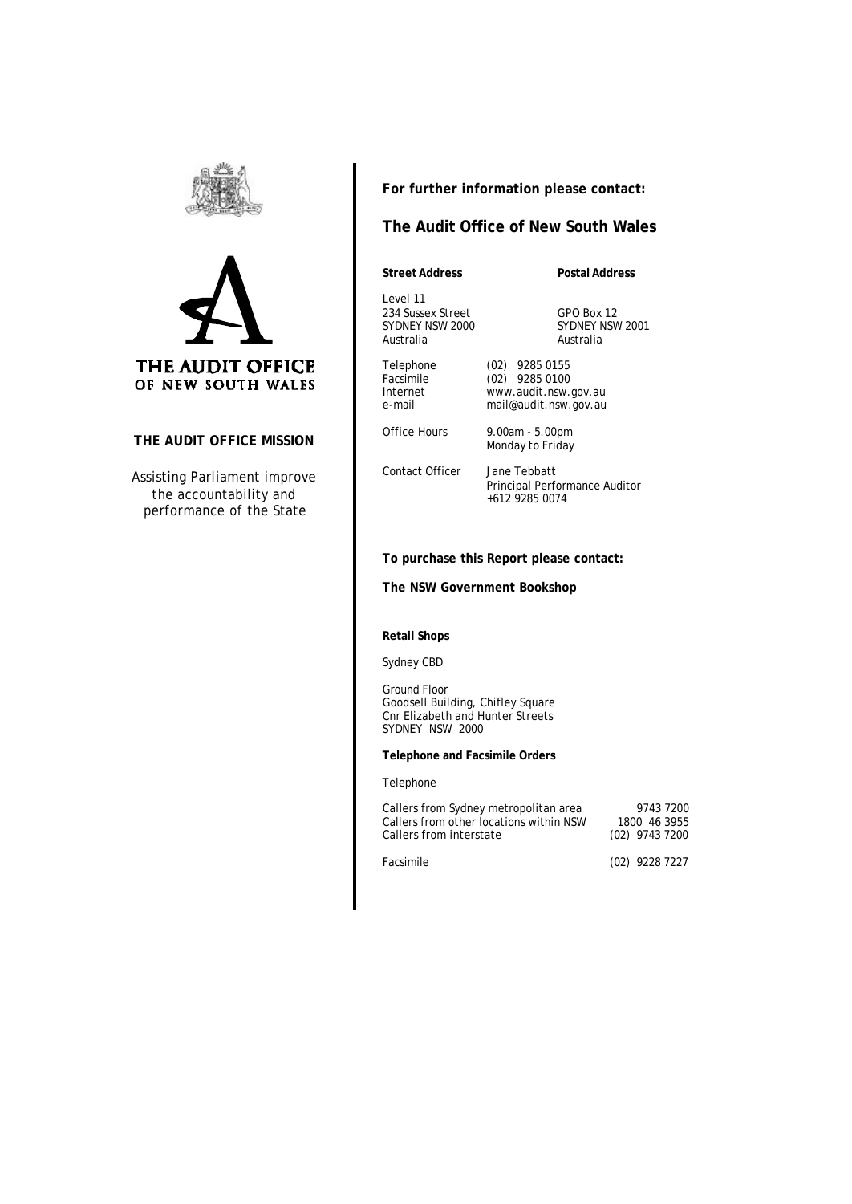THE AUDIT OFFICE
OF NEW SOUTH WALES

**THE AUDIT OFFICE MISSION**

*Assisting Parliament improve the accountability and performance of the State*

**For further information please contact:**

## The Audit Office of New South Wales

| **Street Address** | **Postal Address** |
|---|---|
| Level 11<br>234 Sussex Street<br>SYDNEY NSW 2000<br>Australia | GPO Box 12<br>SYDNEY NSW 2001<br>Australia |

| | |
|---|---|
| Telephone | (02) 9285 0155 |
| Facsimile | (02) 9285 0100 |
| Internet | www.audit.nsw.gov.au |
| e-mail | mail@audit.nsw.gov.au |
| Office Hours | 9.00am - 5.00pm<br>Monday to Friday |
| Contact Officer | Jane Tebbatt<br>Principal Performance Auditor<br>+612 9285 0074 |

**To purchase this Report please contact:**

**The NSW Government Bookshop**

**Retail Shops**

Sydney CBD

Ground Floor
Goodsell Building, Chifley Square
Cnr Elizabeth and Hunter Streets
SYDNEY NSW 2000

**Telephone and Facsimile Orders**

Telephone

| | |
|---|---|
| Callers from Sydney metropolitan area | 9743 7200 |
| Callers from other locations within NSW | 1800 46 3955 |
| Callers from interstate | (02) 9743 7200 |
| Facsimile | (02) 9228 7227 |